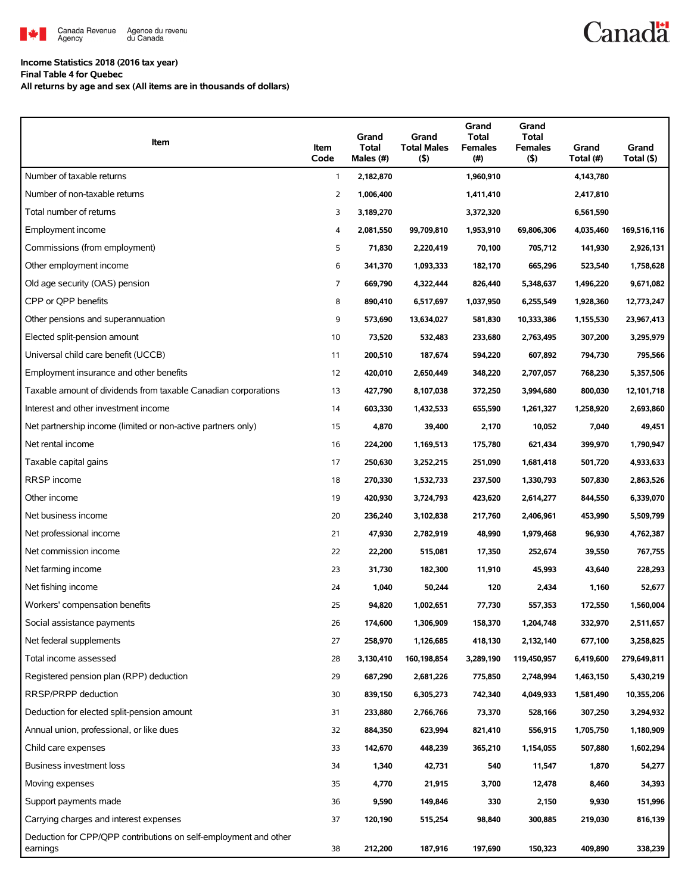Canada Revenue Agency / Agence du revenu du Canada

**Income Statistics 2018 (2016 tax year)**
**Final Table 4 for Quebec**
**All returns by age and sex (All items are in thousands of dollars)**

| Item | Item Code | Grand Total Males (#) | Grand Total Males ($) | Grand Total Females (#) | Grand Total Females ($) | Grand Total (#) | Grand Total ($) |
|---|---|---|---|---|---|---|---|
| Number of taxable returns | 1 | 2,182,870 | | 1,960,910 | | 4,143,780 | |
| Number of non-taxable returns | 2 | 1,006,400 | | 1,411,410 | | 2,417,810 | |
| Total number of returns | 3 | 3,189,270 | | 3,372,320 | | 6,561,590 | |
| Employment income | 4 | 2,081,550 | 99,709,810 | 1,953,910 | 69,806,306 | 4,035,460 | 169,516,116 |
| Commissions (from employment) | 5 | 71,830 | 2,220,419 | 70,100 | 705,712 | 141,930 | 2,926,131 |
| Other employment income | 6 | 341,370 | 1,093,333 | 182,170 | 665,296 | 523,540 | 1,758,628 |
| Old age security (OAS) pension | 7 | 669,790 | 4,322,444 | 826,440 | 5,348,637 | 1,496,220 | 9,671,082 |
| CPP or QPP benefits | 8 | 890,410 | 6,517,697 | 1,037,950 | 6,255,549 | 1,928,360 | 12,773,247 |
| Other pensions and superannuation | 9 | 573,690 | 13,634,027 | 581,830 | 10,333,386 | 1,155,530 | 23,967,413 |
| Elected split-pension amount | 10 | 73,520 | 532,483 | 233,680 | 2,763,495 | 307,200 | 3,295,979 |
| Universal child care benefit (UCCB) | 11 | 200,510 | 187,674 | 594,220 | 607,892 | 794,730 | 795,566 |
| Employment insurance and other benefits | 12 | 420,010 | 2,650,449 | 348,220 | 2,707,057 | 768,230 | 5,357,506 |
| Taxable amount of dividends from taxable Canadian corporations | 13 | 427,790 | 8,107,038 | 372,250 | 3,994,680 | 800,030 | 12,101,718 |
| Interest and other investment income | 14 | 603,330 | 1,432,533 | 655,590 | 1,261,327 | 1,258,920 | 2,693,860 |
| Net partnership income (limited or non-active partners only) | 15 | 4,870 | 39,400 | 2,170 | 10,052 | 7,040 | 49,451 |
| Net rental income | 16 | 224,200 | 1,169,513 | 175,780 | 621,434 | 399,970 | 1,790,947 |
| Taxable capital gains | 17 | 250,630 | 3,252,215 | 251,090 | 1,681,418 | 501,720 | 4,933,633 |
| RRSP income | 18 | 270,330 | 1,532,733 | 237,500 | 1,330,793 | 507,830 | 2,863,526 |
| Other income | 19 | 420,930 | 3,724,793 | 423,620 | 2,614,277 | 844,550 | 6,339,070 |
| Net business income | 20 | 236,240 | 3,102,838 | 217,760 | 2,406,961 | 453,990 | 5,509,799 |
| Net professional income | 21 | 47,930 | 2,782,919 | 48,990 | 1,979,468 | 96,930 | 4,762,387 |
| Net commission income | 22 | 22,200 | 515,081 | 17,350 | 252,674 | 39,550 | 767,755 |
| Net farming income | 23 | 31,730 | 182,300 | 11,910 | 45,993 | 43,640 | 228,293 |
| Net fishing income | 24 | 1,040 | 50,244 | 120 | 2,434 | 1,160 | 52,677 |
| Workers' compensation benefits | 25 | 94,820 | 1,002,651 | 77,730 | 557,353 | 172,550 | 1,560,004 |
| Social assistance payments | 26 | 174,600 | 1,306,909 | 158,370 | 1,204,748 | 332,970 | 2,511,657 |
| Net federal supplements | 27 | 258,970 | 1,126,685 | 418,130 | 2,132,140 | 677,100 | 3,258,825 |
| Total income assessed | 28 | 3,130,410 | 160,198,854 | 3,289,190 | 119,450,957 | 6,419,600 | 279,649,811 |
| Registered pension plan (RPP) deduction | 29 | 687,290 | 2,681,226 | 775,850 | 2,748,994 | 1,463,150 | 5,430,219 |
| RRSP/PRPP deduction | 30 | 839,150 | 6,305,273 | 742,340 | 4,049,933 | 1,581,490 | 10,355,206 |
| Deduction for elected split-pension amount | 31 | 233,880 | 2,766,766 | 73,370 | 528,166 | 307,250 | 3,294,932 |
| Annual union, professional, or like dues | 32 | 884,350 | 623,994 | 821,410 | 556,915 | 1,705,750 | 1,180,909 |
| Child care expenses | 33 | 142,670 | 448,239 | 365,210 | 1,154,055 | 507,880 | 1,602,294 |
| Business investment loss | 34 | 1,340 | 42,731 | 540 | 11,547 | 1,870 | 54,277 |
| Moving expenses | 35 | 4,770 | 21,915 | 3,700 | 12,478 | 8,460 | 34,393 |
| Support payments made | 36 | 9,590 | 149,846 | 330 | 2,150 | 9,930 | 151,996 |
| Carrying charges and interest expenses | 37 | 120,190 | 515,254 | 98,840 | 300,885 | 219,030 | 816,139 |
| Deduction for CPP/QPP contributions on self-employment and other earnings | 38 | 212,200 | 187,916 | 197,690 | 150,323 | 409,890 | 338,239 |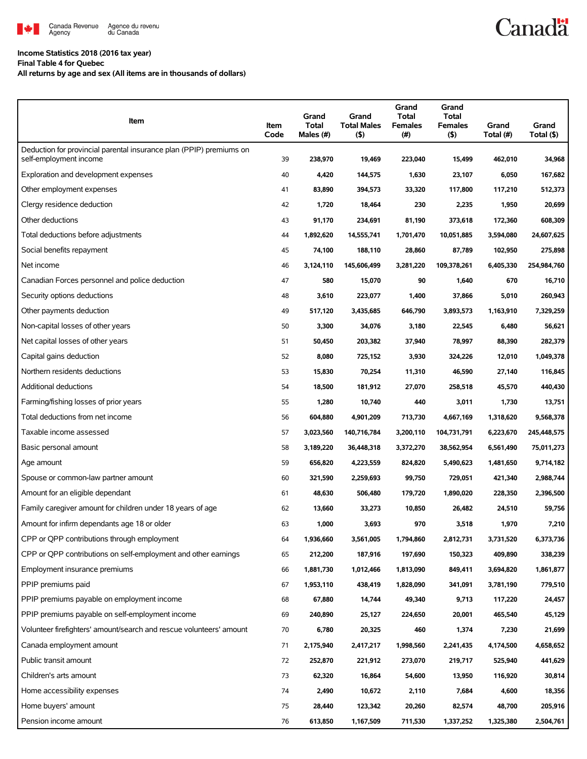Income Statistics 2018 (2016 tax year)
Final Table 4 for Quebec
All returns by age and sex (All items are in thousands of dollars)

| Item | Item Code | Grand Total Males (#) | Grand Total Males ($) | Grand Total Females (#) | Grand Total Females ($) | Grand Total (#) | Grand Total ($) |
|---|---|---|---|---|---|---|---|
| Deduction for provincial parental insurance plan (PPIP) premiums on self-employment income | 39 | 238,970 | 19,469 | 223,040 | 15,499 | 462,010 | 34,968 |
| Exploration and development expenses | 40 | 4,420 | 144,575 | 1,630 | 23,107 | 6,050 | 167,682 |
| Other employment expenses | 41 | 83,890 | 394,573 | 33,320 | 117,800 | 117,210 | 512,373 |
| Clergy residence deduction | 42 | 1,720 | 18,464 | 230 | 2,235 | 1,950 | 20,699 |
| Other deductions | 43 | 91,170 | 234,691 | 81,190 | 373,618 | 172,360 | 608,309 |
| Total deductions before adjustments | 44 | 1,892,620 | 14,555,741 | 1,701,470 | 10,051,885 | 3,594,080 | 24,607,625 |
| Social benefits repayment | 45 | 74,100 | 188,110 | 28,860 | 87,789 | 102,950 | 275,898 |
| Net income | 46 | 3,124,110 | 145,606,499 | 3,281,220 | 109,378,261 | 6,405,330 | 254,984,760 |
| Canadian Forces personnel and police deduction | 47 | 580 | 15,070 | 90 | 1,640 | 670 | 16,710 |
| Security options deductions | 48 | 3,610 | 223,077 | 1,400 | 37,866 | 5,010 | 260,943 |
| Other payments deduction | 49 | 517,120 | 3,435,685 | 646,790 | 3,893,573 | 1,163,910 | 7,329,259 |
| Non-capital losses of other years | 50 | 3,300 | 34,076 | 3,180 | 22,545 | 6,480 | 56,621 |
| Net capital losses of other years | 51 | 50,450 | 203,382 | 37,940 | 78,997 | 88,390 | 282,379 |
| Capital gains deduction | 52 | 8,080 | 725,152 | 3,930 | 324,226 | 12,010 | 1,049,378 |
| Northern residents deductions | 53 | 15,830 | 70,254 | 11,310 | 46,590 | 27,140 | 116,845 |
| Additional deductions | 54 | 18,500 | 181,912 | 27,070 | 258,518 | 45,570 | 440,430 |
| Farming/fishing losses of prior years | 55 | 1,280 | 10,740 | 440 | 3,011 | 1,730 | 13,751 |
| Total deductions from net income | 56 | 604,880 | 4,901,209 | 713,730 | 4,667,169 | 1,318,620 | 9,568,378 |
| Taxable income assessed | 57 | 3,023,560 | 140,716,784 | 3,200,110 | 104,731,791 | 6,223,670 | 245,448,575 |
| Basic personal amount | 58 | 3,189,220 | 36,448,318 | 3,372,270 | 38,562,954 | 6,561,490 | 75,011,273 |
| Age amount | 59 | 656,820 | 4,223,559 | 824,820 | 5,490,623 | 1,481,650 | 9,714,182 |
| Spouse or common-law partner amount | 60 | 321,590 | 2,259,693 | 99,750 | 729,051 | 421,340 | 2,988,744 |
| Amount for an eligible dependant | 61 | 48,630 | 506,480 | 179,720 | 1,890,020 | 228,350 | 2,396,500 |
| Family caregiver amount for children under 18 years of age | 62 | 13,660 | 33,273 | 10,850 | 26,482 | 24,510 | 59,756 |
| Amount for infirm dependants age 18 or older | 63 | 1,000 | 3,693 | 970 | 3,518 | 1,970 | 7,210 |
| CPP or QPP contributions through employment | 64 | 1,936,660 | 3,561,005 | 1,794,860 | 2,812,731 | 3,731,520 | 6,373,736 |
| CPP or QPP contributions on self-employment and other earnings | 65 | 212,200 | 187,916 | 197,690 | 150,323 | 409,890 | 338,239 |
| Employment insurance premiums | 66 | 1,881,730 | 1,012,466 | 1,813,090 | 849,411 | 3,694,820 | 1,861,877 |
| PPIP premiums paid | 67 | 1,953,110 | 438,419 | 1,828,090 | 341,091 | 3,781,190 | 779,510 |
| PPIP premiums payable on employment income | 68 | 67,880 | 14,744 | 49,340 | 9,713 | 117,220 | 24,457 |
| PPIP premiums payable on self-employment income | 69 | 240,890 | 25,127 | 224,650 | 20,001 | 465,540 | 45,129 |
| Volunteer firefighters' amount/search and rescue volunteers' amount | 70 | 6,780 | 20,325 | 460 | 1,374 | 7,230 | 21,699 |
| Canada employment amount | 71 | 2,175,940 | 2,417,217 | 1,998,560 | 2,241,435 | 4,174,500 | 4,658,652 |
| Public transit amount | 72 | 252,870 | 221,912 | 273,070 | 219,717 | 525,940 | 441,629 |
| Children's arts amount | 73 | 62,320 | 16,864 | 54,600 | 13,950 | 116,920 | 30,814 |
| Home accessibility expenses | 74 | 2,490 | 10,672 | 2,110 | 7,684 | 4,600 | 18,356 |
| Home buyers' amount | 75 | 28,440 | 123,342 | 20,260 | 82,574 | 48,700 | 205,916 |
| Pension income amount | 76 | 613,850 | 1,167,509 | 711,530 | 1,337,252 | 1,325,380 | 2,504,761 |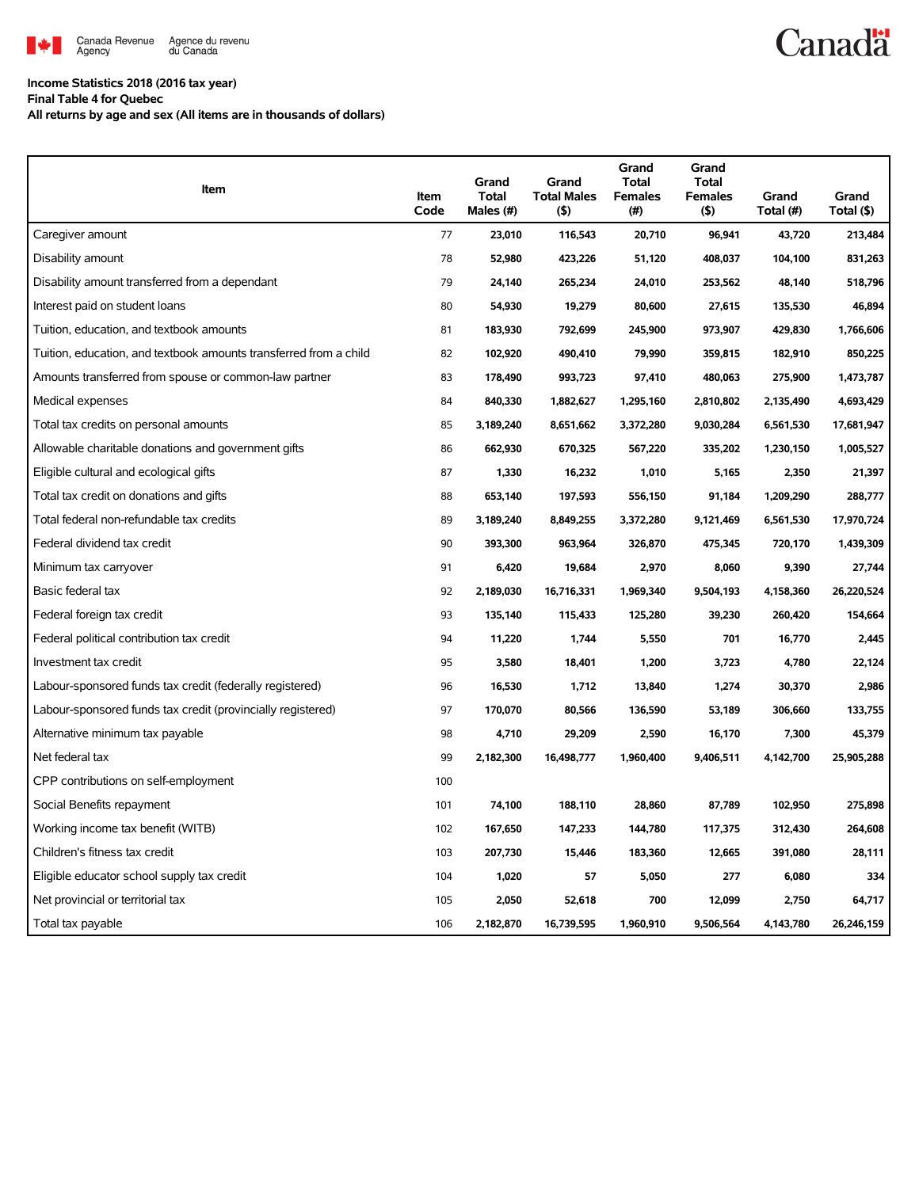Income Statistics 2018 (2016 tax year)

Final Table 4 for Quebec

All returns by age and sex (All items are in thousands of dollars)

| Item | Item Code | Grand Total Males (#) | Grand Total Males ($) | Grand Total Females (#) | Grand Total Females ($) | Grand Total (#) | Grand Total ($) |
|---|---|---|---|---|---|---|---|
| Caregiver amount | 77 | 23,010 | 116,543 | 20,710 | 96,941 | 43,720 | 213,484 |
| Disability amount | 78 | 52,980 | 423,226 | 51,120 | 408,037 | 104,100 | 831,263 |
| Disability amount transferred from a dependant | 79 | 24,140 | 265,234 | 24,010 | 253,562 | 48,140 | 518,796 |
| Interest paid on student loans | 80 | 54,930 | 19,279 | 80,600 | 27,615 | 135,530 | 46,894 |
| Tuition, education, and textbook amounts | 81 | 183,930 | 792,699 | 245,900 | 973,907 | 429,830 | 1,766,606 |
| Tuition, education, and textbook amounts transferred from a child | 82 | 102,920 | 490,410 | 79,990 | 359,815 | 182,910 | 850,225 |
| Amounts transferred from spouse or common-law partner | 83 | 178,490 | 993,723 | 97,410 | 480,063 | 275,900 | 1,473,787 |
| Medical expenses | 84 | 840,330 | 1,882,627 | 1,295,160 | 2,810,802 | 2,135,490 | 4,693,429 |
| Total tax credits on personal amounts | 85 | 3,189,240 | 8,651,662 | 3,372,280 | 9,030,284 | 6,561,530 | 17,681,947 |
| Allowable charitable donations and government gifts | 86 | 662,930 | 670,325 | 567,220 | 335,202 | 1,230,150 | 1,005,527 |
| Eligible cultural and ecological gifts | 87 | 1,330 | 16,232 | 1,010 | 5,165 | 2,350 | 21,397 |
| Total tax credit on donations and gifts | 88 | 653,140 | 197,593 | 556,150 | 91,184 | 1,209,290 | 288,777 |
| Total federal non-refundable tax credits | 89 | 3,189,240 | 8,849,255 | 3,372,280 | 9,121,469 | 6,561,530 | 17,970,724 |
| Federal dividend tax credit | 90 | 393,300 | 963,964 | 326,870 | 475,345 | 720,170 | 1,439,309 |
| Minimum tax carryover | 91 | 6,420 | 19,684 | 2,970 | 8,060 | 9,390 | 27,744 |
| Basic federal tax | 92 | 2,189,030 | 16,716,331 | 1,969,340 | 9,504,193 | 4,158,360 | 26,220,524 |
| Federal foreign tax credit | 93 | 135,140 | 115,433 | 125,280 | 39,230 | 260,420 | 154,664 |
| Federal political contribution tax credit | 94 | 11,220 | 1,744 | 5,550 | 701 | 16,770 | 2,445 |
| Investment tax credit | 95 | 3,580 | 18,401 | 1,200 | 3,723 | 4,780 | 22,124 |
| Labour-sponsored funds tax credit (federally registered) | 96 | 16,530 | 1,712 | 13,840 | 1,274 | 30,370 | 2,986 |
| Labour-sponsored funds tax credit (provincially registered) | 97 | 170,070 | 80,566 | 136,590 | 53,189 | 306,660 | 133,755 |
| Alternative minimum tax payable | 98 | 4,710 | 29,209 | 2,590 | 16,170 | 7,300 | 45,379 |
| Net federal tax | 99 | 2,182,300 | 16,498,777 | 1,960,400 | 9,406,511 | 4,142,700 | 25,905,288 |
| CPP contributions on self-employment | 100 | | | | | | |
| Social Benefits repayment | 101 | 74,100 | 188,110 | 28,860 | 87,789 | 102,950 | 275,898 |
| Working income tax benefit (WITB) | 102 | 167,650 | 147,233 | 144,780 | 117,375 | 312,430 | 264,608 |
| Children's fitness tax credit | 103 | 207,730 | 15,446 | 183,360 | 12,665 | 391,080 | 28,111 |
| Eligible educator school supply tax credit | 104 | 1,020 | 57 | 5,050 | 277 | 6,080 | 334 |
| Net provincial or territorial tax | 105 | 2,050 | 52,618 | 700 | 12,099 | 2,750 | 64,717 |
| Total tax payable | 106 | 2,182,870 | 16,739,595 | 1,960,910 | 9,506,564 | 4,143,780 | 26,246,159 |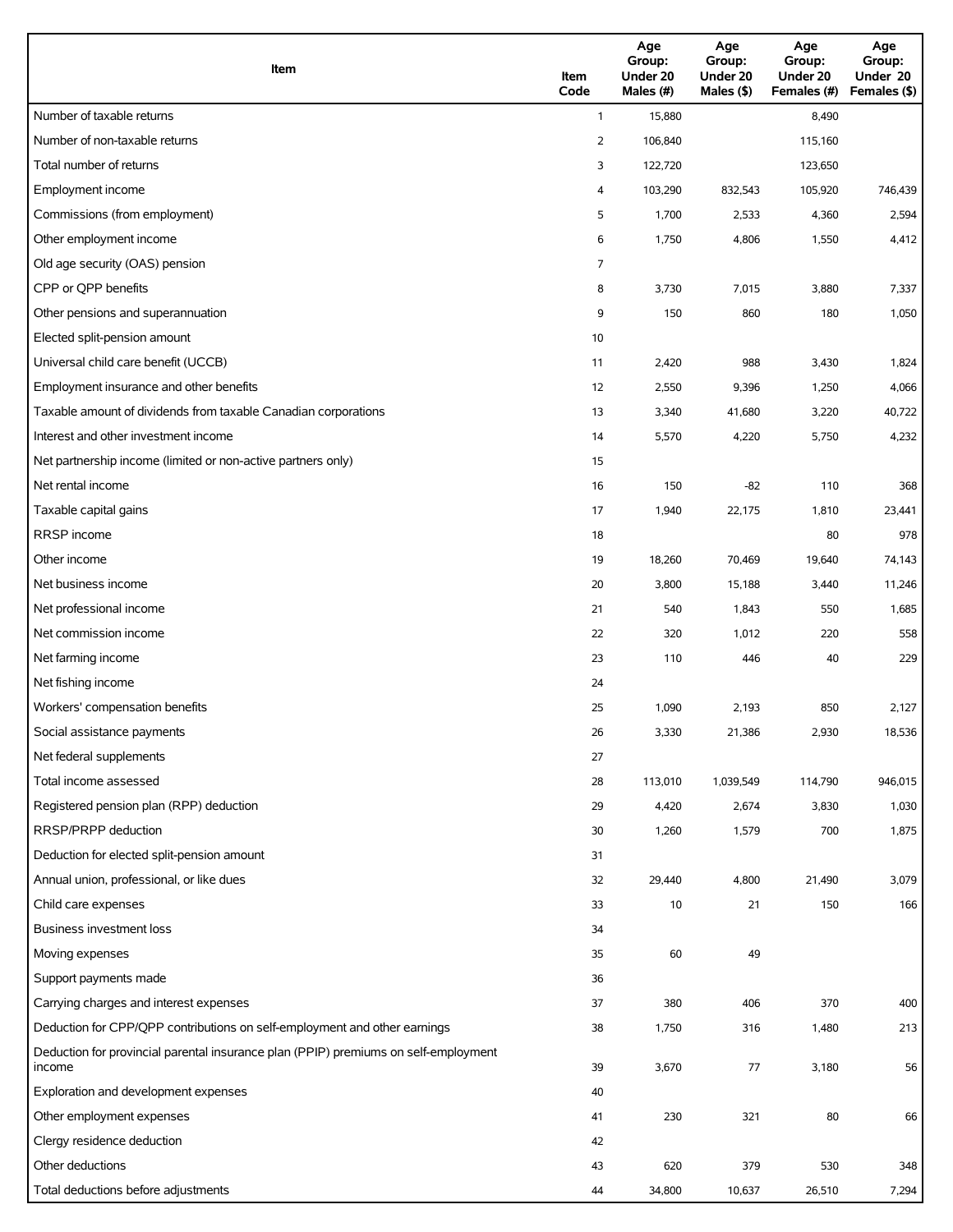| Item | Item Code | Age Group: Under 20 Males (#) | Age Group: Under 20 Males ($) | Age Group: Under 20 Females (#) | Age Group: Under 20 Females ($) |
|---|---|---|---|---|---|
| Number of taxable returns | 1 | 15,880 | | 8,490 | |
| Number of non-taxable returns | 2 | 106,840 | | 115,160 | |
| Total number of returns | 3 | 122,720 | | 123,650 | |
| Employment income | 4 | 103,290 | 832,543 | 105,920 | 746,439 |
| Commissions (from employment) | 5 | 1,700 | 2,533 | 4,360 | 2,594 |
| Other employment income | 6 | 1,750 | 4,806 | 1,550 | 4,412 |
| Old age security (OAS) pension | 7 | | | | |
| CPP or QPP benefits | 8 | 3,730 | 7,015 | 3,880 | 7,337 |
| Other pensions and superannuation | 9 | 150 | 860 | 180 | 1,050 |
| Elected split-pension amount | 10 | | | | |
| Universal child care benefit (UCCB) | 11 | 2,420 | 988 | 3,430 | 1,824 |
| Employment insurance and other benefits | 12 | 2,550 | 9,396 | 1,250 | 4,066 |
| Taxable amount of dividends from taxable Canadian corporations | 13 | 3,340 | 41,680 | 3,220 | 40,722 |
| Interest and other investment income | 14 | 5,570 | 4,220 | 5,750 | 4,232 |
| Net partnership income (limited or non-active partners only) | 15 | | | | |
| Net rental income | 16 | 150 | -82 | 110 | 368 |
| Taxable capital gains | 17 | 1,940 | 22,175 | 1,810 | 23,441 |
| RRSP income | 18 | | | 80 | 978 |
| Other income | 19 | 18,260 | 70,469 | 19,640 | 74,143 |
| Net business income | 20 | 3,800 | 15,188 | 3,440 | 11,246 |
| Net professional income | 21 | 540 | 1,843 | 550 | 1,685 |
| Net commission income | 22 | 320 | 1,012 | 220 | 558 |
| Net farming income | 23 | 110 | 446 | 40 | 229 |
| Net fishing income | 24 | | | | |
| Workers' compensation benefits | 25 | 1,090 | 2,193 | 850 | 2,127 |
| Social assistance payments | 26 | 3,330 | 21,386 | 2,930 | 18,536 |
| Net federal supplements | 27 | | | | |
| Total income assessed | 28 | 113,010 | 1,039,549 | 114,790 | 946,015 |
| Registered pension plan (RPP) deduction | 29 | 4,420 | 2,674 | 3,830 | 1,030 |
| RRSP/PRPP deduction | 30 | 1,260 | 1,579 | 700 | 1,875 |
| Deduction for elected split-pension amount | 31 | | | | |
| Annual union, professional, or like dues | 32 | 29,440 | 4,800 | 21,490 | 3,079 |
| Child care expenses | 33 | 10 | 21 | 150 | 166 |
| Business investment loss | 34 | | | | |
| Moving expenses | 35 | 60 | 49 | | |
| Support payments made | 36 | | | | |
| Carrying charges and interest expenses | 37 | 380 | 406 | 370 | 400 |
| Deduction for CPP/QPP contributions on self-employment and other earnings | 38 | 1,750 | 316 | 1,480 | 213 |
| Deduction for provincial parental insurance plan (PPIP) premiums on self-employment income | 39 | 3,670 | 77 | 3,180 | 56 |
| Exploration and development expenses | 40 | | | | |
| Other employment expenses | 41 | 230 | 321 | 80 | 66 |
| Clergy residence deduction | 42 | | | | |
| Other deductions | 43 | 620 | 379 | 530 | 348 |
| Total deductions before adjustments | 44 | 34,800 | 10,637 | 26,510 | 7,294 |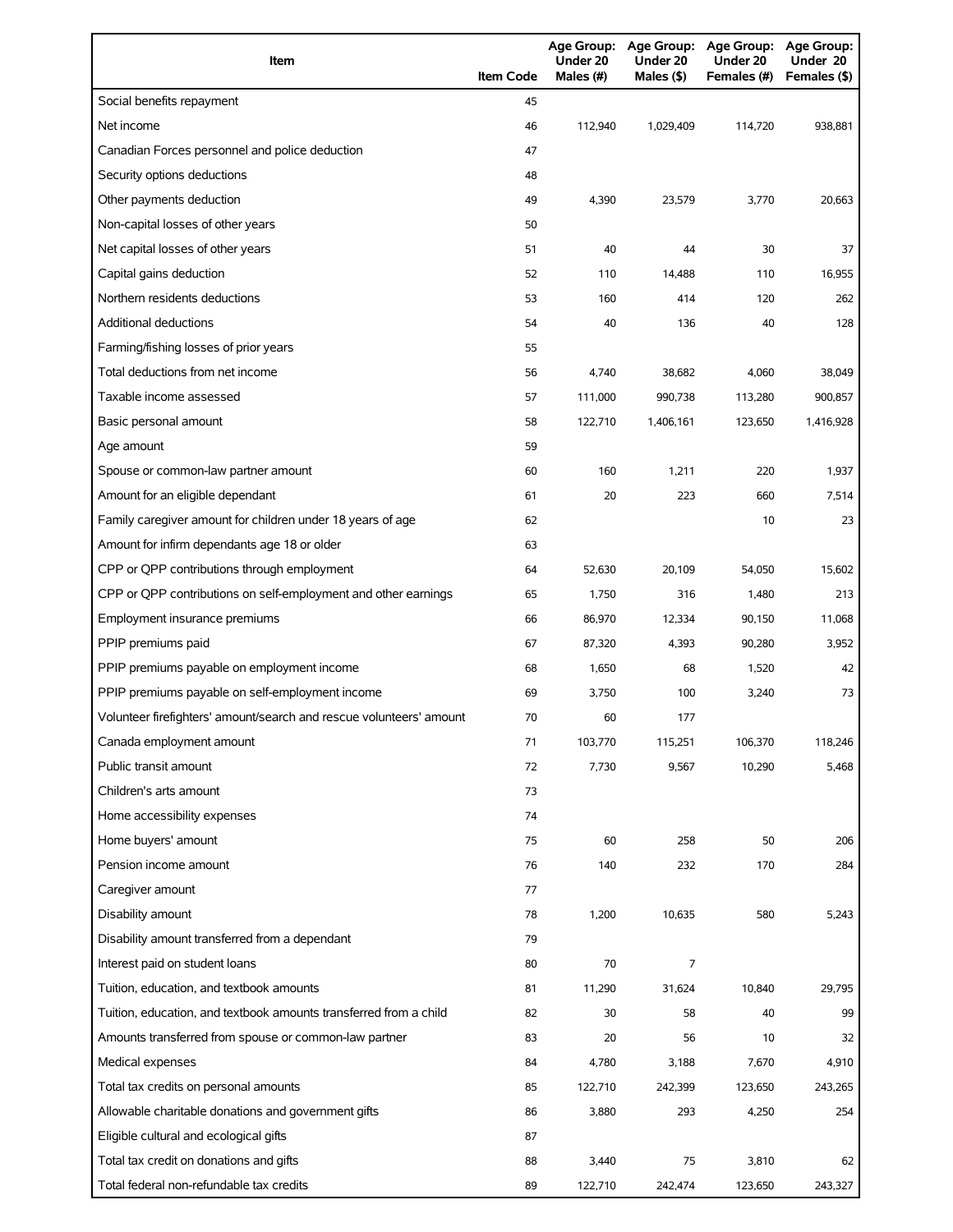| Item | Item Code | Age Group: Under 20 Males (#) | Age Group: Under 20 Males ($) | Age Group: Under 20 Females (#) | Age Group: Under 20 Females ($) |
|---|---|---|---|---|---|
| Social benefits repayment | 45 | | | | |
| Net income | 46 | 112,940 | 1,029,409 | 114,720 | 938,881 |
| Canadian Forces personnel and police deduction | 47 | | | | |
| Security options deductions | 48 | | | | |
| Other payments deduction | 49 | 4,390 | 23,579 | 3,770 | 20,663 |
| Non-capital losses of other years | 50 | | | | |
| Net capital losses of other years | 51 | 40 | 44 | 30 | 37 |
| Capital gains deduction | 52 | 110 | 14,488 | 110 | 16,955 |
| Northern residents deductions | 53 | 160 | 414 | 120 | 262 |
| Additional deductions | 54 | 40 | 136 | 40 | 128 |
| Farming/fishing losses of prior years | 55 | | | | |
| Total deductions from net income | 56 | 4,740 | 38,682 | 4,060 | 38,049 |
| Taxable income assessed | 57 | 111,000 | 990,738 | 113,280 | 900,857 |
| Basic personal amount | 58 | 122,710 | 1,406,161 | 123,650 | 1,416,928 |
| Age amount | 59 | | | | |
| Spouse or common-law partner amount | 60 | 160 | 1,211 | 220 | 1,937 |
| Amount for an eligible dependant | 61 | 20 | 223 | 660 | 7,514 |
| Family caregiver amount for children under 18 years of age | 62 | | | 10 | 23 |
| Amount for infirm dependants age 18 or older | 63 | | | | |
| CPP or QPP contributions through employment | 64 | 52,630 | 20,109 | 54,050 | 15,602 |
| CPP or QPP contributions on self-employment and other earnings | 65 | 1,750 | 316 | 1,480 | 213 |
| Employment insurance premiums | 66 | 86,970 | 12,334 | 90,150 | 11,068 |
| PPIP premiums paid | 67 | 87,320 | 4,393 | 90,280 | 3,952 |
| PPIP premiums payable on employment income | 68 | 1,650 | 68 | 1,520 | 42 |
| PPIP premiums payable on self-employment income | 69 | 3,750 | 100 | 3,240 | 73 |
| Volunteer firefighters' amount/search and rescue volunteers' amount | 70 | 60 | 177 | | |
| Canada employment amount | 71 | 103,770 | 115,251 | 106,370 | 118,246 |
| Public transit amount | 72 | 7,730 | 9,567 | 10,290 | 5,468 |
| Children's arts amount | 73 | | | | |
| Home accessibility expenses | 74 | | | | |
| Home buyers' amount | 75 | 60 | 258 | 50 | 206 |
| Pension income amount | 76 | 140 | 232 | 170 | 284 |
| Caregiver amount | 77 | | | | |
| Disability amount | 78 | 1,200 | 10,635 | 580 | 5,243 |
| Disability amount transferred from a dependant | 79 | | | | |
| Interest paid on student loans | 80 | 70 | 7 | | |
| Tuition, education, and textbook amounts | 81 | 11,290 | 31,624 | 10,840 | 29,795 |
| Tuition, education, and textbook amounts transferred from a child | 82 | 30 | 58 | 40 | 99 |
| Amounts transferred from spouse or common-law partner | 83 | 20 | 56 | 10 | 32 |
| Medical expenses | 84 | 4,780 | 3,188 | 7,670 | 4,910 |
| Total tax credits on personal amounts | 85 | 122,710 | 242,399 | 123,650 | 243,265 |
| Allowable charitable donations and government gifts | 86 | 3,880 | 293 | 4,250 | 254 |
| Eligible cultural and ecological gifts | 87 | | | | |
| Total tax credit on donations and gifts | 88 | 3,440 | 75 | 3,810 | 62 |
| Total federal non-refundable tax credits | 89 | 122,710 | 242,474 | 123,650 | 243,327 |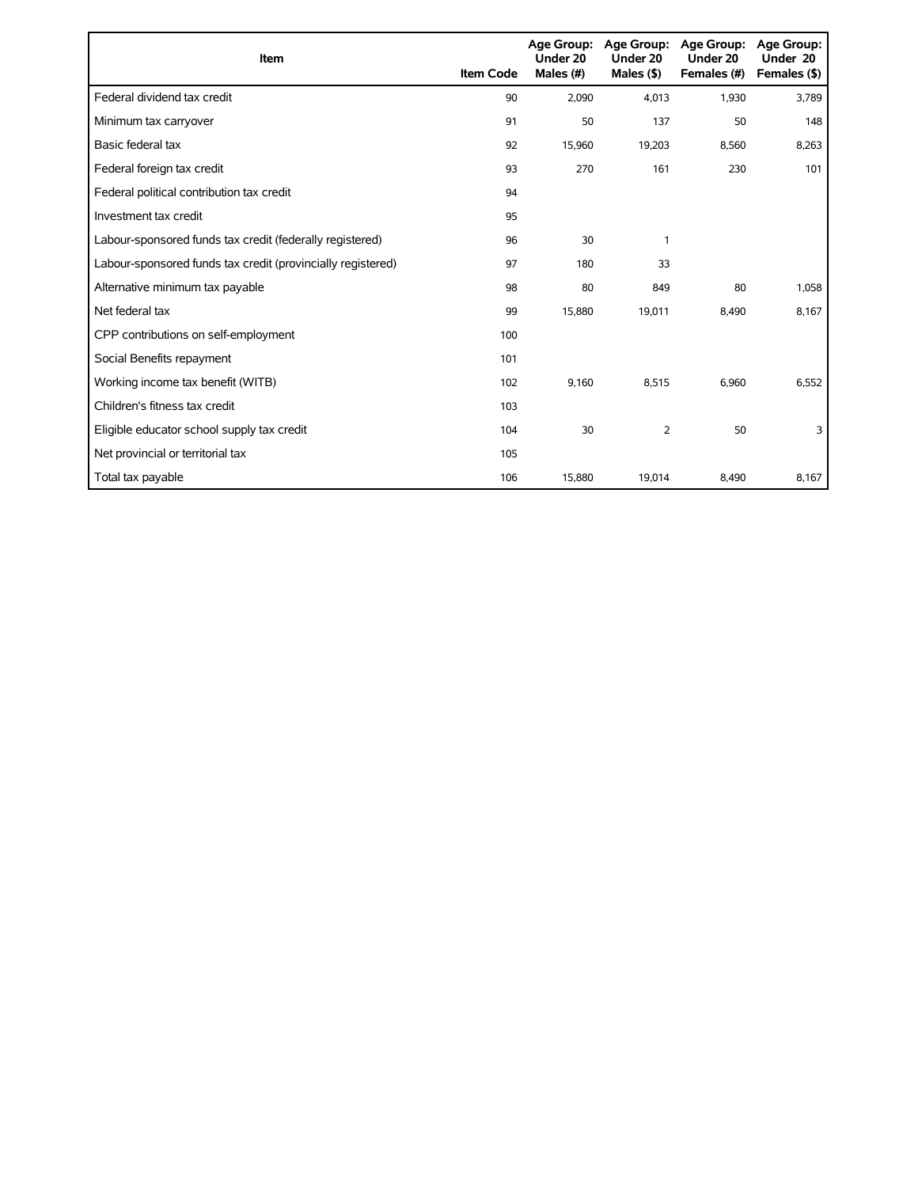| Item | Item Code | Age Group: Under 20 Males (#) | Age Group: Under 20 Males ($) | Age Group: Under 20 Females (#) | Age Group: Under 20 Females ($) |
|---|---|---|---|---|---|
| Federal dividend tax credit | 90 | 2,090 | 4,013 | 1,930 | 3,789 |
| Minimum tax carryover | 91 | 50 | 137 | 50 | 148 |
| Basic federal tax | 92 | 15,960 | 19,203 | 8,560 | 8,263 |
| Federal foreign tax credit | 93 | 270 | 161 | 230 | 101 |
| Federal political contribution tax credit | 94 | | | | |
| Investment tax credit | 95 | | | | |
| Labour-sponsored funds tax credit (federally registered) | 96 | 30 | 1 | | |
| Labour-sponsored funds tax credit (provincially registered) | 97 | 180 | 33 | | |
| Alternative minimum tax payable | 98 | 80 | 849 | 80 | 1,058 |
| Net federal tax | 99 | 15,880 | 19,011 | 8,490 | 8,167 |
| CPP contributions on self-employment | 100 | | | | |
| Social Benefits repayment | 101 | | | | |
| Working income tax benefit (WITB) | 102 | 9,160 | 8,515 | 6,960 | 6,552 |
| Children's fitness tax credit | 103 | | | | |
| Eligible educator school supply tax credit | 104 | 30 | 2 | 50 | 3 |
| Net provincial or territorial tax | 105 | | | | |
| Total tax payable | 106 | 15,880 | 19,014 | 8,490 | 8,167 |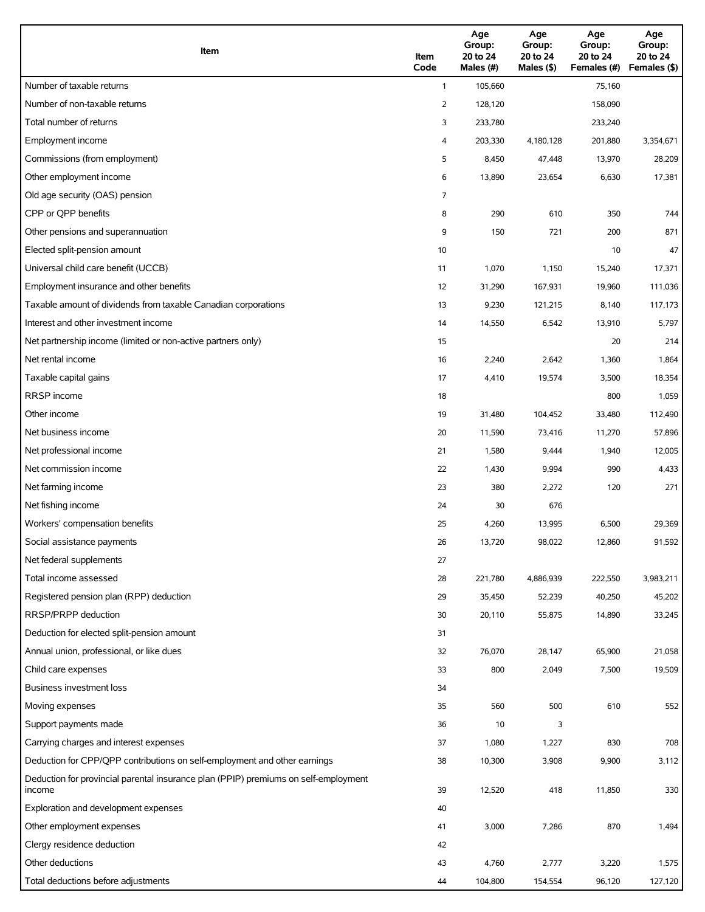| Item | Item Code | Age Group: 20 to 24 Males (#) | Age Group: 20 to 24 Males ($) | Age Group: 20 to 24 Females (#) | Age Group: 20 to 24 Females ($) |
|---|---|---|---|---|---|
| Number of taxable returns | 1 | 105,660 | | 75,160 | |
| Number of non-taxable returns | 2 | 128,120 | | 158,090 | |
| Total number of returns | 3 | 233,780 | | 233,240 | |
| Employment income | 4 | 203,330 | 4,180,128 | 201,880 | 3,354,671 |
| Commissions (from employment) | 5 | 8,450 | 47,448 | 13,970 | 28,209 |
| Other employment income | 6 | 13,890 | 23,654 | 6,630 | 17,381 |
| Old age security (OAS) pension | 7 | | | | |
| CPP or QPP benefits | 8 | 290 | 610 | 350 | 744 |
| Other pensions and superannuation | 9 | 150 | 721 | 200 | 871 |
| Elected split-pension amount | 10 | | | 10 | 47 |
| Universal child care benefit (UCCB) | 11 | 1,070 | 1,150 | 15,240 | 17,371 |
| Employment insurance and other benefits | 12 | 31,290 | 167,931 | 19,960 | 111,036 |
| Taxable amount of dividends from taxable Canadian corporations | 13 | 9,230 | 121,215 | 8,140 | 117,173 |
| Interest and other investment income | 14 | 14,550 | 6,542 | 13,910 | 5,797 |
| Net partnership income (limited or non-active partners only) | 15 | | | 20 | 214 |
| Net rental income | 16 | 2,240 | 2,642 | 1,360 | 1,864 |
| Taxable capital gains | 17 | 4,410 | 19,574 | 3,500 | 18,354 |
| RRSP income | 18 | | | 800 | 1,059 |
| Other income | 19 | 31,480 | 104,452 | 33,480 | 112,490 |
| Net business income | 20 | 11,590 | 73,416 | 11,270 | 57,896 |
| Net professional income | 21 | 1,580 | 9,444 | 1,940 | 12,005 |
| Net commission income | 22 | 1,430 | 9,994 | 990 | 4,433 |
| Net farming income | 23 | 380 | 2,272 | 120 | 271 |
| Net fishing income | 24 | 30 | 676 | | |
| Workers' compensation benefits | 25 | 4,260 | 13,995 | 6,500 | 29,369 |
| Social assistance payments | 26 | 13,720 | 98,022 | 12,860 | 91,592 |
| Net federal supplements | 27 | | | | |
| Total income assessed | 28 | 221,780 | 4,886,939 | 222,550 | 3,983,211 |
| Registered pension plan (RPP) deduction | 29 | 35,450 | 52,239 | 40,250 | 45,202 |
| RRSP/PRPP deduction | 30 | 20,110 | 55,875 | 14,890 | 33,245 |
| Deduction for elected split-pension amount | 31 | | | | |
| Annual union, professional, or like dues | 32 | 76,070 | 28,147 | 65,900 | 21,058 |
| Child care expenses | 33 | 800 | 2,049 | 7,500 | 19,509 |
| Business investment loss | 34 | | | | |
| Moving expenses | 35 | 560 | 500 | 610 | 552 |
| Support payments made | 36 | 10 | 3 | | |
| Carrying charges and interest expenses | 37 | 1,080 | 1,227 | 830 | 708 |
| Deduction for CPP/QPP contributions on self-employment and other earnings | 38 | 10,300 | 3,908 | 9,900 | 3,112 |
| Deduction for provincial parental insurance plan (PPIP) premiums on self-employment income | 39 | 12,520 | 418 | 11,850 | 330 |
| Exploration and development expenses | 40 | | | | |
| Other employment expenses | 41 | 3,000 | 7,286 | 870 | 1,494 |
| Clergy residence deduction | 42 | | | | |
| Other deductions | 43 | 4,760 | 2,777 | 3,220 | 1,575 |
| Total deductions before adjustments | 44 | 104,800 | 154,554 | 96,120 | 127,120 |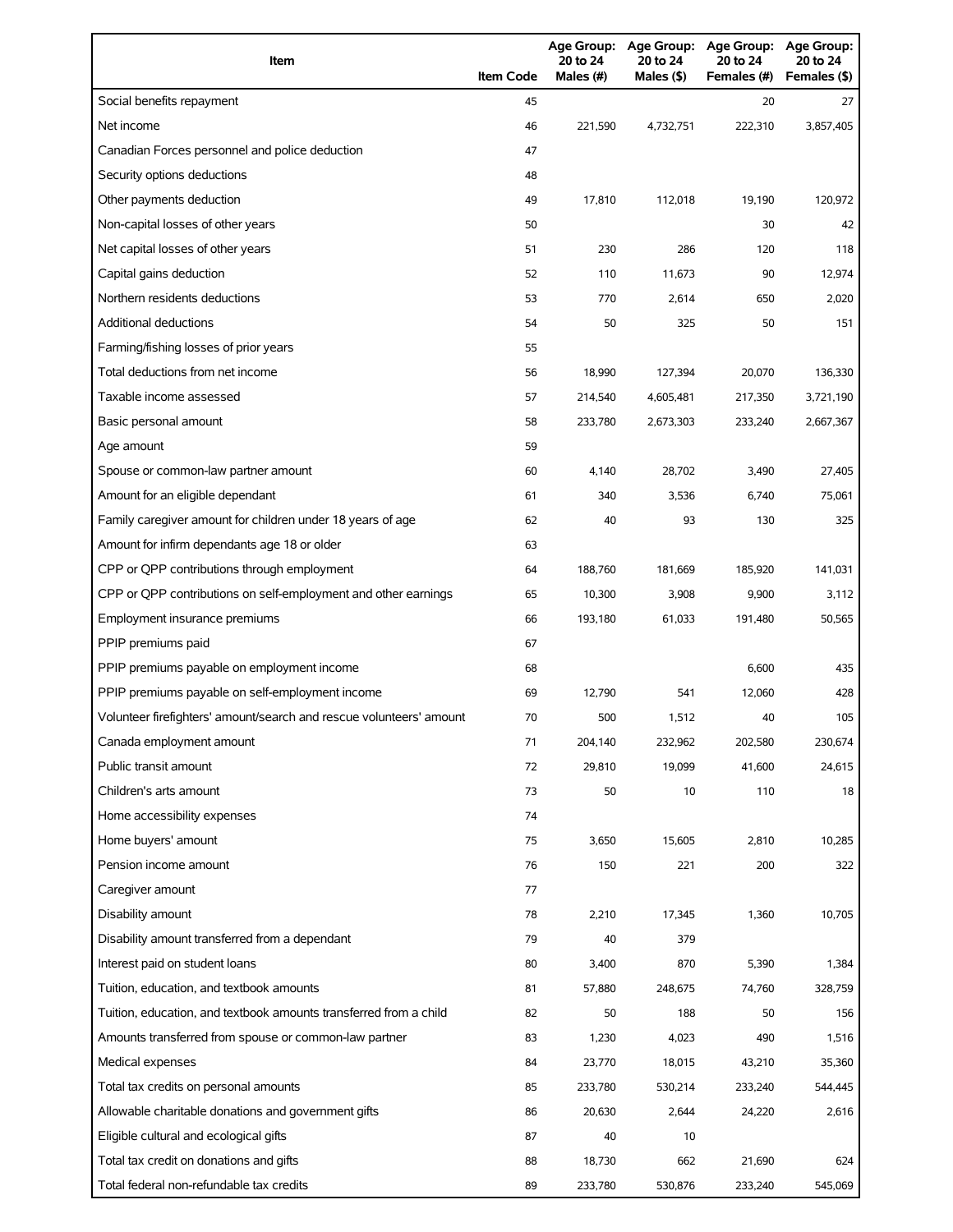| Item | Item Code | Age Group: 20 to 24 Males (#) | Age Group: 20 to 24 Males ($) | Age Group: 20 to 24 Females (#) | Age Group: 20 to 24 Females ($) |
|---|---|---|---|---|---|
| Social benefits repayment | 45 | | | 20 | 27 |
| Net income | 46 | 221,590 | 4,732,751 | 222,310 | 3,857,405 |
| Canadian Forces personnel and police deduction | 47 | | | | |
| Security options deductions | 48 | | | | |
| Other payments deduction | 49 | 17,810 | 112,018 | 19,190 | 120,972 |
| Non-capital losses of other years | 50 | | | 30 | 42 |
| Net capital losses of other years | 51 | 230 | 286 | 120 | 118 |
| Capital gains deduction | 52 | 110 | 11,673 | 90 | 12,974 |
| Northern residents deductions | 53 | 770 | 2,614 | 650 | 2,020 |
| Additional deductions | 54 | 50 | 325 | 50 | 151 |
| Farming/fishing losses of prior years | 55 | | | | |
| Total deductions from net income | 56 | 18,990 | 127,394 | 20,070 | 136,330 |
| Taxable income assessed | 57 | 214,540 | 4,605,481 | 217,350 | 3,721,190 |
| Basic personal amount | 58 | 233,780 | 2,673,303 | 233,240 | 2,667,367 |
| Age amount | 59 | | | | |
| Spouse or common-law partner amount | 60 | 4,140 | 28,702 | 3,490 | 27,405 |
| Amount for an eligible dependant | 61 | 340 | 3,536 | 6,740 | 75,061 |
| Family caregiver amount for children under 18 years of age | 62 | 40 | 93 | 130 | 325 |
| Amount for infirm dependants age 18 or older | 63 | | | | |
| CPP or QPP contributions through employment | 64 | 188,760 | 181,669 | 185,920 | 141,031 |
| CPP or QPP contributions on self-employment and other earnings | 65 | 10,300 | 3,908 | 9,900 | 3,112 |
| Employment insurance premiums | 66 | 193,180 | 61,033 | 191,480 | 50,565 |
| PPIP premiums paid | 67 | | | | |
| PPIP premiums payable on employment income | 68 | | | 6,600 | 435 |
| PPIP premiums payable on self-employment income | 69 | 12,790 | 541 | 12,060 | 428 |
| Volunteer firefighters' amount/search and rescue volunteers' amount | 70 | 500 | 1,512 | 40 | 105 |
| Canada employment amount | 71 | 204,140 | 232,962 | 202,580 | 230,674 |
| Public transit amount | 72 | 29,810 | 19,099 | 41,600 | 24,615 |
| Children's arts amount | 73 | 50 | 10 | 110 | 18 |
| Home accessibility expenses | 74 | | | | |
| Home buyers' amount | 75 | 3,650 | 15,605 | 2,810 | 10,285 |
| Pension income amount | 76 | 150 | 221 | 200 | 322 |
| Caregiver amount | 77 | | | | |
| Disability amount | 78 | 2,210 | 17,345 | 1,360 | 10,705 |
| Disability amount transferred from a dependant | 79 | 40 | 379 | | |
| Interest paid on student loans | 80 | 3,400 | 870 | 5,390 | 1,384 |
| Tuition, education, and textbook amounts | 81 | 57,880 | 248,675 | 74,760 | 328,759 |
| Tuition, education, and textbook amounts transferred from a child | 82 | 50 | 188 | 50 | 156 |
| Amounts transferred from spouse or common-law partner | 83 | 1,230 | 4,023 | 490 | 1,516 |
| Medical expenses | 84 | 23,770 | 18,015 | 43,210 | 35,360 |
| Total tax credits on personal amounts | 85 | 233,780 | 530,214 | 233,240 | 544,445 |
| Allowable charitable donations and government gifts | 86 | 20,630 | 2,644 | 24,220 | 2,616 |
| Eligible cultural and ecological gifts | 87 | 40 | 10 | | |
| Total tax credit on donations and gifts | 88 | 18,730 | 662 | 21,690 | 624 |
| Total federal non-refundable tax credits | 89 | 233,780 | 530,876 | 233,240 | 545,069 |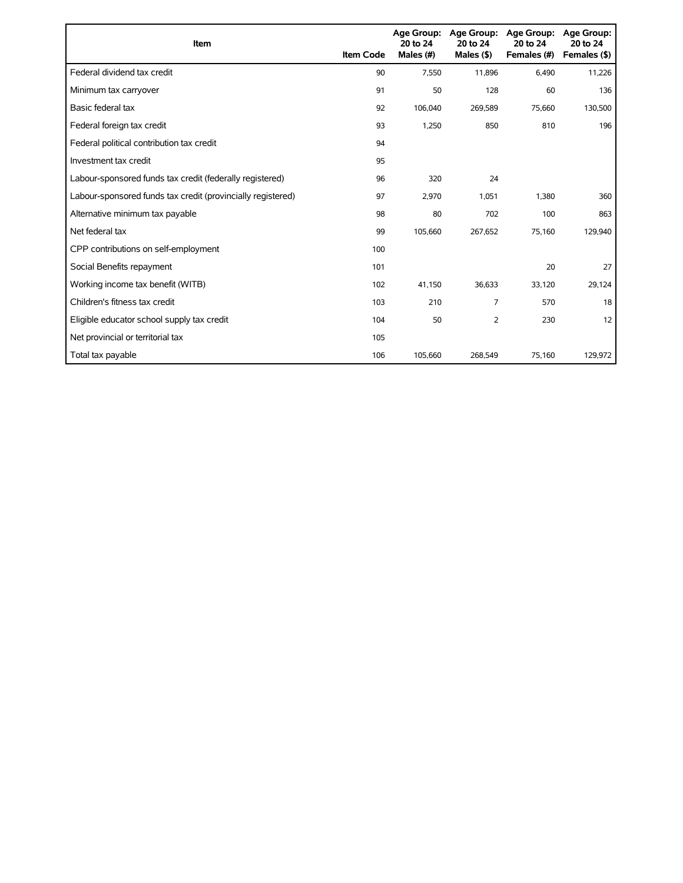| Item | Item Code | Age Group: 20 to 24 Males (#) | Age Group: 20 to 24 Males ($) | Age Group: 20 to 24 Females (#) | Age Group: 20 to 24 Females ($) |
|---|---|---|---|---|---|
| Federal dividend tax credit | 90 | 7,550 | 11,896 | 6,490 | 11,226 |
| Minimum tax carryover | 91 | 50 | 128 | 60 | 136 |
| Basic federal tax | 92 | 106,040 | 269,589 | 75,660 | 130,500 |
| Federal foreign tax credit | 93 | 1,250 | 850 | 810 | 196 |
| Federal political contribution tax credit | 94 | | | | |
| Investment tax credit | 95 | | | | |
| Labour-sponsored funds tax credit (federally registered) | 96 | 320 | 24 | | |
| Labour-sponsored funds tax credit (provincially registered) | 97 | 2,970 | 1,051 | 1,380 | 360 |
| Alternative minimum tax payable | 98 | 80 | 702 | 100 | 863 |
| Net federal tax | 99 | 105,660 | 267,652 | 75,160 | 129,940 |
| CPP contributions on self-employment | 100 | | | | |
| Social Benefits repayment | 101 | | | 20 | 27 |
| Working income tax benefit (WITB) | 102 | 41,150 | 36,633 | 33,120 | 29,124 |
| Children's fitness tax credit | 103 | 210 | 7 | 570 | 18 |
| Eligible educator school supply tax credit | 104 | 50 | 2 | 230 | 12 |
| Net provincial or territorial tax | 105 | | | | |
| Total tax payable | 106 | 105,660 | 268,549 | 75,160 | 129,972 |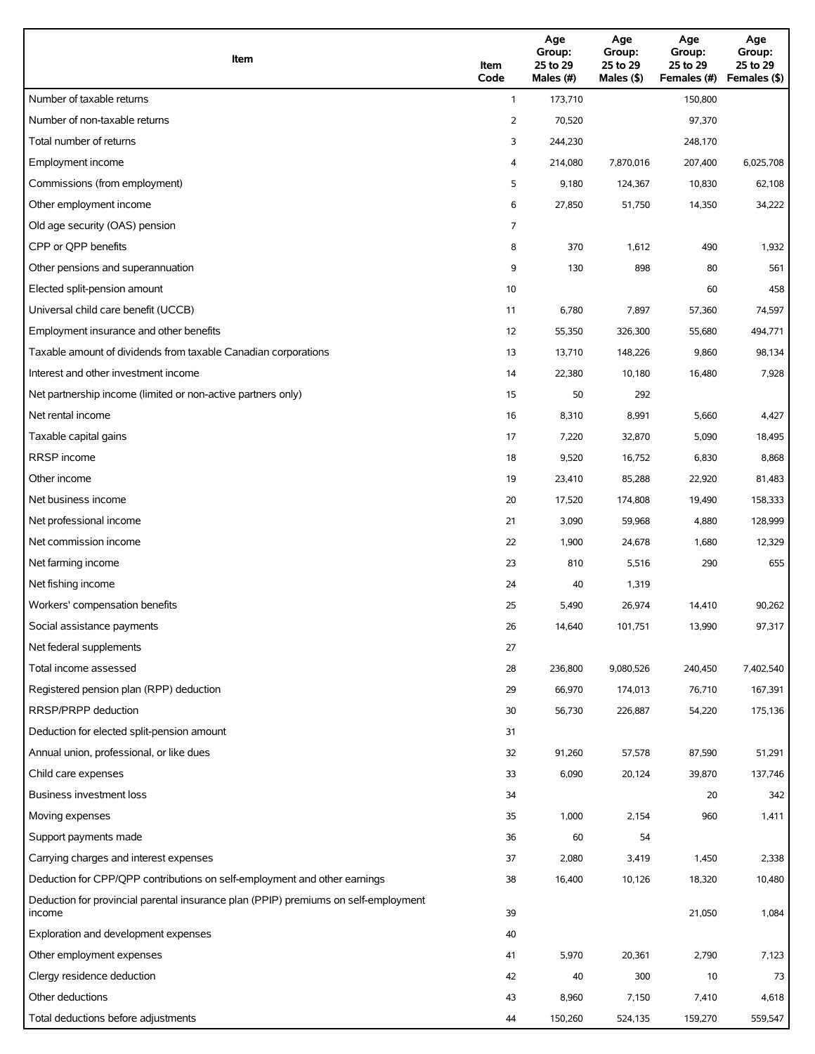| Item | Item Code | Age Group: 25 to 29 Males (#) | Age Group: 25 to 29 Males ($) | Age Group: 25 to 29 Females (#) | Age Group: 25 to 29 Females ($) |
|---|---|---|---|---|---|
| Number of taxable returns | 1 | 173,710 | | 150,800 | |
| Number of non-taxable returns | 2 | 70,520 | | 97,370 | |
| Total number of returns | 3 | 244,230 | | 248,170 | |
| Employment income | 4 | 214,080 | 7,870,016 | 207,400 | 6,025,708 |
| Commissions (from employment) | 5 | 9,180 | 124,367 | 10,830 | 62,108 |
| Other employment income | 6 | 27,850 | 51,750 | 14,350 | 34,222 |
| Old age security (OAS) pension | 7 | | | | |
| CPP or QPP benefits | 8 | 370 | 1,612 | 490 | 1,932 |
| Other pensions and superannuation | 9 | 130 | 898 | 80 | 561 |
| Elected split-pension amount | 10 | | | 60 | 458 |
| Universal child care benefit (UCCB) | 11 | 6,780 | 7,897 | 57,360 | 74,597 |
| Employment insurance and other benefits | 12 | 55,350 | 326,300 | 55,680 | 494,771 |
| Taxable amount of dividends from taxable Canadian corporations | 13 | 13,710 | 148,226 | 9,860 | 98,134 |
| Interest and other investment income | 14 | 22,380 | 10,180 | 16,480 | 7,928 |
| Net partnership income (limited or non-active partners only) | 15 | 50 | 292 | | |
| Net rental income | 16 | 8,310 | 8,991 | 5,660 | 4,427 |
| Taxable capital gains | 17 | 7,220 | 32,870 | 5,090 | 18,495 |
| RRSP income | 18 | 9,520 | 16,752 | 6,830 | 8,868 |
| Other income | 19 | 23,410 | 85,288 | 22,920 | 81,483 |
| Net business income | 20 | 17,520 | 174,808 | 19,490 | 158,333 |
| Net professional income | 21 | 3,090 | 59,968 | 4,880 | 128,999 |
| Net commission income | 22 | 1,900 | 24,678 | 1,680 | 12,329 |
| Net farming income | 23 | 810 | 5,516 | 290 | 655 |
| Net fishing income | 24 | 40 | 1,319 | | |
| Workers' compensation benefits | 25 | 5,490 | 26,974 | 14,410 | 90,262 |
| Social assistance payments | 26 | 14,640 | 101,751 | 13,990 | 97,317 |
| Net federal supplements | 27 | | | | |
| Total income assessed | 28 | 236,800 | 9,080,526 | 240,450 | 7,402,540 |
| Registered pension plan (RPP) deduction | 29 | 66,970 | 174,013 | 76,710 | 167,391 |
| RRSP/PRPP deduction | 30 | 56,730 | 226,887 | 54,220 | 175,136 |
| Deduction for elected split-pension amount | 31 | | | | |
| Annual union, professional, or like dues | 32 | 91,260 | 57,578 | 87,590 | 51,291 |
| Child care expenses | 33 | 6,090 | 20,124 | 39,870 | 137,746 |
| Business investment loss | 34 | | | 20 | 342 |
| Moving expenses | 35 | 1,000 | 2,154 | 960 | 1,411 |
| Support payments made | 36 | 60 | 54 | | |
| Carrying charges and interest expenses | 37 | 2,080 | 3,419 | 1,450 | 2,338 |
| Deduction for CPP/QPP contributions on self-employment and other earnings | 38 | 16,400 | 10,126 | 18,320 | 10,480 |
| Deduction for provincial parental insurance plan (PPIP) premiums on self-employment income | 39 | | | 21,050 | 1,084 |
| Exploration and development expenses | 40 | | | | |
| Other employment expenses | 41 | 5,970 | 20,361 | 2,790 | 7,123 |
| Clergy residence deduction | 42 | 40 | 300 | 10 | 73 |
| Other deductions | 43 | 8,960 | 7,150 | 7,410 | 4,618 |
| Total deductions before adjustments | 44 | 150,260 | 524,135 | 159,270 | 559,547 |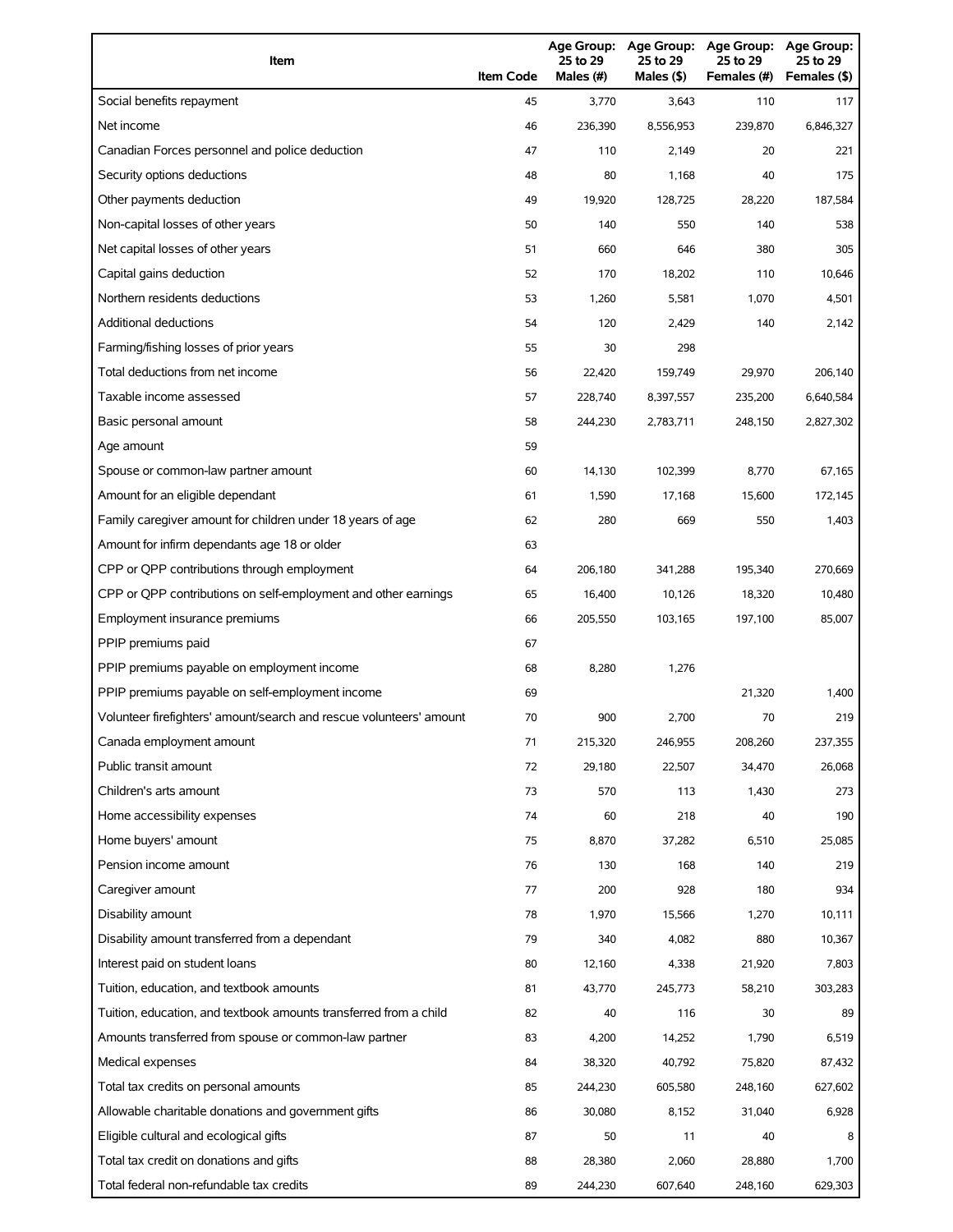| Item | Item Code | Age Group: 25 to 29 Males (#) | Age Group: 25 to 29 Males ($) | Age Group: 25 to 29 Females (#) | Age Group: 25 to 29 Females ($) |
|---|---|---|---|---|---|
| Social benefits repayment | 45 | 3,770 | 3,643 | 110 | 117 |
| Net income | 46 | 236,390 | 8,556,953 | 239,870 | 6,846,327 |
| Canadian Forces personnel and police deduction | 47 | 110 | 2,149 | 20 | 221 |
| Security options deductions | 48 | 80 | 1,168 | 40 | 175 |
| Other payments deduction | 49 | 19,920 | 128,725 | 28,220 | 187,584 |
| Non-capital losses of other years | 50 | 140 | 550 | 140 | 538 |
| Net capital losses of other years | 51 | 660 | 646 | 380 | 305 |
| Capital gains deduction | 52 | 170 | 18,202 | 110 | 10,646 |
| Northern residents deductions | 53 | 1,260 | 5,581 | 1,070 | 4,501 |
| Additional deductions | 54 | 120 | 2,429 | 140 | 2,142 |
| Farming/fishing losses of prior years | 55 | 30 | 298 | | |
| Total deductions from net income | 56 | 22,420 | 159,749 | 29,970 | 206,140 |
| Taxable income assessed | 57 | 228,740 | 8,397,557 | 235,200 | 6,640,584 |
| Basic personal amount | 58 | 244,230 | 2,783,711 | 248,150 | 2,827,302 |
| Age amount | 59 | | | | |
| Spouse or common-law partner amount | 60 | 14,130 | 102,399 | 8,770 | 67,165 |
| Amount for an eligible dependant | 61 | 1,590 | 17,168 | 15,600 | 172,145 |
| Family caregiver amount for children under 18 years of age | 62 | 280 | 669 | 550 | 1,403 |
| Amount for infirm dependants age 18 or older | 63 | | | | |
| CPP or QPP contributions through employment | 64 | 206,180 | 341,288 | 195,340 | 270,669 |
| CPP or QPP contributions on self-employment and other earnings | 65 | 16,400 | 10,126 | 18,320 | 10,480 |
| Employment insurance premiums | 66 | 205,550 | 103,165 | 197,100 | 85,007 |
| PPIP premiums paid | 67 | | | | |
| PPIP premiums payable on employment income | 68 | 8,280 | 1,276 | | |
| PPIP premiums payable on self-employment income | 69 | | | 21,320 | 1,400 |
| Volunteer firefighters' amount/search and rescue volunteers' amount | 70 | 900 | 2,700 | 70 | 219 |
| Canada employment amount | 71 | 215,320 | 246,955 | 208,260 | 237,355 |
| Public transit amount | 72 | 29,180 | 22,507 | 34,470 | 26,068 |
| Children's arts amount | 73 | 570 | 113 | 1,430 | 273 |
| Home accessibility expenses | 74 | 60 | 218 | 40 | 190 |
| Home buyers' amount | 75 | 8,870 | 37,282 | 6,510 | 25,085 |
| Pension income amount | 76 | 130 | 168 | 140 | 219 |
| Caregiver amount | 77 | 200 | 928 | 180 | 934 |
| Disability amount | 78 | 1,970 | 15,566 | 1,270 | 10,111 |
| Disability amount transferred from a dependant | 79 | 340 | 4,082 | 880 | 10,367 |
| Interest paid on student loans | 80 | 12,160 | 4,338 | 21,920 | 7,803 |
| Tuition, education, and textbook amounts | 81 | 43,770 | 245,773 | 58,210 | 303,283 |
| Tuition, education, and textbook amounts transferred from a child | 82 | 40 | 116 | 30 | 89 |
| Amounts transferred from spouse or common-law partner | 83 | 4,200 | 14,252 | 1,790 | 6,519 |
| Medical expenses | 84 | 38,320 | 40,792 | 75,820 | 87,432 |
| Total tax credits on personal amounts | 85 | 244,230 | 605,580 | 248,160 | 627,602 |
| Allowable charitable donations and government gifts | 86 | 30,080 | 8,152 | 31,040 | 6,928 |
| Eligible cultural and ecological gifts | 87 | 50 | 11 | 40 | 8 |
| Total tax credit on donations and gifts | 88 | 28,380 | 2,060 | 28,880 | 1,700 |
| Total federal non-refundable tax credits | 89 | 244,230 | 607,640 | 248,160 | 629,303 |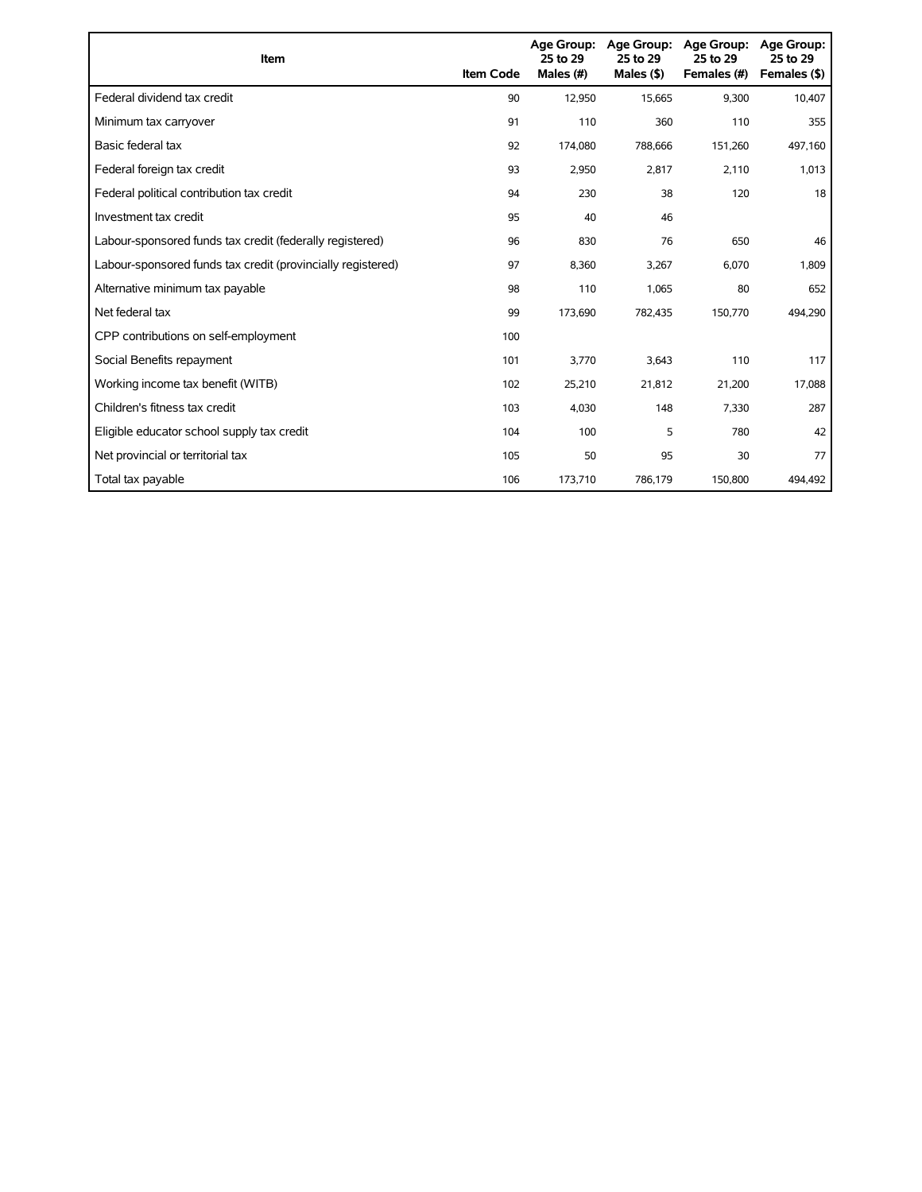| Item | Item Code | Age Group: 25 to 29 Males (#) | Age Group: 25 to 29 Males ($) | Age Group: 25 to 29 Females (#) | Age Group: 25 to 29 Females ($) |
|---|---|---|---|---|---|
| Federal dividend tax credit | 90 | 12,950 | 15,665 | 9,300 | 10,407 |
| Minimum tax carryover | 91 | 110 | 360 | 110 | 355 |
| Basic federal tax | 92 | 174,080 | 788,666 | 151,260 | 497,160 |
| Federal foreign tax credit | 93 | 2,950 | 2,817 | 2,110 | 1,013 |
| Federal political contribution tax credit | 94 | 230 | 38 | 120 | 18 |
| Investment tax credit | 95 | 40 | 46 | | |
| Labour-sponsored funds tax credit (federally registered) | 96 | 830 | 76 | 650 | 46 |
| Labour-sponsored funds tax credit (provincially registered) | 97 | 8,360 | 3,267 | 6,070 | 1,809 |
| Alternative minimum tax payable | 98 | 110 | 1,065 | 80 | 652 |
| Net federal tax | 99 | 173,690 | 782,435 | 150,770 | 494,290 |
| CPP contributions on self-employment | 100 | | | | |
| Social Benefits repayment | 101 | 3,770 | 3,643 | 110 | 117 |
| Working income tax benefit (WITB) | 102 | 25,210 | 21,812 | 21,200 | 17,088 |
| Children's fitness tax credit | 103 | 4,030 | 148 | 7,330 | 287 |
| Eligible educator school supply tax credit | 104 | 100 | 5 | 780 | 42 |
| Net provincial or territorial tax | 105 | 50 | 95 | 30 | 77 |
| Total tax payable | 106 | 173,710 | 786,179 | 150,800 | 494,492 |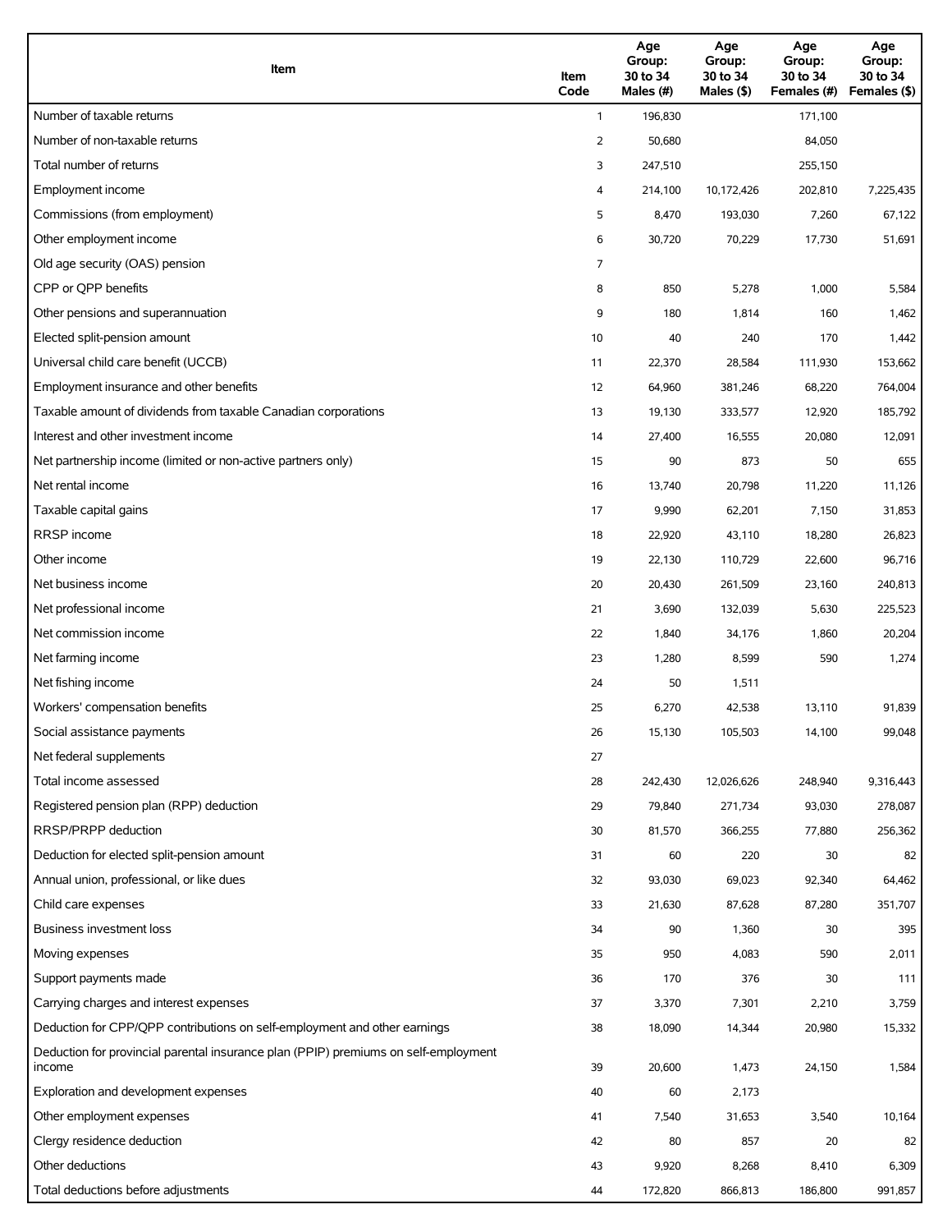| Item | Item Code | Age Group: 30 to 34 Males (#) | Age Group: 30 to 34 Males ($) | Age Group: 30 to 34 Females (#) | Age Group: 30 to 34 Females ($) |
|---|---|---|---|---|---|
| Number of taxable returns | 1 | 196,830 | | 171,100 | |
| Number of non-taxable returns | 2 | 50,680 | | 84,050 | |
| Total number of returns | 3 | 247,510 | | 255,150 | |
| Employment income | 4 | 214,100 | 10,172,426 | 202,810 | 7,225,435 |
| Commissions (from employment) | 5 | 8,470 | 193,030 | 7,260 | 67,122 |
| Other employment income | 6 | 30,720 | 70,229 | 17,730 | 51,691 |
| Old age security (OAS) pension | 7 | | | | |
| CPP or QPP benefits | 8 | 850 | 5,278 | 1,000 | 5,584 |
| Other pensions and superannuation | 9 | 180 | 1,814 | 160 | 1,462 |
| Elected split-pension amount | 10 | 40 | 240 | 170 | 1,442 |
| Universal child care benefit (UCCB) | 11 | 22,370 | 28,584 | 111,930 | 153,662 |
| Employment insurance and other benefits | 12 | 64,960 | 381,246 | 68,220 | 764,004 |
| Taxable amount of dividends from taxable Canadian corporations | 13 | 19,130 | 333,577 | 12,920 | 185,792 |
| Interest and other investment income | 14 | 27,400 | 16,555 | 20,080 | 12,091 |
| Net partnership income (limited or non-active partners only) | 15 | 90 | 873 | 50 | 655 |
| Net rental income | 16 | 13,740 | 20,798 | 11,220 | 11,126 |
| Taxable capital gains | 17 | 9,990 | 62,201 | 7,150 | 31,853 |
| RRSP income | 18 | 22,920 | 43,110 | 18,280 | 26,823 |
| Other income | 19 | 22,130 | 110,729 | 22,600 | 96,716 |
| Net business income | 20 | 20,430 | 261,509 | 23,160 | 240,813 |
| Net professional income | 21 | 3,690 | 132,039 | 5,630 | 225,523 |
| Net commission income | 22 | 1,840 | 34,176 | 1,860 | 20,204 |
| Net farming income | 23 | 1,280 | 8,599 | 590 | 1,274 |
| Net fishing income | 24 | 50 | 1,511 | | |
| Workers' compensation benefits | 25 | 6,270 | 42,538 | 13,110 | 91,839 |
| Social assistance payments | 26 | 15,130 | 105,503 | 14,100 | 99,048 |
| Net federal supplements | 27 | | | | |
| Total income assessed | 28 | 242,430 | 12,026,626 | 248,940 | 9,316,443 |
| Registered pension plan (RPP) deduction | 29 | 79,840 | 271,734 | 93,030 | 278,087 |
| RRSP/PRPP deduction | 30 | 81,570 | 366,255 | 77,880 | 256,362 |
| Deduction for elected split-pension amount | 31 | 60 | 220 | 30 | 82 |
| Annual union, professional, or like dues | 32 | 93,030 | 69,023 | 92,340 | 64,462 |
| Child care expenses | 33 | 21,630 | 87,628 | 87,280 | 351,707 |
| Business investment loss | 34 | 90 | 1,360 | 30 | 395 |
| Moving expenses | 35 | 950 | 4,083 | 590 | 2,011 |
| Support payments made | 36 | 170 | 376 | 30 | 111 |
| Carrying charges and interest expenses | 37 | 3,370 | 7,301 | 2,210 | 3,759 |
| Deduction for CPP/QPP contributions on self-employment and other earnings | 38 | 18,090 | 14,344 | 20,980 | 15,332 |
| Deduction for provincial parental insurance plan (PPIP) premiums on self-employment income | 39 | 20,600 | 1,473 | 24,150 | 1,584 |
| Exploration and development expenses | 40 | 60 | 2,173 | | |
| Other employment expenses | 41 | 7,540 | 31,653 | 3,540 | 10,164 |
| Clergy residence deduction | 42 | 80 | 857 | 20 | 82 |
| Other deductions | 43 | 9,920 | 8,268 | 8,410 | 6,309 |
| Total deductions before adjustments | 44 | 172,820 | 866,813 | 186,800 | 991,857 |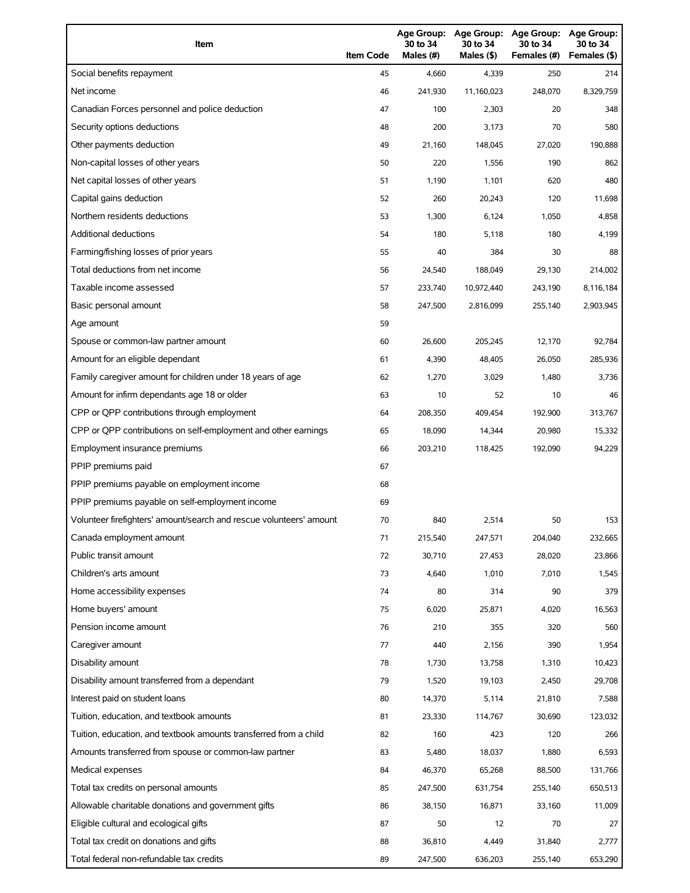| Item | Item Code | Age Group: 30 to 34 Males (#) | Age Group: 30 to 34 Males ($) | Age Group: 30 to 34 Females (#) | Age Group: 30 to 34 Females ($) |
|---|---|---|---|---|---|
| Social benefits repayment | 45 | 4,660 | 4,339 | 250 | 214 |
| Net income | 46 | 241,930 | 11,160,023 | 248,070 | 8,329,759 |
| Canadian Forces personnel and police deduction | 47 | 100 | 2,303 | 20 | 348 |
| Security options deductions | 48 | 200 | 3,173 | 70 | 580 |
| Other payments deduction | 49 | 21,160 | 148,045 | 27,020 | 190,888 |
| Non-capital losses of other years | 50 | 220 | 1,556 | 190 | 862 |
| Net capital losses of other years | 51 | 1,190 | 1,101 | 620 | 480 |
| Capital gains deduction | 52 | 260 | 20,243 | 120 | 11,698 |
| Northern residents deductions | 53 | 1,300 | 6,124 | 1,050 | 4,858 |
| Additional deductions | 54 | 180 | 5,118 | 180 | 4,199 |
| Farming/fishing losses of prior years | 55 | 40 | 384 | 30 | 88 |
| Total deductions from net income | 56 | 24,540 | 188,049 | 29,130 | 214,002 |
| Taxable income assessed | 57 | 233,740 | 10,972,440 | 243,190 | 8,116,184 |
| Basic personal amount | 58 | 247,500 | 2,816,099 | 255,140 | 2,903,945 |
| Age amount | 59 | | | | |
| Spouse or common-law partner amount | 60 | 26,600 | 205,245 | 12,170 | 92,784 |
| Amount for an eligible dependant | 61 | 4,390 | 48,405 | 26,050 | 285,936 |
| Family caregiver amount for children under 18 years of age | 62 | 1,270 | 3,029 | 1,480 | 3,736 |
| Amount for infirm dependants age 18 or older | 63 | 10 | 52 | 10 | 46 |
| CPP or QPP contributions through employment | 64 | 208,350 | 409,454 | 192,900 | 313,767 |
| CPP or QPP contributions on self-employment and other earnings | 65 | 18,090 | 14,344 | 20,980 | 15,332 |
| Employment insurance premiums | 66 | 203,210 | 118,425 | 192,090 | 94,229 |
| PPIP premiums paid | 67 | | | | |
| PPIP premiums payable on employment income | 68 | | | | |
| PPIP premiums payable on self-employment income | 69 | | | | |
| Volunteer firefighters' amount/search and rescue volunteers' amount | 70 | 840 | 2,514 | 50 | 153 |
| Canada employment amount | 71 | 215,540 | 247,571 | 204,040 | 232,665 |
| Public transit amount | 72 | 30,710 | 27,453 | 28,020 | 23,866 |
| Children's arts amount | 73 | 4,640 | 1,010 | 7,010 | 1,545 |
| Home accessibility expenses | 74 | 80 | 314 | 90 | 379 |
| Home buyers' amount | 75 | 6,020 | 25,871 | 4,020 | 16,563 |
| Pension income amount | 76 | 210 | 355 | 320 | 560 |
| Caregiver amount | 77 | 440 | 2,156 | 390 | 1,954 |
| Disability amount | 78 | 1,730 | 13,758 | 1,310 | 10,423 |
| Disability amount transferred from a dependant | 79 | 1,520 | 19,103 | 2,450 | 29,708 |
| Interest paid on student loans | 80 | 14,370 | 5,114 | 21,810 | 7,588 |
| Tuition, education, and textbook amounts | 81 | 23,330 | 114,767 | 30,690 | 123,032 |
| Tuition, education, and textbook amounts transferred from a child | 82 | 160 | 423 | 120 | 266 |
| Amounts transferred from spouse or common-law partner | 83 | 5,480 | 18,037 | 1,880 | 6,593 |
| Medical expenses | 84 | 46,370 | 65,268 | 88,500 | 131,766 |
| Total tax credits on personal amounts | 85 | 247,500 | 631,754 | 255,140 | 650,513 |
| Allowable charitable donations and government gifts | 86 | 38,150 | 16,871 | 33,160 | 11,009 |
| Eligible cultural and ecological gifts | 87 | 50 | 12 | 70 | 27 |
| Total tax credit on donations and gifts | 88 | 36,810 | 4,449 | 31,840 | 2,777 |
| Total federal non-refundable tax credits | 89 | 247,500 | 636,203 | 255,140 | 653,290 |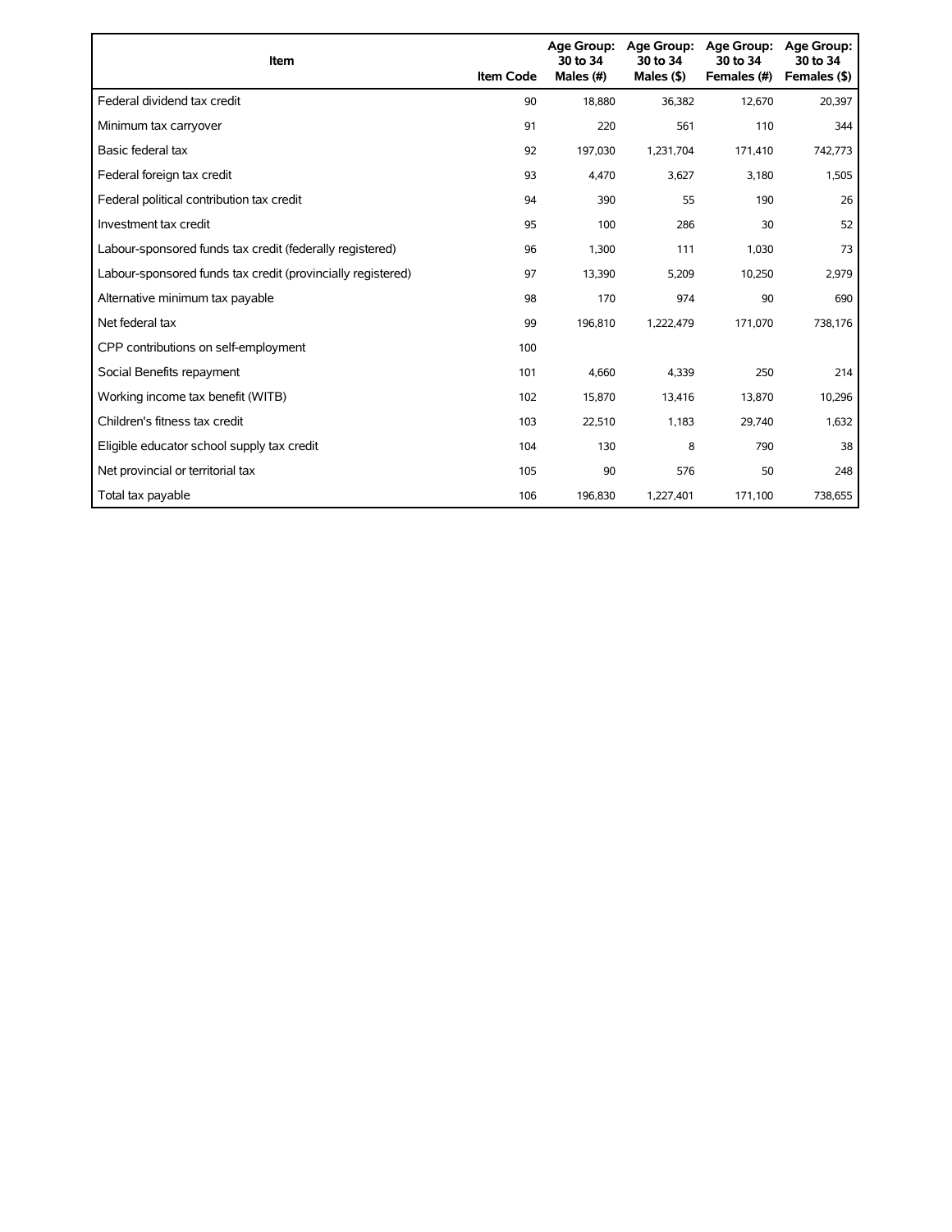| Item | Item Code | Age Group: 30 to 34 Males (#) | Age Group: 30 to 34 Males ($) | Age Group: 30 to 34 Females (#) | Age Group: 30 to 34 Females ($) |
| --- | --- | --- | --- | --- | --- |
| Federal dividend tax credit | 90 | 18,880 | 36,382 | 12,670 | 20,397 |
| Minimum tax carryover | 91 | 220 | 561 | 110 | 344 |
| Basic federal tax | 92 | 197,030 | 1,231,704 | 171,410 | 742,773 |
| Federal foreign tax credit | 93 | 4,470 | 3,627 | 3,180 | 1,505 |
| Federal political contribution tax credit | 94 | 390 | 55 | 190 | 26 |
| Investment tax credit | 95 | 100 | 286 | 30 | 52 |
| Labour-sponsored funds tax credit (federally registered) | 96 | 1,300 | 111 | 1,030 | 73 |
| Labour-sponsored funds tax credit (provincially registered) | 97 | 13,390 | 5,209 | 10,250 | 2,979 |
| Alternative minimum tax payable | 98 | 170 | 974 | 90 | 690 |
| Net federal tax | 99 | 196,810 | 1,222,479 | 171,070 | 738,176 |
| CPP contributions on self-employment | 100 | | | | |
| Social Benefits repayment | 101 | 4,660 | 4,339 | 250 | 214 |
| Working income tax benefit (WITB) | 102 | 15,870 | 13,416 | 13,870 | 10,296 |
| Children's fitness tax credit | 103 | 22,510 | 1,183 | 29,740 | 1,632 |
| Eligible educator school supply tax credit | 104 | 130 | 8 | 790 | 38 |
| Net provincial or territorial tax | 105 | 90 | 576 | 50 | 248 |
| Total tax payable | 106 | 196,830 | 1,227,401 | 171,100 | 738,655 |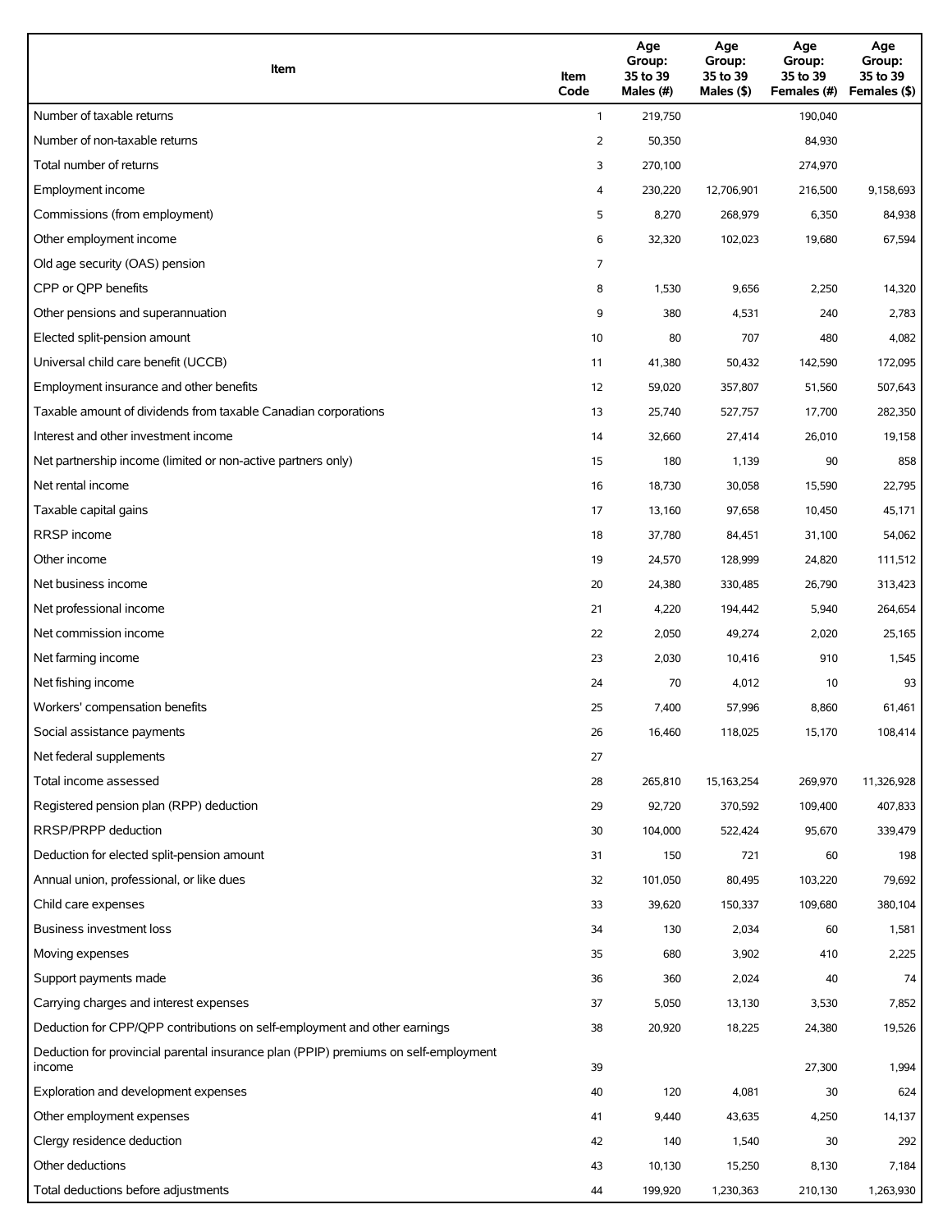| Item | Item Code | Age Group: 35 to 39 Males (#) | Age Group: 35 to 39 Males ($) | Age Group: 35 to 39 Females (#) | Age Group: 35 to 39 Females ($) |
|---|---|---|---|---|---|
| Number of taxable returns | 1 | 219,750 | | 190,040 | |
| Number of non-taxable returns | 2 | 50,350 | | 84,930 | |
| Total number of returns | 3 | 270,100 | | 274,970 | |
| Employment income | 4 | 230,220 | 12,706,901 | 216,500 | 9,158,693 |
| Commissions (from employment) | 5 | 8,270 | 268,979 | 6,350 | 84,938 |
| Other employment income | 6 | 32,320 | 102,023 | 19,680 | 67,594 |
| Old age security (OAS) pension | 7 | | | | |
| CPP or QPP benefits | 8 | 1,530 | 9,656 | 2,250 | 14,320 |
| Other pensions and superannuation | 9 | 380 | 4,531 | 240 | 2,783 |
| Elected split-pension amount | 10 | 80 | 707 | 480 | 4,082 |
| Universal child care benefit (UCCB) | 11 | 41,380 | 50,432 | 142,590 | 172,095 |
| Employment insurance and other benefits | 12 | 59,020 | 357,807 | 51,560 | 507,643 |
| Taxable amount of dividends from taxable Canadian corporations | 13 | 25,740 | 527,757 | 17,700 | 282,350 |
| Interest and other investment income | 14 | 32,660 | 27,414 | 26,010 | 19,158 |
| Net partnership income (limited or non-active partners only) | 15 | 180 | 1,139 | 90 | 858 |
| Net rental income | 16 | 18,730 | 30,058 | 15,590 | 22,795 |
| Taxable capital gains | 17 | 13,160 | 97,658 | 10,450 | 45,171 |
| RRSP income | 18 | 37,780 | 84,451 | 31,100 | 54,062 |
| Other income | 19 | 24,570 | 128,999 | 24,820 | 111,512 |
| Net business income | 20 | 24,380 | 330,485 | 26,790 | 313,423 |
| Net professional income | 21 | 4,220 | 194,442 | 5,940 | 264,654 |
| Net commission income | 22 | 2,050 | 49,274 | 2,020 | 25,165 |
| Net farming income | 23 | 2,030 | 10,416 | 910 | 1,545 |
| Net fishing income | 24 | 70 | 4,012 | 10 | 93 |
| Workers' compensation benefits | 25 | 7,400 | 57,996 | 8,860 | 61,461 |
| Social assistance payments | 26 | 16,460 | 118,025 | 15,170 | 108,414 |
| Net federal supplements | 27 | | | | |
| Total income assessed | 28 | 265,810 | 15,163,254 | 269,970 | 11,326,928 |
| Registered pension plan (RPP) deduction | 29 | 92,720 | 370,592 | 109,400 | 407,833 |
| RRSP/PRPP deduction | 30 | 104,000 | 522,424 | 95,670 | 339,479 |
| Deduction for elected split-pension amount | 31 | 150 | 721 | 60 | 198 |
| Annual union, professional, or like dues | 32 | 101,050 | 80,495 | 103,220 | 79,692 |
| Child care expenses | 33 | 39,620 | 150,337 | 109,680 | 380,104 |
| Business investment loss | 34 | 130 | 2,034 | 60 | 1,581 |
| Moving expenses | 35 | 680 | 3,902 | 410 | 2,225 |
| Support payments made | 36 | 360 | 2,024 | 40 | 74 |
| Carrying charges and interest expenses | 37 | 5,050 | 13,130 | 3,530 | 7,852 |
| Deduction for CPP/QPP contributions on self-employment and other earnings | 38 | 20,920 | 18,225 | 24,380 | 19,526 |
| Deduction for provincial parental insurance plan (PPIP) premiums on self-employment income | 39 | | | 27,300 | 1,994 |
| Exploration and development expenses | 40 | 120 | 4,081 | 30 | 624 |
| Other employment expenses | 41 | 9,440 | 43,635 | 4,250 | 14,137 |
| Clergy residence deduction | 42 | 140 | 1,540 | 30 | 292 |
| Other deductions | 43 | 10,130 | 15,250 | 8,130 | 7,184 |
| Total deductions before adjustments | 44 | 199,920 | 1,230,363 | 210,130 | 1,263,930 |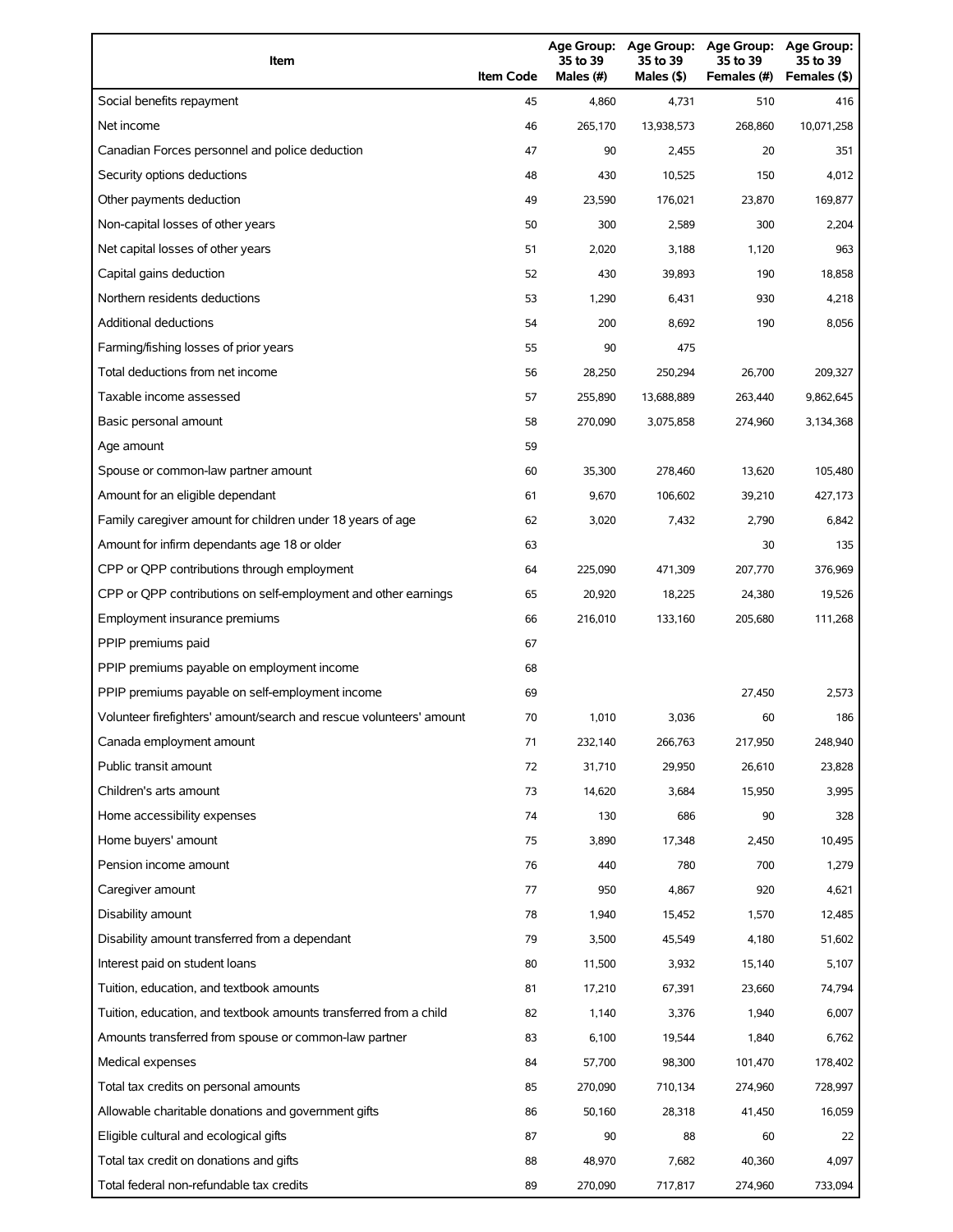| Item | Item Code | Age Group: 35 to 39 Males (#) | Age Group: 35 to 39 Males ($) | Age Group: 35 to 39 Females (#) | Age Group: 35 to 39 Females ($) |
| --- | --- | --- | --- | --- | --- |
| Social benefits repayment | 45 | 4,860 | 4,731 | 510 | 416 |
| Net income | 46 | 265,170 | 13,938,573 | 268,860 | 10,071,258 |
| Canadian Forces personnel and police deduction | 47 | 90 | 2,455 | 20 | 351 |
| Security options deductions | 48 | 430 | 10,525 | 150 | 4,012 |
| Other payments deduction | 49 | 23,590 | 176,021 | 23,870 | 169,877 |
| Non-capital losses of other years | 50 | 300 | 2,589 | 300 | 2,204 |
| Net capital losses of other years | 51 | 2,020 | 3,188 | 1,120 | 963 |
| Capital gains deduction | 52 | 430 | 39,893 | 190 | 18,858 |
| Northern residents deductions | 53 | 1,290 | 6,431 | 930 | 4,218 |
| Additional deductions | 54 | 200 | 8,692 | 190 | 8,056 |
| Farming/fishing losses of prior years | 55 | 90 | 475 | | |
| Total deductions from net income | 56 | 28,250 | 250,294 | 26,700 | 209,327 |
| Taxable income assessed | 57 | 255,890 | 13,688,889 | 263,440 | 9,862,645 |
| Basic personal amount | 58 | 270,090 | 3,075,858 | 274,960 | 3,134,368 |
| Age amount | 59 | | | | |
| Spouse or common-law partner amount | 60 | 35,300 | 278,460 | 13,620 | 105,480 |
| Amount for an eligible dependant | 61 | 9,670 | 106,602 | 39,210 | 427,173 |
| Family caregiver amount for children under 18 years of age | 62 | 3,020 | 7,432 | 2,790 | 6,842 |
| Amount for infirm dependants age 18 or older | 63 | | | 30 | 135 |
| CPP or QPP contributions through employment | 64 | 225,090 | 471,309 | 207,770 | 376,969 |
| CPP or QPP contributions on self-employment and other earnings | 65 | 20,920 | 18,225 | 24,380 | 19,526 |
| Employment insurance premiums | 66 | 216,010 | 133,160 | 205,680 | 111,268 |
| PPIP premiums paid | 67 | | | | |
| PPIP premiums payable on employment income | 68 | | | | |
| PPIP premiums payable on self-employment income | 69 | | | 27,450 | 2,573 |
| Volunteer firefighters' amount/search and rescue volunteers' amount | 70 | 1,010 | 3,036 | 60 | 186 |
| Canada employment amount | 71 | 232,140 | 266,763 | 217,950 | 248,940 |
| Public transit amount | 72 | 31,710 | 29,950 | 26,610 | 23,828 |
| Children's arts amount | 73 | 14,620 | 3,684 | 15,950 | 3,995 |
| Home accessibility expenses | 74 | 130 | 686 | 90 | 328 |
| Home buyers' amount | 75 | 3,890 | 17,348 | 2,450 | 10,495 |
| Pension income amount | 76 | 440 | 780 | 700 | 1,279 |
| Caregiver amount | 77 | 950 | 4,867 | 920 | 4,621 |
| Disability amount | 78 | 1,940 | 15,452 | 1,570 | 12,485 |
| Disability amount transferred from a dependant | 79 | 3,500 | 45,549 | 4,180 | 51,602 |
| Interest paid on student loans | 80 | 11,500 | 3,932 | 15,140 | 5,107 |
| Tuition, education, and textbook amounts | 81 | 17,210 | 67,391 | 23,660 | 74,794 |
| Tuition, education, and textbook amounts transferred from a child | 82 | 1,140 | 3,376 | 1,940 | 6,007 |
| Amounts transferred from spouse or common-law partner | 83 | 6,100 | 19,544 | 1,840 | 6,762 |
| Medical expenses | 84 | 57,700 | 98,300 | 101,470 | 178,402 |
| Total tax credits on personal amounts | 85 | 270,090 | 710,134 | 274,960 | 728,997 |
| Allowable charitable donations and government gifts | 86 | 50,160 | 28,318 | 41,450 | 16,059 |
| Eligible cultural and ecological gifts | 87 | 90 | 88 | 60 | 22 |
| Total tax credit on donations and gifts | 88 | 48,970 | 7,682 | 40,360 | 4,097 |
| Total federal non-refundable tax credits | 89 | 270,090 | 717,817 | 274,960 | 733,094 |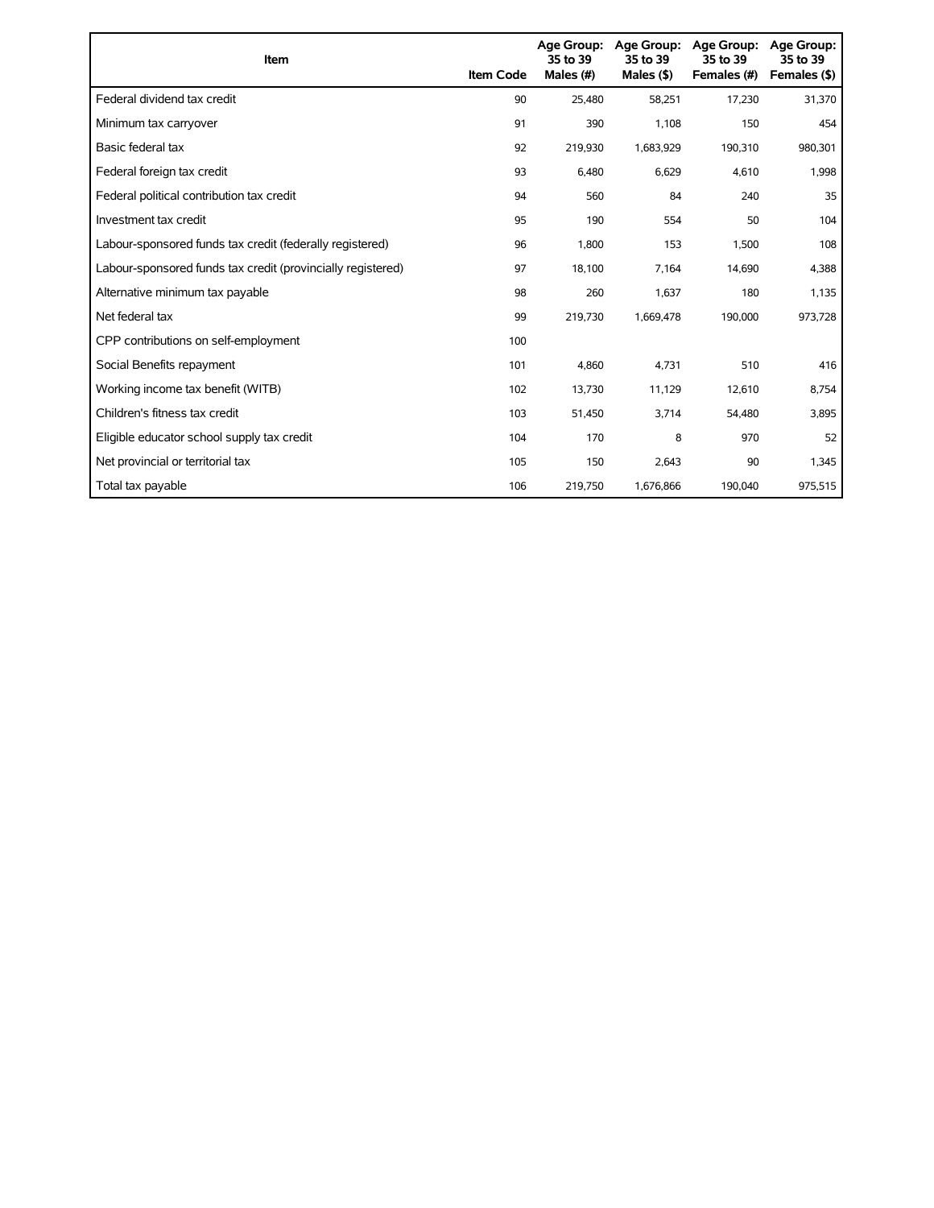| Item | Item Code | Age Group: 35 to 39 Males (#) | Age Group: 35 to 39 Males ($) | Age Group: 35 to 39 Females (#) | Age Group: 35 to 39 Females ($) |
|---|---|---|---|---|---|
| Federal dividend tax credit | 90 | 25,480 | 58,251 | 17,230 | 31,370 |
| Minimum tax carryover | 91 | 390 | 1,108 | 150 | 454 |
| Basic federal tax | 92 | 219,930 | 1,683,929 | 190,310 | 980,301 |
| Federal foreign tax credit | 93 | 6,480 | 6,629 | 4,610 | 1,998 |
| Federal political contribution tax credit | 94 | 560 | 84 | 240 | 35 |
| Investment tax credit | 95 | 190 | 554 | 50 | 104 |
| Labour-sponsored funds tax credit (federally registered) | 96 | 1,800 | 153 | 1,500 | 108 |
| Labour-sponsored funds tax credit (provincially registered) | 97 | 18,100 | 7,164 | 14,690 | 4,388 |
| Alternative minimum tax payable | 98 | 260 | 1,637 | 180 | 1,135 |
| Net federal tax | 99 | 219,730 | 1,669,478 | 190,000 | 973,728 |
| CPP contributions on self-employment | 100 | | | | |
| Social Benefits repayment | 101 | 4,860 | 4,731 | 510 | 416 |
| Working income tax benefit (WITB) | 102 | 13,730 | 11,129 | 12,610 | 8,754 |
| Children's fitness tax credit | 103 | 51,450 | 3,714 | 54,480 | 3,895 |
| Eligible educator school supply tax credit | 104 | 170 | 8 | 970 | 52 |
| Net provincial or territorial tax | 105 | 150 | 2,643 | 90 | 1,345 |
| Total tax payable | 106 | 219,750 | 1,676,866 | 190,040 | 975,515 |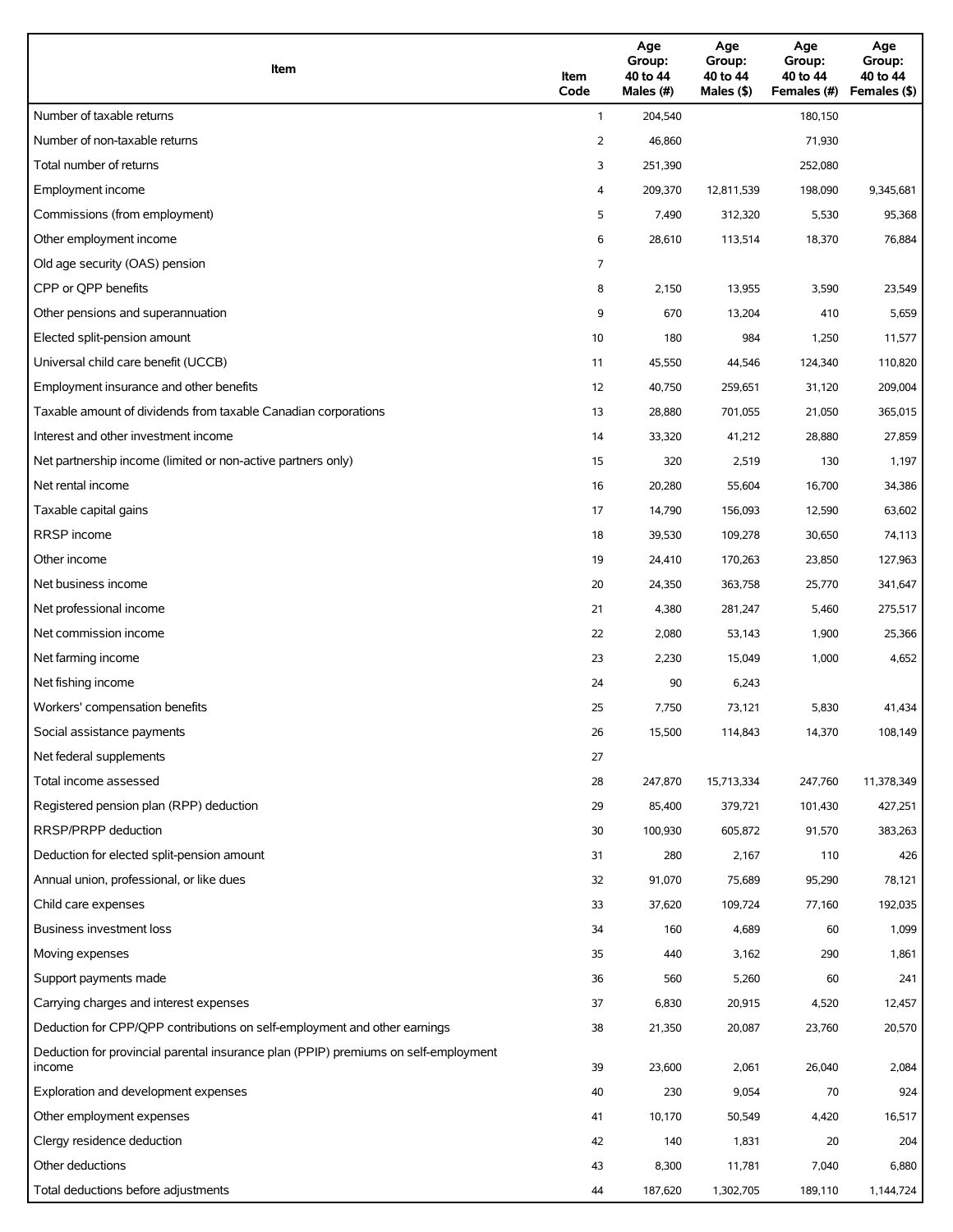| Item | Item Code | Age Group: 40 to 44 Males (#) | Age Group: 40 to 44 Males ($) | Age Group: 40 to 44 Females (#) | Age Group: 40 to 44 Females ($) |
|---|---|---|---|---|---|
| Number of taxable returns | 1 | 204,540 | | 180,150 | |
| Number of non-taxable returns | 2 | 46,860 | | 71,930 | |
| Total number of returns | 3 | 251,390 | | 252,080 | |
| Employment income | 4 | 209,370 | 12,811,539 | 198,090 | 9,345,681 |
| Commissions (from employment) | 5 | 7,490 | 312,320 | 5,530 | 95,368 |
| Other employment income | 6 | 28,610 | 113,514 | 18,370 | 76,884 |
| Old age security (OAS) pension | 7 | | | | |
| CPP or QPP benefits | 8 | 2,150 | 13,955 | 3,590 | 23,549 |
| Other pensions and superannuation | 9 | 670 | 13,204 | 410 | 5,659 |
| Elected split-pension amount | 10 | 180 | 984 | 1,250 | 11,577 |
| Universal child care benefit (UCCB) | 11 | 45,550 | 44,546 | 124,340 | 110,820 |
| Employment insurance and other benefits | 12 | 40,750 | 259,651 | 31,120 | 209,004 |
| Taxable amount of dividends from taxable Canadian corporations | 13 | 28,880 | 701,055 | 21,050 | 365,015 |
| Interest and other investment income | 14 | 33,320 | 41,212 | 28,880 | 27,859 |
| Net partnership income (limited or non-active partners only) | 15 | 320 | 2,519 | 130 | 1,197 |
| Net rental income | 16 | 20,280 | 55,604 | 16,700 | 34,386 |
| Taxable capital gains | 17 | 14,790 | 156,093 | 12,590 | 63,602 |
| RRSP income | 18 | 39,530 | 109,278 | 30,650 | 74,113 |
| Other income | 19 | 24,410 | 170,263 | 23,850 | 127,963 |
| Net business income | 20 | 24,350 | 363,758 | 25,770 | 341,647 |
| Net professional income | 21 | 4,380 | 281,247 | 5,460 | 275,517 |
| Net commission income | 22 | 2,080 | 53,143 | 1,900 | 25,366 |
| Net farming income | 23 | 2,230 | 15,049 | 1,000 | 4,652 |
| Net fishing income | 24 | 90 | 6,243 | | |
| Workers' compensation benefits | 25 | 7,750 | 73,121 | 5,830 | 41,434 |
| Social assistance payments | 26 | 15,500 | 114,843 | 14,370 | 108,149 |
| Net federal supplements | 27 | | | | |
| Total income assessed | 28 | 247,870 | 15,713,334 | 247,760 | 11,378,349 |
| Registered pension plan (RPP) deduction | 29 | 85,400 | 379,721 | 101,430 | 427,251 |
| RRSP/PRPP deduction | 30 | 100,930 | 605,872 | 91,570 | 383,263 |
| Deduction for elected split-pension amount | 31 | 280 | 2,167 | 110 | 426 |
| Annual union, professional, or like dues | 32 | 91,070 | 75,689 | 95,290 | 78,121 |
| Child care expenses | 33 | 37,620 | 109,724 | 77,160 | 192,035 |
| Business investment loss | 34 | 160 | 4,689 | 60 | 1,099 |
| Moving expenses | 35 | 440 | 3,162 | 290 | 1,861 |
| Support payments made | 36 | 560 | 5,260 | 60 | 241 |
| Carrying charges and interest expenses | 37 | 6,830 | 20,915 | 4,520 | 12,457 |
| Deduction for CPP/QPP contributions on self-employment and other earnings | 38 | 21,350 | 20,087 | 23,760 | 20,570 |
| Deduction for provincial parental insurance plan (PPIP) premiums on self-employment income | 39 | 23,600 | 2,061 | 26,040 | 2,084 |
| Exploration and development expenses | 40 | 230 | 9,054 | 70 | 924 |
| Other employment expenses | 41 | 10,170 | 50,549 | 4,420 | 16,517 |
| Clergy residence deduction | 42 | 140 | 1,831 | 20 | 204 |
| Other deductions | 43 | 8,300 | 11,781 | 7,040 | 6,880 |
| Total deductions before adjustments | 44 | 187,620 | 1,302,705 | 189,110 | 1,144,724 |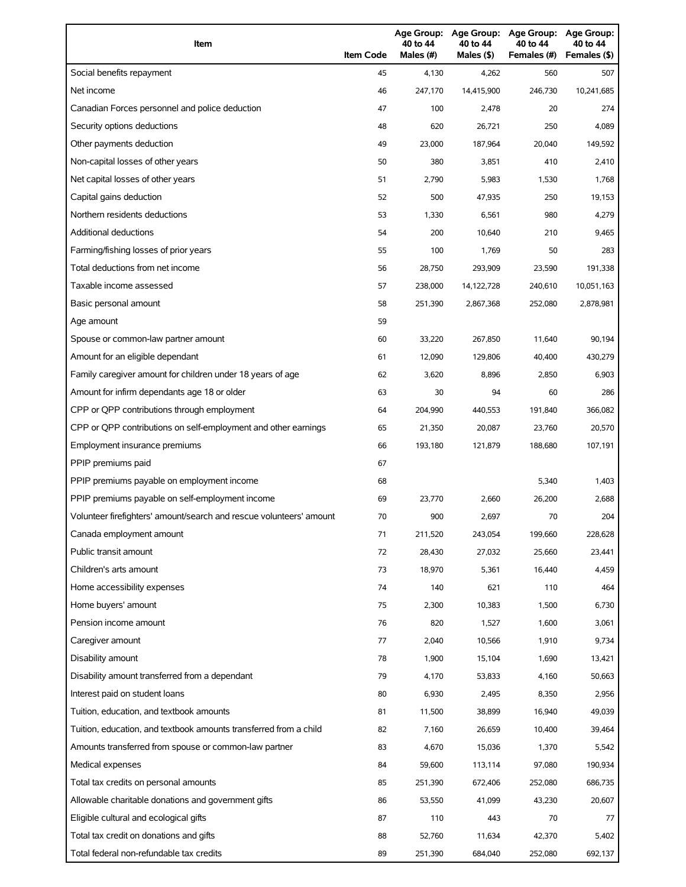| Item | Item Code | Age Group: 40 to 44 Males (#) | Age Group: 40 to 44 Males ($) | Age Group: 40 to 44 Females (#) | Age Group: 40 to 44 Females ($) |
|---|---|---|---|---|---|
| Social benefits repayment | 45 | 4,130 | 4,262 | 560 | 507 |
| Net income | 46 | 247,170 | 14,415,900 | 246,730 | 10,241,685 |
| Canadian Forces personnel and police deduction | 47 | 100 | 2,478 | 20 | 274 |
| Security options deductions | 48 | 620 | 26,721 | 250 | 4,089 |
| Other payments deduction | 49 | 23,000 | 187,964 | 20,040 | 149,592 |
| Non-capital losses of other years | 50 | 380 | 3,851 | 410 | 2,410 |
| Net capital losses of other years | 51 | 2,790 | 5,983 | 1,530 | 1,768 |
| Capital gains deduction | 52 | 500 | 47,935 | 250 | 19,153 |
| Northern residents deductions | 53 | 1,330 | 6,561 | 980 | 4,279 |
| Additional deductions | 54 | 200 | 10,640 | 210 | 9,465 |
| Farming/fishing losses of prior years | 55 | 100 | 1,769 | 50 | 283 |
| Total deductions from net income | 56 | 28,750 | 293,909 | 23,590 | 191,338 |
| Taxable income assessed | 57 | 238,000 | 14,122,728 | 240,610 | 10,051,163 |
| Basic personal amount | 58 | 251,390 | 2,867,368 | 252,080 | 2,878,981 |
| Age amount | 59 | | | | |
| Spouse or common-law partner amount | 60 | 33,220 | 267,850 | 11,640 | 90,194 |
| Amount for an eligible dependant | 61 | 12,090 | 129,806 | 40,400 | 430,279 |
| Family caregiver amount for children under 18 years of age | 62 | 3,620 | 8,896 | 2,850 | 6,903 |
| Amount for infirm dependants age 18 or older | 63 | 30 | 94 | 60 | 286 |
| CPP or QPP contributions through employment | 64 | 204,990 | 440,553 | 191,840 | 366,082 |
| CPP or QPP contributions on self-employment and other earnings | 65 | 21,350 | 20,087 | 23,760 | 20,570 |
| Employment insurance premiums | 66 | 193,180 | 121,879 | 188,680 | 107,191 |
| PPIP premiums paid | 67 | | | | |
| PPIP premiums payable on employment income | 68 | | | 5,340 | 1,403 |
| PPIP premiums payable on self-employment income | 69 | 23,770 | 2,660 | 26,200 | 2,688 |
| Volunteer firefighters' amount/search and rescue volunteers' amount | 70 | 900 | 2,697 | 70 | 204 |
| Canada employment amount | 71 | 211,520 | 243,054 | 199,660 | 228,628 |
| Public transit amount | 72 | 28,430 | 27,032 | 25,660 | 23,441 |
| Children's arts amount | 73 | 18,970 | 5,361 | 16,440 | 4,459 |
| Home accessibility expenses | 74 | 140 | 621 | 110 | 464 |
| Home buyers' amount | 75 | 2,300 | 10,383 | 1,500 | 6,730 |
| Pension income amount | 76 | 820 | 1,527 | 1,600 | 3,061 |
| Caregiver amount | 77 | 2,040 | 10,566 | 1,910 | 9,734 |
| Disability amount | 78 | 1,900 | 15,104 | 1,690 | 13,421 |
| Disability amount transferred from a dependant | 79 | 4,170 | 53,833 | 4,160 | 50,663 |
| Interest paid on student loans | 80 | 6,930 | 2,495 | 8,350 | 2,956 |
| Tuition, education, and textbook amounts | 81 | 11,500 | 38,899 | 16,940 | 49,039 |
| Tuition, education, and textbook amounts transferred from a child | 82 | 7,160 | 26,659 | 10,400 | 39,464 |
| Amounts transferred from spouse or common-law partner | 83 | 4,670 | 15,036 | 1,370 | 5,542 |
| Medical expenses | 84 | 59,600 | 113,114 | 97,080 | 190,934 |
| Total tax credits on personal amounts | 85 | 251,390 | 672,406 | 252,080 | 686,735 |
| Allowable charitable donations and government gifts | 86 | 53,550 | 41,099 | 43,230 | 20,607 |
| Eligible cultural and ecological gifts | 87 | 110 | 443 | 70 | 77 |
| Total tax credit on donations and gifts | 88 | 52,760 | 11,634 | 42,370 | 5,402 |
| Total federal non-refundable tax credits | 89 | 251,390 | 684,040 | 252,080 | 692,137 |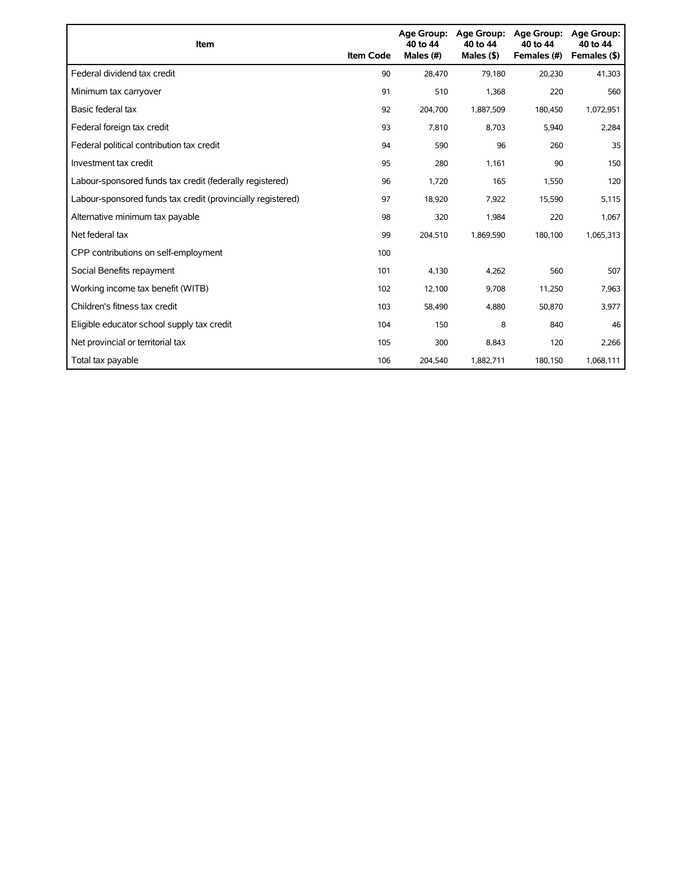| Item | Item Code | Age Group: 40 to 44 Males (#) | Age Group: 40 to 44 Males ($) | Age Group: 40 to 44 Females (#) | Age Group: 40 to 44 Females ($) |
| --- | --- | --- | --- | --- | --- |
| Federal dividend tax credit | 90 | 28,470 | 79,180 | 20,230 | 41,303 |
| Minimum tax carryover | 91 | 510 | 1,368 | 220 | 560 |
| Basic federal tax | 92 | 204,700 | 1,887,509 | 180,450 | 1,072,951 |
| Federal foreign tax credit | 93 | 7,810 | 8,703 | 5,940 | 2,284 |
| Federal political contribution tax credit | 94 | 590 | 96 | 260 | 35 |
| Investment tax credit | 95 | 280 | 1,161 | 90 | 150 |
| Labour-sponsored funds tax credit (federally registered) | 96 | 1,720 | 165 | 1,550 | 120 |
| Labour-sponsored funds tax credit (provincially registered) | 97 | 18,920 | 7,922 | 15,590 | 5,115 |
| Alternative minimum tax payable | 98 | 320 | 1,984 | 220 | 1,067 |
| Net federal tax | 99 | 204,510 | 1,869,590 | 180,100 | 1,065,313 |
| CPP contributions on self-employment | 100 | | | | |
| Social Benefits repayment | 101 | 4,130 | 4,262 | 560 | 507 |
| Working income tax benefit (WITB) | 102 | 12,100 | 9,708 | 11,250 | 7,963 |
| Children's fitness tax credit | 103 | 58,490 | 4,880 | 50,870 | 3,977 |
| Eligible educator school supply tax credit | 104 | 150 | 8 | 840 | 46 |
| Net provincial or territorial tax | 105 | 300 | 8,843 | 120 | 2,266 |
| Total tax payable | 106 | 204,540 | 1,882,711 | 180,150 | 1,068,111 |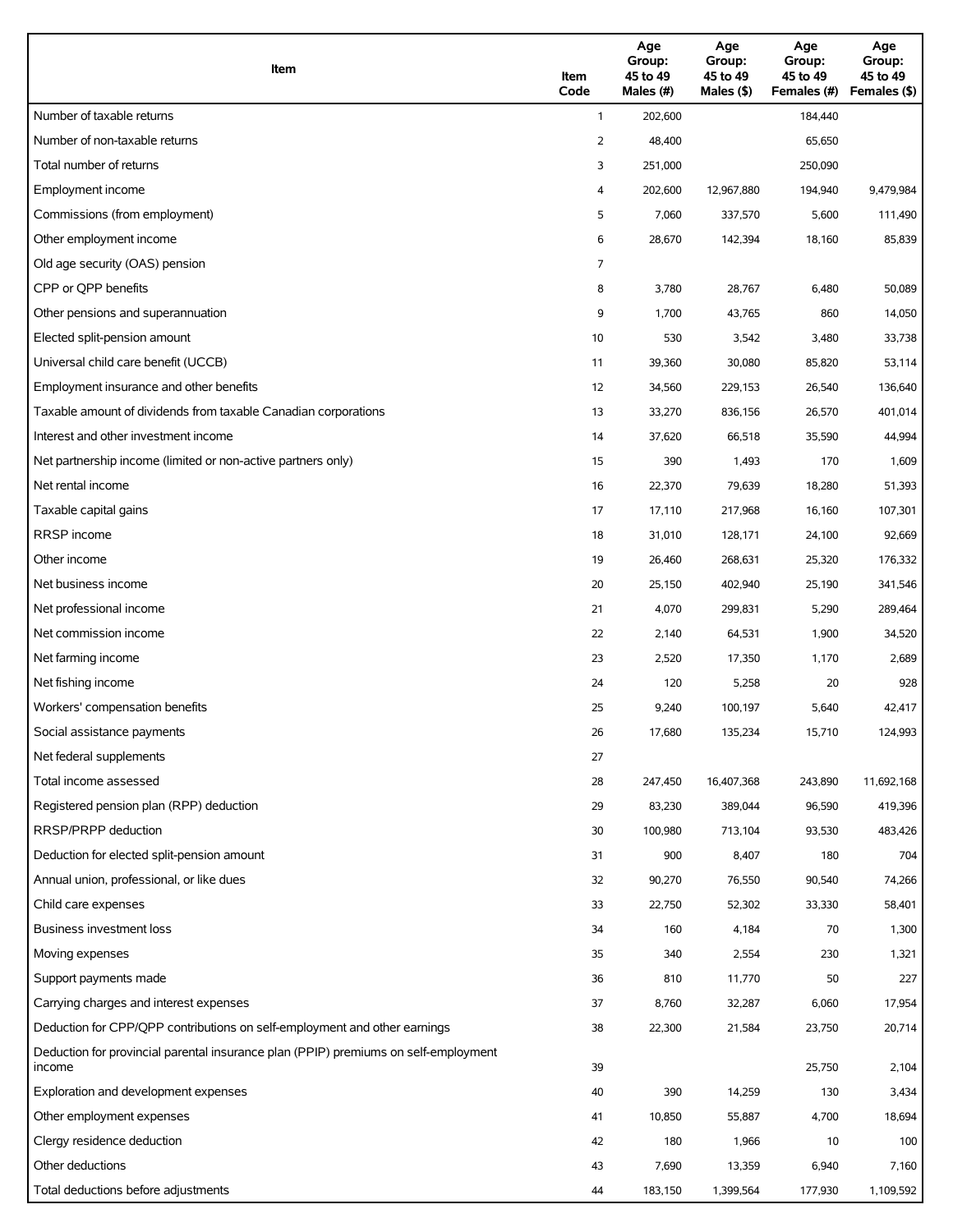| Item | Item Code | Age Group: 45 to 49 Males (#) | Age Group: 45 to 49 Males ($) | Age Group: 45 to 49 Females (#) | Age Group: 45 to 49 Females ($) |
|---|---|---|---|---|---|
| Number of taxable returns | 1 | 202,600 | | 184,440 | |
| Number of non-taxable returns | 2 | 48,400 | | 65,650 | |
| Total number of returns | 3 | 251,000 | | 250,090 | |
| Employment income | 4 | 202,600 | 12,967,880 | 194,940 | 9,479,984 |
| Commissions (from employment) | 5 | 7,060 | 337,570 | 5,600 | 111,490 |
| Other employment income | 6 | 28,670 | 142,394 | 18,160 | 85,839 |
| Old age security (OAS) pension | 7 | | | | |
| CPP or QPP benefits | 8 | 3,780 | 28,767 | 6,480 | 50,089 |
| Other pensions and superannuation | 9 | 1,700 | 43,765 | 860 | 14,050 |
| Elected split-pension amount | 10 | 530 | 3,542 | 3,480 | 33,738 |
| Universal child care benefit (UCCB) | 11 | 39,360 | 30,080 | 85,820 | 53,114 |
| Employment insurance and other benefits | 12 | 34,560 | 229,153 | 26,540 | 136,640 |
| Taxable amount of dividends from taxable Canadian corporations | 13 | 33,270 | 836,156 | 26,570 | 401,014 |
| Interest and other investment income | 14 | 37,620 | 66,518 | 35,590 | 44,994 |
| Net partnership income (limited or non-active partners only) | 15 | 390 | 1,493 | 170 | 1,609 |
| Net rental income | 16 | 22,370 | 79,639 | 18,280 | 51,393 |
| Taxable capital gains | 17 | 17,110 | 217,968 | 16,160 | 107,301 |
| RRSP income | 18 | 31,010 | 128,171 | 24,100 | 92,669 |
| Other income | 19 | 26,460 | 268,631 | 25,320 | 176,332 |
| Net business income | 20 | 25,150 | 402,940 | 25,190 | 341,546 |
| Net professional income | 21 | 4,070 | 299,831 | 5,290 | 289,464 |
| Net commission income | 22 | 2,140 | 64,531 | 1,900 | 34,520 |
| Net farming income | 23 | 2,520 | 17,350 | 1,170 | 2,689 |
| Net fishing income | 24 | 120 | 5,258 | 20 | 928 |
| Workers' compensation benefits | 25 | 9,240 | 100,197 | 5,640 | 42,417 |
| Social assistance payments | 26 | 17,680 | 135,234 | 15,710 | 124,993 |
| Net federal supplements | 27 | | | | |
| Total income assessed | 28 | 247,450 | 16,407,368 | 243,890 | 11,692,168 |
| Registered pension plan (RPP) deduction | 29 | 83,230 | 389,044 | 96,590 | 419,396 |
| RRSP/PRPP deduction | 30 | 100,980 | 713,104 | 93,530 | 483,426 |
| Deduction for elected split-pension amount | 31 | 900 | 8,407 | 180 | 704 |
| Annual union, professional, or like dues | 32 | 90,270 | 76,550 | 90,540 | 74,266 |
| Child care expenses | 33 | 22,750 | 52,302 | 33,330 | 58,401 |
| Business investment loss | 34 | 160 | 4,184 | 70 | 1,300 |
| Moving expenses | 35 | 340 | 2,554 | 230 | 1,321 |
| Support payments made | 36 | 810 | 11,770 | 50 | 227 |
| Carrying charges and interest expenses | 37 | 8,760 | 32,287 | 6,060 | 17,954 |
| Deduction for CPP/QPP contributions on self-employment and other earnings | 38 | 22,300 | 21,584 | 23,750 | 20,714 |
| Deduction for provincial parental insurance plan (PPIP) premiums on self-employment income | 39 | | | 25,750 | 2,104 |
| Exploration and development expenses | 40 | 390 | 14,259 | 130 | 3,434 |
| Other employment expenses | 41 | 10,850 | 55,887 | 4,700 | 18,694 |
| Clergy residence deduction | 42 | 180 | 1,966 | 10 | 100 |
| Other deductions | 43 | 7,690 | 13,359 | 6,940 | 7,160 |
| Total deductions before adjustments | 44 | 183,150 | 1,399,564 | 177,930 | 1,109,592 |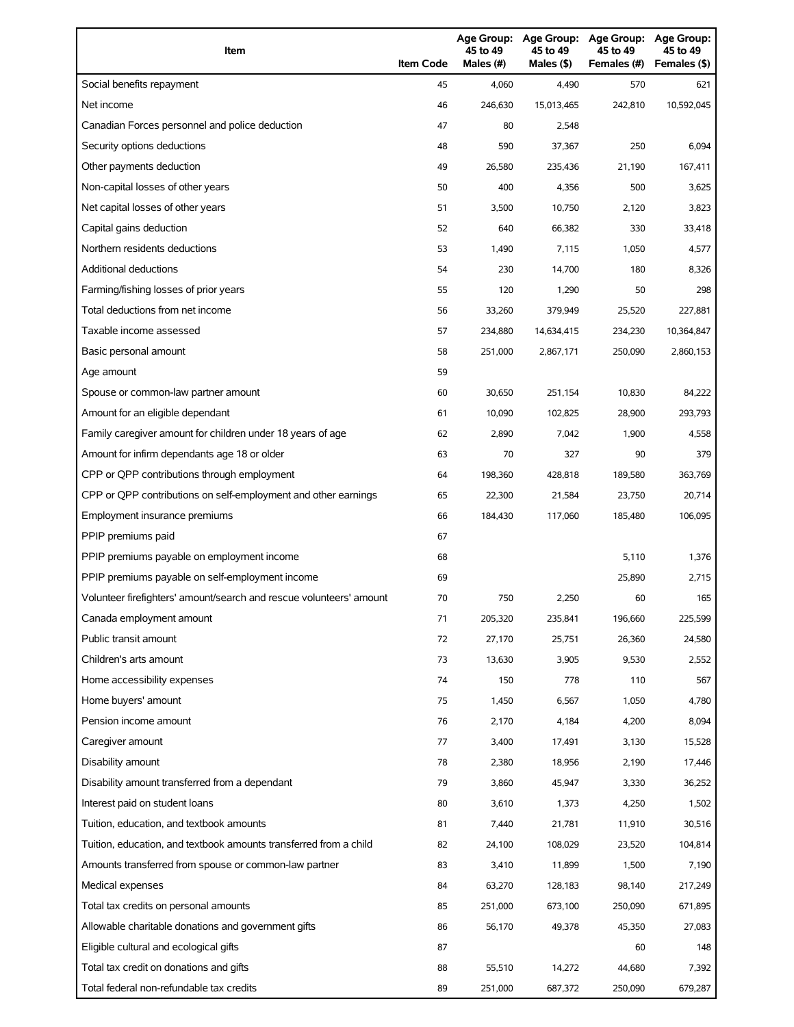| Item | Item Code | Age Group: 45 to 49 Males (#) | Age Group: 45 to 49 Males ($) | Age Group: 45 to 49 Females (#) | Age Group: 45 to 49 Females ($) |
|---|---|---|---|---|---|
| Social benefits repayment | 45 | 4,060 | 4,490 | 570 | 621 |
| Net income | 46 | 246,630 | 15,013,465 | 242,810 | 10,592,045 |
| Canadian Forces personnel and police deduction | 47 | 80 | 2,548 | | |
| Security options deductions | 48 | 590 | 37,367 | 250 | 6,094 |
| Other payments deduction | 49 | 26,580 | 235,436 | 21,190 | 167,411 |
| Non-capital losses of other years | 50 | 400 | 4,356 | 500 | 3,625 |
| Net capital losses of other years | 51 | 3,500 | 10,750 | 2,120 | 3,823 |
| Capital gains deduction | 52 | 640 | 66,382 | 330 | 33,418 |
| Northern residents deductions | 53 | 1,490 | 7,115 | 1,050 | 4,577 |
| Additional deductions | 54 | 230 | 14,700 | 180 | 8,326 |
| Farming/fishing losses of prior years | 55 | 120 | 1,290 | 50 | 298 |
| Total deductions from net income | 56 | 33,260 | 379,949 | 25,520 | 227,881 |
| Taxable income assessed | 57 | 234,880 | 14,634,415 | 234,230 | 10,364,847 |
| Basic personal amount | 58 | 251,000 | 2,867,171 | 250,090 | 2,860,153 |
| Age amount | 59 | | | | |
| Spouse or common-law partner amount | 60 | 30,650 | 251,154 | 10,830 | 84,222 |
| Amount for an eligible dependant | 61 | 10,090 | 102,825 | 28,900 | 293,793 |
| Family caregiver amount for children under 18 years of age | 62 | 2,890 | 7,042 | 1,900 | 4,558 |
| Amount for infirm dependants age 18 or older | 63 | 70 | 327 | 90 | 379 |
| CPP or QPP contributions through employment | 64 | 198,360 | 428,818 | 189,580 | 363,769 |
| CPP or QPP contributions on self-employment and other earnings | 65 | 22,300 | 21,584 | 23,750 | 20,714 |
| Employment insurance premiums | 66 | 184,430 | 117,060 | 185,480 | 106,095 |
| PPIP premiums paid | 67 | | | | |
| PPIP premiums payable on employment income | 68 | | | 5,110 | 1,376 |
| PPIP premiums payable on self-employment income | 69 | | | 25,890 | 2,715 |
| Volunteer firefighters' amount/search and rescue volunteers' amount | 70 | 750 | 2,250 | 60 | 165 |
| Canada employment amount | 71 | 205,320 | 235,841 | 196,660 | 225,599 |
| Public transit amount | 72 | 27,170 | 25,751 | 26,360 | 24,580 |
| Children's arts amount | 73 | 13,630 | 3,905 | 9,530 | 2,552 |
| Home accessibility expenses | 74 | 150 | 778 | 110 | 567 |
| Home buyers' amount | 75 | 1,450 | 6,567 | 1,050 | 4,780 |
| Pension income amount | 76 | 2,170 | 4,184 | 4,200 | 8,094 |
| Caregiver amount | 77 | 3,400 | 17,491 | 3,130 | 15,528 |
| Disability amount | 78 | 2,380 | 18,956 | 2,190 | 17,446 |
| Disability amount transferred from a dependant | 79 | 3,860 | 45,947 | 3,330 | 36,252 |
| Interest paid on student loans | 80 | 3,610 | 1,373 | 4,250 | 1,502 |
| Tuition, education, and textbook amounts | 81 | 7,440 | 21,781 | 11,910 | 30,516 |
| Tuition, education, and textbook amounts transferred from a child | 82 | 24,100 | 108,029 | 23,520 | 104,814 |
| Amounts transferred from spouse or common-law partner | 83 | 3,410 | 11,899 | 1,500 | 7,190 |
| Medical expenses | 84 | 63,270 | 128,183 | 98,140 | 217,249 |
| Total tax credits on personal amounts | 85 | 251,000 | 673,100 | 250,090 | 671,895 |
| Allowable charitable donations and government gifts | 86 | 56,170 | 49,378 | 45,350 | 27,083 |
| Eligible cultural and ecological gifts | 87 | | | 60 | 148 |
| Total tax credit on donations and gifts | 88 | 55,510 | 14,272 | 44,680 | 7,392 |
| Total federal non-refundable tax credits | 89 | 251,000 | 687,372 | 250,090 | 679,287 |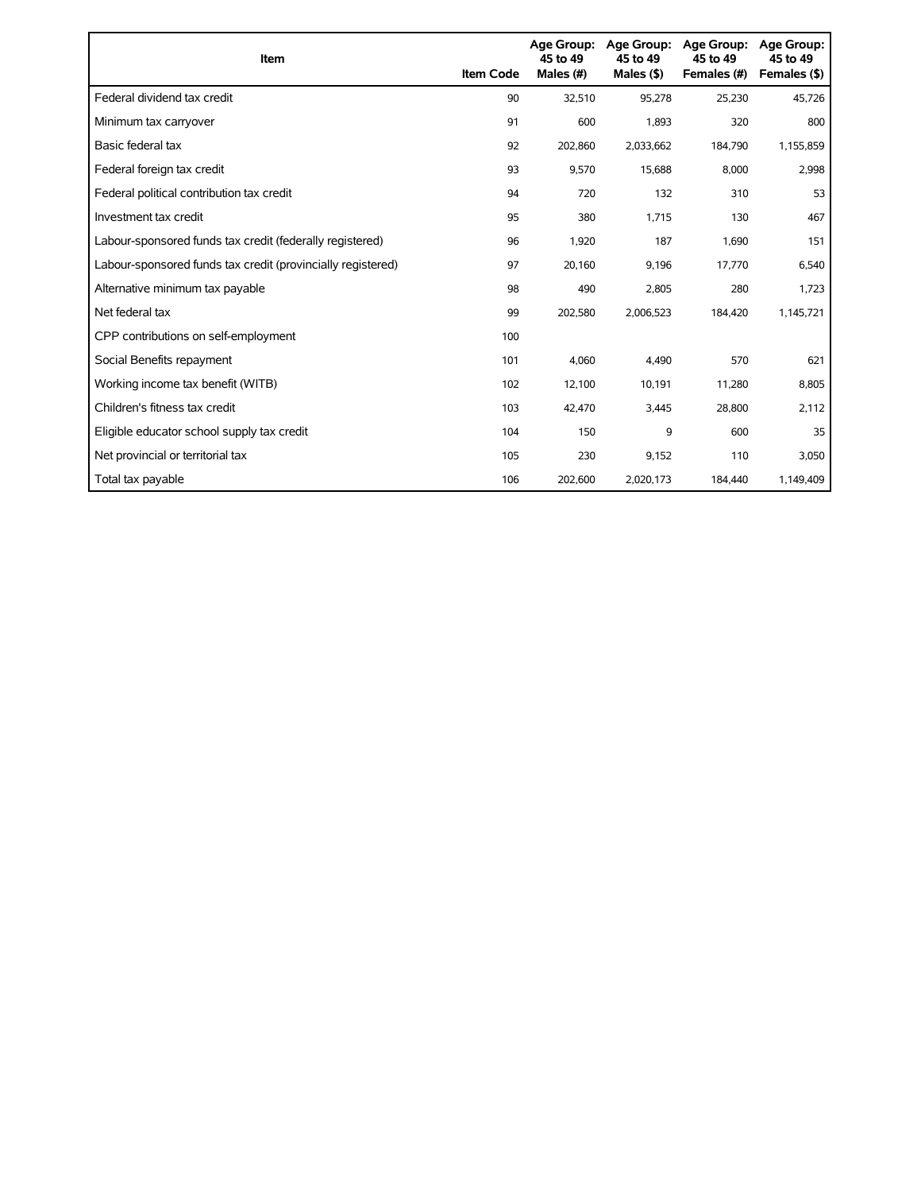| Item | Item Code | Age Group: 45 to 49 Males (#) | Age Group: 45 to 49 Males ($) | Age Group: 45 to 49 Females (#) | Age Group: 45 to 49 Females ($) |
|---|---|---|---|---|---|
| Federal dividend tax credit | 90 | 32,510 | 95,278 | 25,230 | 45,726 |
| Minimum tax carryover | 91 | 600 | 1,893 | 320 | 800 |
| Basic federal tax | 92 | 202,860 | 2,033,662 | 184,790 | 1,155,859 |
| Federal foreign tax credit | 93 | 9,570 | 15,688 | 8,000 | 2,998 |
| Federal political contribution tax credit | 94 | 720 | 132 | 310 | 53 |
| Investment tax credit | 95 | 380 | 1,715 | 130 | 467 |
| Labour-sponsored funds tax credit (federally registered) | 96 | 1,920 | 187 | 1,690 | 151 |
| Labour-sponsored funds tax credit (provincially registered) | 97 | 20,160 | 9,196 | 17,770 | 6,540 |
| Alternative minimum tax payable | 98 | 490 | 2,805 | 280 | 1,723 |
| Net federal tax | 99 | 202,580 | 2,006,523 | 184,420 | 1,145,721 |
| CPP contributions on self-employment | 100 | | | | |
| Social Benefits repayment | 101 | 4,060 | 4,490 | 570 | 621 |
| Working income tax benefit (WITB) | 102 | 12,100 | 10,191 | 11,280 | 8,805 |
| Children's fitness tax credit | 103 | 42,470 | 3,445 | 28,800 | 2,112 |
| Eligible educator school supply tax credit | 104 | 150 | 9 | 600 | 35 |
| Net provincial or territorial tax | 105 | 230 | 9,152 | 110 | 3,050 |
| Total tax payable | 106 | 202,600 | 2,020,173 | 184,440 | 1,149,409 |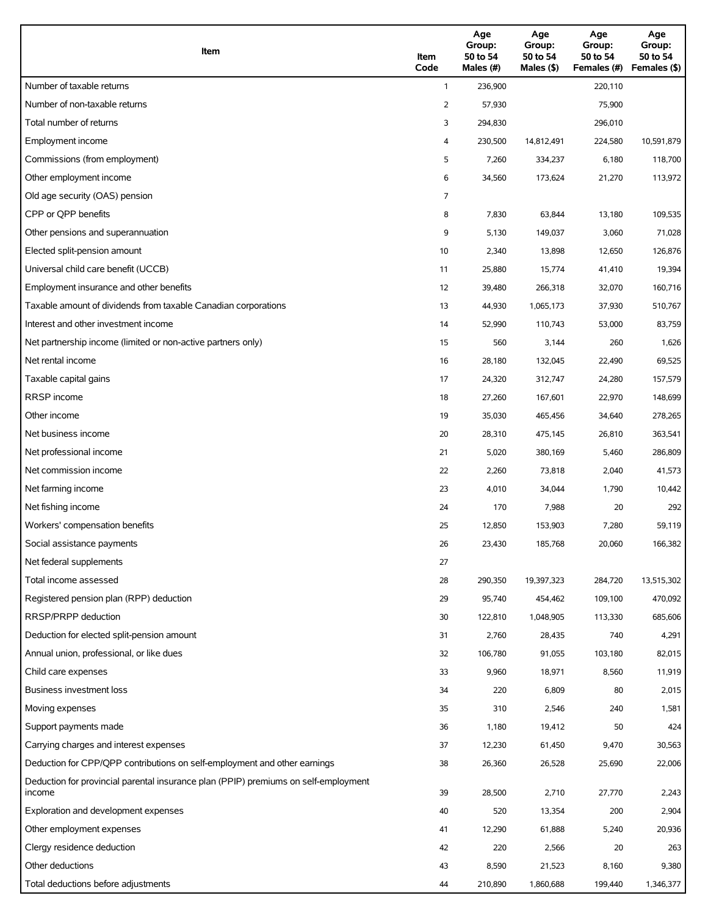| Item | Item Code | Age Group: 50 to 54 Males (#) | Age Group: 50 to 54 Males ($) | Age Group: 50 to 54 Females (#) | Age Group: 50 to 54 Females ($) |
|---|---|---|---|---|---|
| Number of taxable returns | 1 | 236,900 | | 220,110 | |
| Number of non-taxable returns | 2 | 57,930 | | 75,900 | |
| Total number of returns | 3 | 294,830 | | 296,010 | |
| Employment income | 4 | 230,500 | 14,812,491 | 224,580 | 10,591,879 |
| Commissions (from employment) | 5 | 7,260 | 334,237 | 6,180 | 118,700 |
| Other employment income | 6 | 34,560 | 173,624 | 21,270 | 113,972 |
| Old age security (OAS) pension | 7 | | | | |
| CPP or QPP benefits | 8 | 7,830 | 63,844 | 13,180 | 109,535 |
| Other pensions and superannuation | 9 | 5,130 | 149,037 | 3,060 | 71,028 |
| Elected split-pension amount | 10 | 2,340 | 13,898 | 12,650 | 126,876 |
| Universal child care benefit (UCCB) | 11 | 25,880 | 15,774 | 41,410 | 19,394 |
| Employment insurance and other benefits | 12 | 39,480 | 266,318 | 32,070 | 160,716 |
| Taxable amount of dividends from taxable Canadian corporations | 13 | 44,930 | 1,065,173 | 37,930 | 510,767 |
| Interest and other investment income | 14 | 52,990 | 110,743 | 53,000 | 83,759 |
| Net partnership income (limited or non-active partners only) | 15 | 560 | 3,144 | 260 | 1,626 |
| Net rental income | 16 | 28,180 | 132,045 | 22,490 | 69,525 |
| Taxable capital gains | 17 | 24,320 | 312,747 | 24,280 | 157,579 |
| RRSP income | 18 | 27,260 | 167,601 | 22,970 | 148,699 |
| Other income | 19 | 35,030 | 465,456 | 34,640 | 278,265 |
| Net business income | 20 | 28,310 | 475,145 | 26,810 | 363,541 |
| Net professional income | 21 | 5,020 | 380,169 | 5,460 | 286,809 |
| Net commission income | 22 | 2,260 | 73,818 | 2,040 | 41,573 |
| Net farming income | 23 | 4,010 | 34,044 | 1,790 | 10,442 |
| Net fishing income | 24 | 170 | 7,988 | 20 | 292 |
| Workers' compensation benefits | 25 | 12,850 | 153,903 | 7,280 | 59,119 |
| Social assistance payments | 26 | 23,430 | 185,768 | 20,060 | 166,382 |
| Net federal supplements | 27 | | | | |
| Total income assessed | 28 | 290,350 | 19,397,323 | 284,720 | 13,515,302 |
| Registered pension plan (RPP) deduction | 29 | 95,740 | 454,462 | 109,100 | 470,092 |
| RRSP/PRPP deduction | 30 | 122,810 | 1,048,905 | 113,330 | 685,606 |
| Deduction for elected split-pension amount | 31 | 2,760 | 28,435 | 740 | 4,291 |
| Annual union, professional, or like dues | 32 | 106,780 | 91,055 | 103,180 | 82,015 |
| Child care expenses | 33 | 9,960 | 18,971 | 8,560 | 11,919 |
| Business investment loss | 34 | 220 | 6,809 | 80 | 2,015 |
| Moving expenses | 35 | 310 | 2,546 | 240 | 1,581 |
| Support payments made | 36 | 1,180 | 19,412 | 50 | 424 |
| Carrying charges and interest expenses | 37 | 12,230 | 61,450 | 9,470 | 30,563 |
| Deduction for CPP/QPP contributions on self-employment and other earnings | 38 | 26,360 | 26,528 | 25,690 | 22,006 |
| Deduction for provincial parental insurance plan (PPIP) premiums on self-employment income | 39 | 28,500 | 2,710 | 27,770 | 2,243 |
| Exploration and development expenses | 40 | 520 | 13,354 | 200 | 2,904 |
| Other employment expenses | 41 | 12,290 | 61,888 | 5,240 | 20,936 |
| Clergy residence deduction | 42 | 220 | 2,566 | 20 | 263 |
| Other deductions | 43 | 8,590 | 21,523 | 8,160 | 9,380 |
| Total deductions before adjustments | 44 | 210,890 | 1,860,688 | 199,440 | 1,346,377 |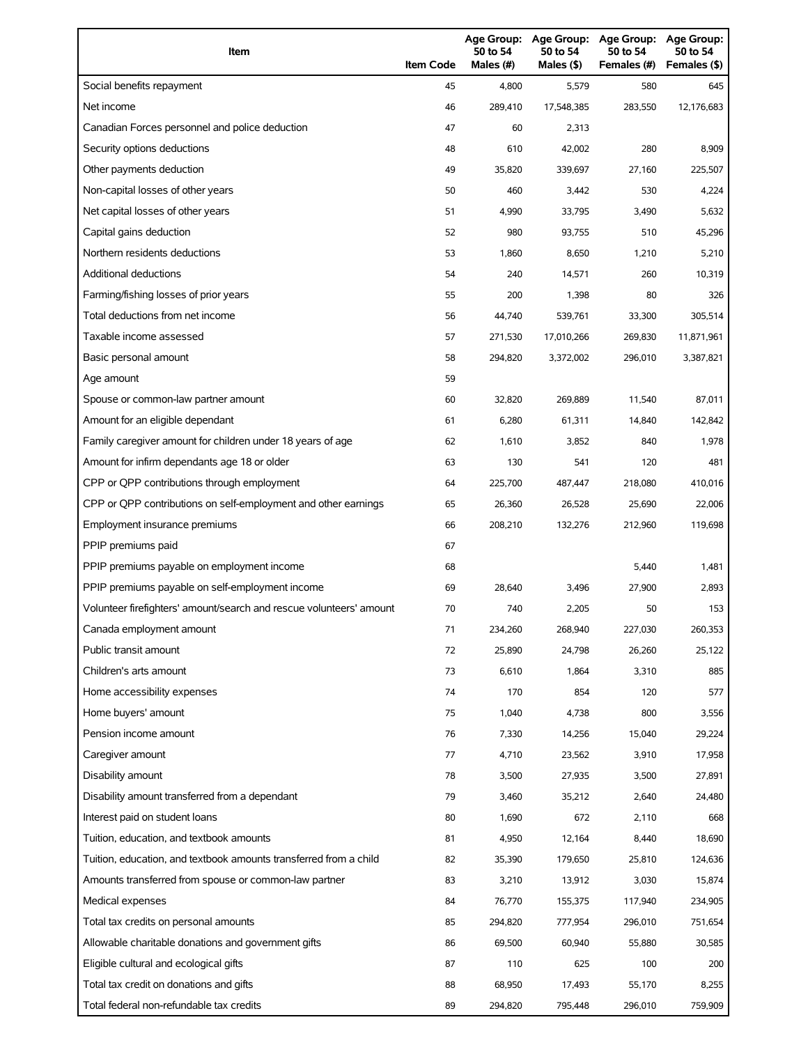| Item | Item Code | Age Group: 50 to 54 Males (#) | Age Group: 50 to 54 Males ($) | Age Group: 50 to 54 Females (#) | Age Group: 50 to 54 Females ($) |
|---|---|---|---|---|---|
| Social benefits repayment | 45 | 4,800 | 5,579 | 580 | 645 |
| Net income | 46 | 289,410 | 17,548,385 | 283,550 | 12,176,683 |
| Canadian Forces personnel and police deduction | 47 | 60 | 2,313 | | |
| Security options deductions | 48 | 610 | 42,002 | 280 | 8,909 |
| Other payments deduction | 49 | 35,820 | 339,697 | 27,160 | 225,507 |
| Non-capital losses of other years | 50 | 460 | 3,442 | 530 | 4,224 |
| Net capital losses of other years | 51 | 4,990 | 33,795 | 3,490 | 5,632 |
| Capital gains deduction | 52 | 980 | 93,755 | 510 | 45,296 |
| Northern residents deductions | 53 | 1,860 | 8,650 | 1,210 | 5,210 |
| Additional deductions | 54 | 240 | 14,571 | 260 | 10,319 |
| Farming/fishing losses of prior years | 55 | 200 | 1,398 | 80 | 326 |
| Total deductions from net income | 56 | 44,740 | 539,761 | 33,300 | 305,514 |
| Taxable income assessed | 57 | 271,530 | 17,010,266 | 269,830 | 11,871,961 |
| Basic personal amount | 58 | 294,820 | 3,372,002 | 296,010 | 3,387,821 |
| Age amount | 59 | | | | |
| Spouse or common-law partner amount | 60 | 32,820 | 269,889 | 11,540 | 87,011 |
| Amount for an eligible dependant | 61 | 6,280 | 61,311 | 14,840 | 142,842 |
| Family caregiver amount for children under 18 years of age | 62 | 1,610 | 3,852 | 840 | 1,978 |
| Amount for infirm dependants age 18 or older | 63 | 130 | 541 | 120 | 481 |
| CPP or QPP contributions through employment | 64 | 225,700 | 487,447 | 218,080 | 410,016 |
| CPP or QPP contributions on self-employment and other earnings | 65 | 26,360 | 26,528 | 25,690 | 22,006 |
| Employment insurance premiums | 66 | 208,210 | 132,276 | 212,960 | 119,698 |
| PPIP premiums paid | 67 | | | | |
| PPIP premiums payable on employment income | 68 | | | 5,440 | 1,481 |
| PPIP premiums payable on self-employment income | 69 | 28,640 | 3,496 | 27,900 | 2,893 |
| Volunteer firefighters' amount/search and rescue volunteers' amount | 70 | 740 | 2,205 | 50 | 153 |
| Canada employment amount | 71 | 234,260 | 268,940 | 227,030 | 260,353 |
| Public transit amount | 72 | 25,890 | 24,798 | 26,260 | 25,122 |
| Children's arts amount | 73 | 6,610 | 1,864 | 3,310 | 885 |
| Home accessibility expenses | 74 | 170 | 854 | 120 | 577 |
| Home buyers' amount | 75 | 1,040 | 4,738 | 800 | 3,556 |
| Pension income amount | 76 | 7,330 | 14,256 | 15,040 | 29,224 |
| Caregiver amount | 77 | 4,710 | 23,562 | 3,910 | 17,958 |
| Disability amount | 78 | 3,500 | 27,935 | 3,500 | 27,891 |
| Disability amount transferred from a dependant | 79 | 3,460 | 35,212 | 2,640 | 24,480 |
| Interest paid on student loans | 80 | 1,690 | 672 | 2,110 | 668 |
| Tuition, education, and textbook amounts | 81 | 4,950 | 12,164 | 8,440 | 18,690 |
| Tuition, education, and textbook amounts transferred from a child | 82 | 35,390 | 179,650 | 25,810 | 124,636 |
| Amounts transferred from spouse or common-law partner | 83 | 3,210 | 13,912 | 3,030 | 15,874 |
| Medical expenses | 84 | 76,770 | 155,375 | 117,940 | 234,905 |
| Total tax credits on personal amounts | 85 | 294,820 | 777,954 | 296,010 | 751,654 |
| Allowable charitable donations and government gifts | 86 | 69,500 | 60,940 | 55,880 | 30,585 |
| Eligible cultural and ecological gifts | 87 | 110 | 625 | 100 | 200 |
| Total tax credit on donations and gifts | 88 | 68,950 | 17,493 | 55,170 | 8,255 |
| Total federal non-refundable tax credits | 89 | 294,820 | 795,448 | 296,010 | 759,909 |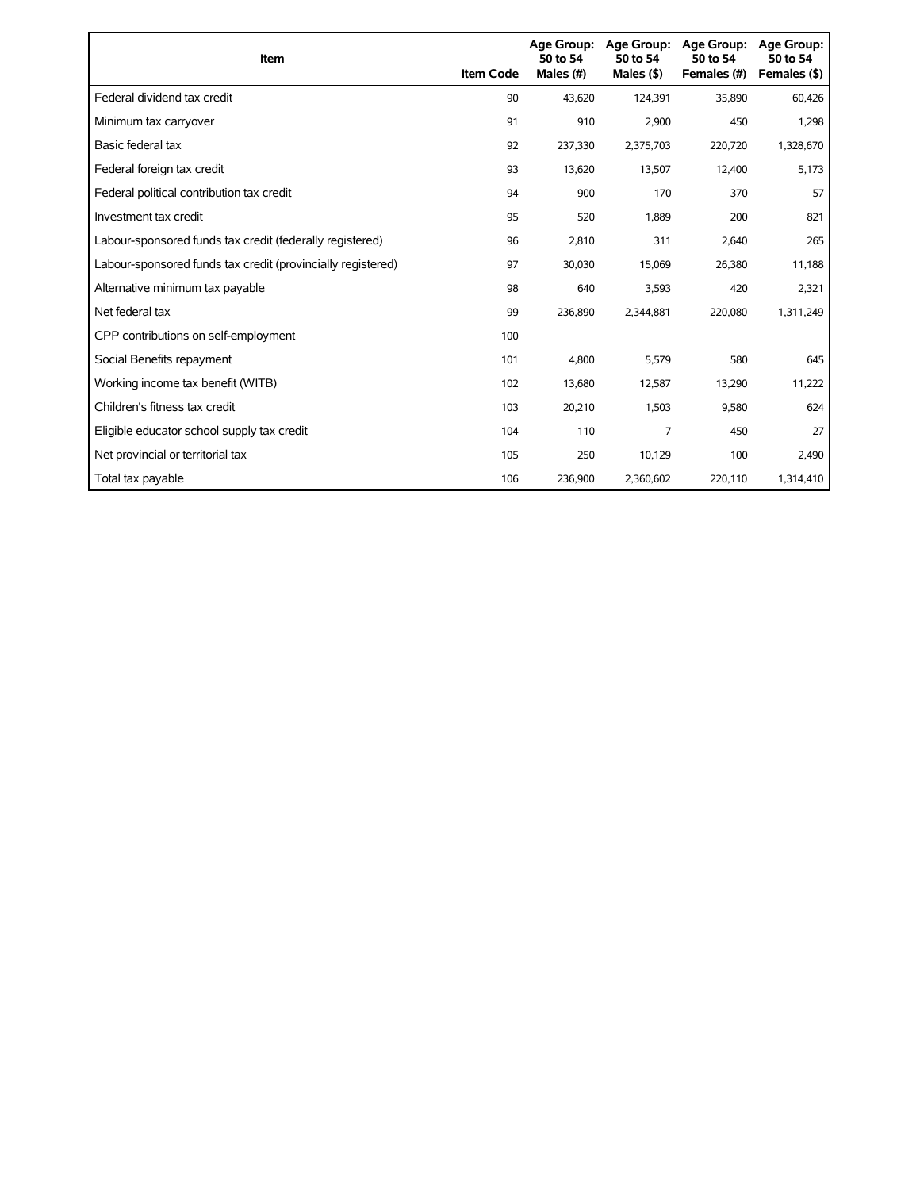| Item | Item Code | Age Group: 50 to 54 Males (#) | Age Group: 50 to 54 Males ($) | Age Group: 50 to 54 Females (#) | Age Group: 50 to 54 Females ($) |
| --- | --- | --- | --- | --- | --- |
| Federal dividend tax credit | 90 | 43,620 | 124,391 | 35,890 | 60,426 |
| Minimum tax carryover | 91 | 910 | 2,900 | 450 | 1,298 |
| Basic federal tax | 92 | 237,330 | 2,375,703 | 220,720 | 1,328,670 |
| Federal foreign tax credit | 93 | 13,620 | 13,507 | 12,400 | 5,173 |
| Federal political contribution tax credit | 94 | 900 | 170 | 370 | 57 |
| Investment tax credit | 95 | 520 | 1,889 | 200 | 821 |
| Labour-sponsored funds tax credit (federally registered) | 96 | 2,810 | 311 | 2,640 | 265 |
| Labour-sponsored funds tax credit (provincially registered) | 97 | 30,030 | 15,069 | 26,380 | 11,188 |
| Alternative minimum tax payable | 98 | 640 | 3,593 | 420 | 2,321 |
| Net federal tax | 99 | 236,890 | 2,344,881 | 220,080 | 1,311,249 |
| CPP contributions on self-employment | 100 | | | | |
| Social Benefits repayment | 101 | 4,800 | 5,579 | 580 | 645 |
| Working income tax benefit (WITB) | 102 | 13,680 | 12,587 | 13,290 | 11,222 |
| Children's fitness tax credit | 103 | 20,210 | 1,503 | 9,580 | 624 |
| Eligible educator school supply tax credit | 104 | 110 | 7 | 450 | 27 |
| Net provincial or territorial tax | 105 | 250 | 10,129 | 100 | 2,490 |
| Total tax payable | 106 | 236,900 | 2,360,602 | 220,110 | 1,314,410 |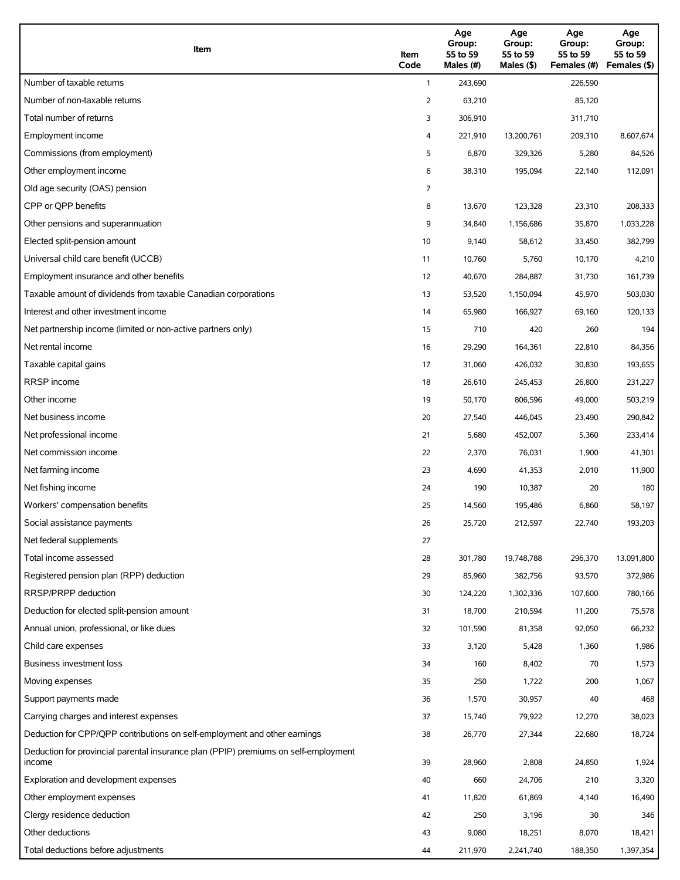| Item | Item Code | Age Group: 55 to 59 Males (#) | Age Group: 55 to 59 Males ($) | Age Group: 55 to 59 Females (#) | Age Group: 55 to 59 Females ($) |
|---|---|---|---|---|---|
| Number of taxable returns | 1 | 243,690 | | 226,590 | |
| Number of non-taxable returns | 2 | 63,210 | | 85,120 | |
| Total number of returns | 3 | 306,910 | | 311,710 | |
| Employment income | 4 | 221,910 | 13,200,761 | 209,310 | 8,607,674 |
| Commissions (from employment) | 5 | 6,870 | 329,326 | 5,280 | 84,526 |
| Other employment income | 6 | 38,310 | 195,094 | 22,140 | 112,091 |
| Old age security (OAS) pension | 7 | | | | |
| CPP or QPP benefits | 8 | 13,670 | 123,328 | 23,310 | 208,333 |
| Other pensions and superannuation | 9 | 34,840 | 1,156,686 | 35,870 | 1,033,228 |
| Elected split-pension amount | 10 | 9,140 | 58,612 | 33,450 | 382,799 |
| Universal child care benefit (UCCB) | 11 | 10,760 | 5,760 | 10,170 | 4,210 |
| Employment insurance and other benefits | 12 | 40,670 | 284,887 | 31,730 | 161,739 |
| Taxable amount of dividends from taxable Canadian corporations | 13 | 53,520 | 1,150,094 | 45,970 | 503,030 |
| Interest and other investment income | 14 | 65,980 | 166,927 | 69,160 | 120,133 |
| Net partnership income (limited or non-active partners only) | 15 | 710 | 420 | 260 | 194 |
| Net rental income | 16 | 29,290 | 164,361 | 22,810 | 84,356 |
| Taxable capital gains | 17 | 31,060 | 426,032 | 30,830 | 193,655 |
| RRSP income | 18 | 26,610 | 245,453 | 26,800 | 231,227 |
| Other income | 19 | 50,170 | 806,596 | 49,000 | 503,219 |
| Net business income | 20 | 27,540 | 446,045 | 23,490 | 290,842 |
| Net professional income | 21 | 5,680 | 452,007 | 5,360 | 233,414 |
| Net commission income | 22 | 2,370 | 76,031 | 1,900 | 41,301 |
| Net farming income | 23 | 4,690 | 41,353 | 2,010 | 11,900 |
| Net fishing income | 24 | 190 | 10,387 | 20 | 180 |
| Workers' compensation benefits | 25 | 14,560 | 195,486 | 6,860 | 58,197 |
| Social assistance payments | 26 | 25,720 | 212,597 | 22,740 | 193,203 |
| Net federal supplements | 27 | | | | |
| Total income assessed | 28 | 301,780 | 19,748,788 | 296,370 | 13,091,800 |
| Registered pension plan (RPP) deduction | 29 | 85,960 | 382,756 | 93,570 | 372,986 |
| RRSP/PRPP deduction | 30 | 124,220 | 1,302,336 | 107,600 | 780,166 |
| Deduction for elected split-pension amount | 31 | 18,700 | 210,594 | 11,200 | 75,578 |
| Annual union, professional, or like dues | 32 | 101,590 | 81,358 | 92,050 | 66,232 |
| Child care expenses | 33 | 3,120 | 5,428 | 1,360 | 1,986 |
| Business investment loss | 34 | 160 | 8,402 | 70 | 1,573 |
| Moving expenses | 35 | 250 | 1,722 | 200 | 1,067 |
| Support payments made | 36 | 1,570 | 30,957 | 40 | 468 |
| Carrying charges and interest expenses | 37 | 15,740 | 79,922 | 12,270 | 38,023 |
| Deduction for CPP/QPP contributions on self-employment and other earnings | 38 | 26,770 | 27,344 | 22,680 | 18,724 |
| Deduction for provincial parental insurance plan (PPIP) premiums on self-employment income | 39 | 28,960 | 2,808 | 24,850 | 1,924 |
| Exploration and development expenses | 40 | 660 | 24,706 | 210 | 3,320 |
| Other employment expenses | 41 | 11,820 | 61,869 | 4,140 | 16,490 |
| Clergy residence deduction | 42 | 250 | 3,196 | 30 | 346 |
| Other deductions | 43 | 9,080 | 18,251 | 8,070 | 18,421 |
| Total deductions before adjustments | 44 | 211,970 | 2,241,740 | 188,350 | 1,397,354 |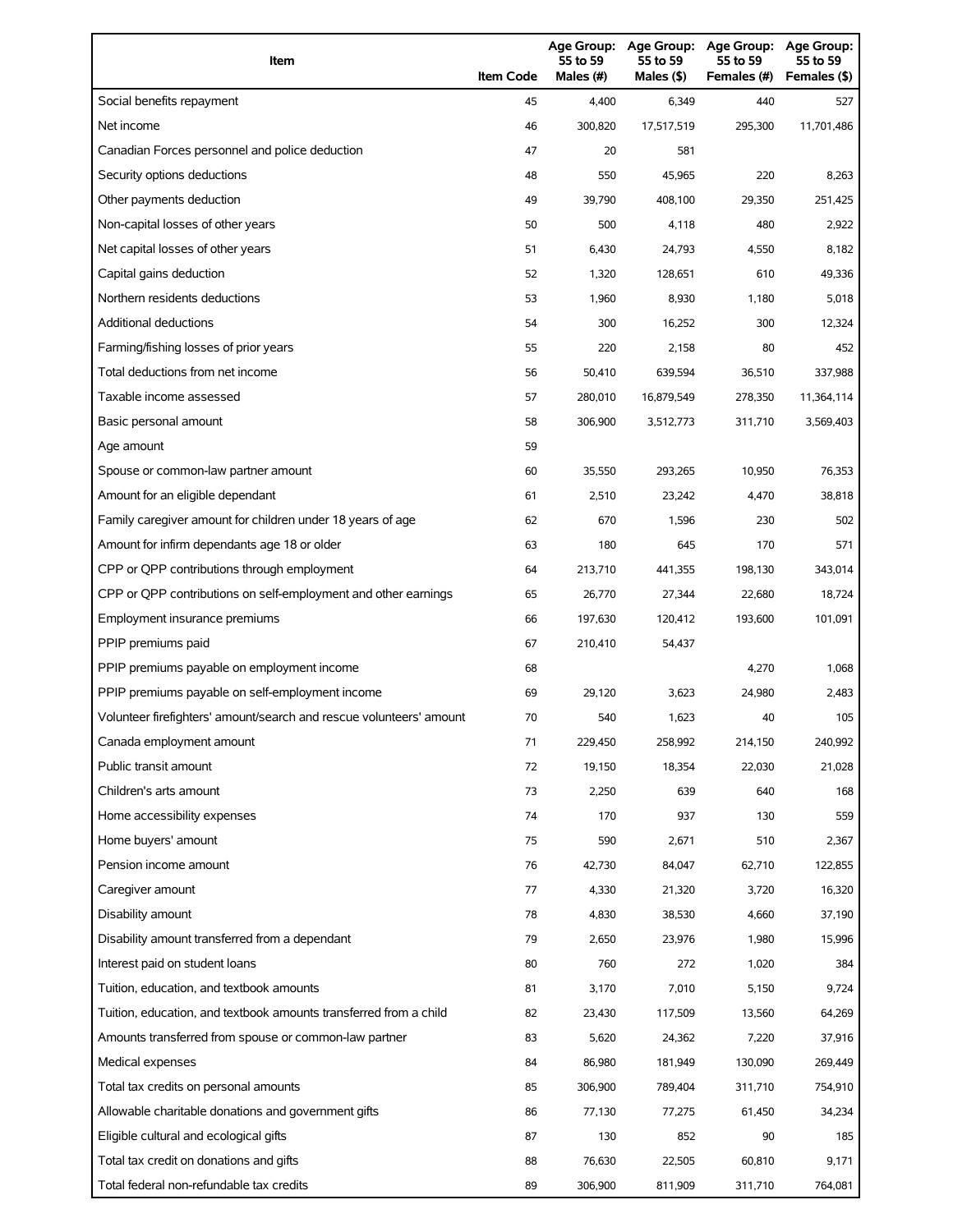| Item | Item Code | Age Group: 55 to 59 Males (#) | Age Group: 55 to 59 Males ($) | Age Group: 55 to 59 Females (#) | Age Group: 55 to 59 Females ($) |
| --- | --- | --- | --- | --- | --- |
| Social benefits repayment | 45 | 4,400 | 6,349 | 440 | 527 |
| Net income | 46 | 300,820 | 17,517,519 | 295,300 | 11,701,486 |
| Canadian Forces personnel and police deduction | 47 | 20 | 581 | | |
| Security options deductions | 48 | 550 | 45,965 | 220 | 8,263 |
| Other payments deduction | 49 | 39,790 | 408,100 | 29,350 | 251,425 |
| Non-capital losses of other years | 50 | 500 | 4,118 | 480 | 2,922 |
| Net capital losses of other years | 51 | 6,430 | 24,793 | 4,550 | 8,182 |
| Capital gains deduction | 52 | 1,320 | 128,651 | 610 | 49,336 |
| Northern residents deductions | 53 | 1,960 | 8,930 | 1,180 | 5,018 |
| Additional deductions | 54 | 300 | 16,252 | 300 | 12,324 |
| Farming/fishing losses of prior years | 55 | 220 | 2,158 | 80 | 452 |
| Total deductions from net income | 56 | 50,410 | 639,594 | 36,510 | 337,988 |
| Taxable income assessed | 57 | 280,010 | 16,879,549 | 278,350 | 11,364,114 |
| Basic personal amount | 58 | 306,900 | 3,512,773 | 311,710 | 3,569,403 |
| Age amount | 59 | | | | |
| Spouse or common-law partner amount | 60 | 35,550 | 293,265 | 10,950 | 76,353 |
| Amount for an eligible dependant | 61 | 2,510 | 23,242 | 4,470 | 38,818 |
| Family caregiver amount for children under 18 years of age | 62 | 670 | 1,596 | 230 | 502 |
| Amount for infirm dependants age 18 or older | 63 | 180 | 645 | 170 | 571 |
| CPP or QPP contributions through employment | 64 | 213,710 | 441,355 | 198,130 | 343,014 |
| CPP or QPP contributions on self-employment and other earnings | 65 | 26,770 | 27,344 | 22,680 | 18,724 |
| Employment insurance premiums | 66 | 197,630 | 120,412 | 193,600 | 101,091 |
| PPIP premiums paid | 67 | 210,410 | 54,437 | | |
| PPIP premiums payable on employment income | 68 | | | 4,270 | 1,068 |
| PPIP premiums payable on self-employment income | 69 | 29,120 | 3,623 | 24,980 | 2,483 |
| Volunteer firefighters' amount/search and rescue volunteers' amount | 70 | 540 | 1,623 | 40 | 105 |
| Canada employment amount | 71 | 229,450 | 258,992 | 214,150 | 240,992 |
| Public transit amount | 72 | 19,150 | 18,354 | 22,030 | 21,028 |
| Children's arts amount | 73 | 2,250 | 639 | 640 | 168 |
| Home accessibility expenses | 74 | 170 | 937 | 130 | 559 |
| Home buyers' amount | 75 | 590 | 2,671 | 510 | 2,367 |
| Pension income amount | 76 | 42,730 | 84,047 | 62,710 | 122,855 |
| Caregiver amount | 77 | 4,330 | 21,320 | 3,720 | 16,320 |
| Disability amount | 78 | 4,830 | 38,530 | 4,660 | 37,190 |
| Disability amount transferred from a dependant | 79 | 2,650 | 23,976 | 1,980 | 15,996 |
| Interest paid on student loans | 80 | 760 | 272 | 1,020 | 384 |
| Tuition, education, and textbook amounts | 81 | 3,170 | 7,010 | 5,150 | 9,724 |
| Tuition, education, and textbook amounts transferred from a child | 82 | 23,430 | 117,509 | 13,560 | 64,269 |
| Amounts transferred from spouse or common-law partner | 83 | 5,620 | 24,362 | 7,220 | 37,916 |
| Medical expenses | 84 | 86,980 | 181,949 | 130,090 | 269,449 |
| Total tax credits on personal amounts | 85 | 306,900 | 789,404 | 311,710 | 754,910 |
| Allowable charitable donations and government gifts | 86 | 77,130 | 77,275 | 61,450 | 34,234 |
| Eligible cultural and ecological gifts | 87 | 130 | 852 | 90 | 185 |
| Total tax credit on donations and gifts | 88 | 76,630 | 22,505 | 60,810 | 9,171 |
| Total federal non-refundable tax credits | 89 | 306,900 | 811,909 | 311,710 | 764,081 |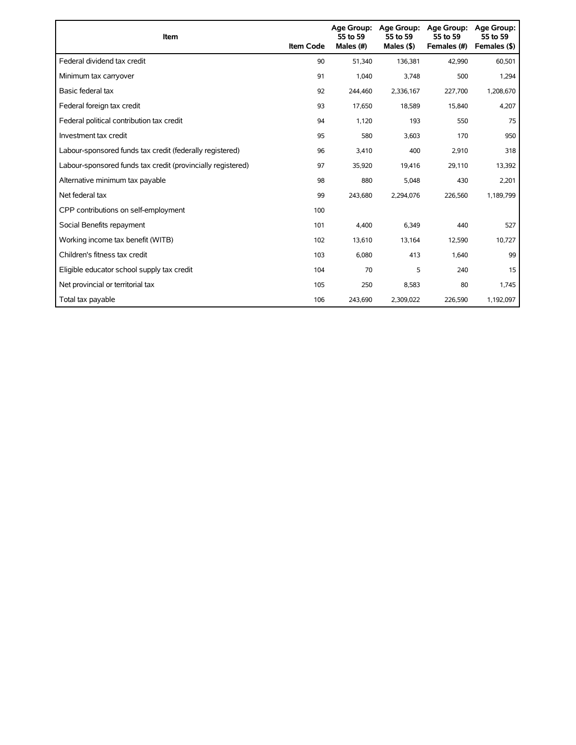| Item | Item Code | Age Group: 55 to 59 Males (#) | Age Group: 55 to 59 Males ($) | Age Group: 55 to 59 Females (#) | Age Group: 55 to 59 Females ($) |
|---|---|---|---|---|---|
| Federal dividend tax credit | 90 | 51,340 | 136,381 | 42,990 | 60,501 |
| Minimum tax carryover | 91 | 1,040 | 3,748 | 500 | 1,294 |
| Basic federal tax | 92 | 244,460 | 2,336,167 | 227,700 | 1,208,670 |
| Federal foreign tax credit | 93 | 17,650 | 18,589 | 15,840 | 4,207 |
| Federal political contribution tax credit | 94 | 1,120 | 193 | 550 | 75 |
| Investment tax credit | 95 | 580 | 3,603 | 170 | 950 |
| Labour-sponsored funds tax credit (federally registered) | 96 | 3,410 | 400 | 2,910 | 318 |
| Labour-sponsored funds tax credit (provincially registered) | 97 | 35,920 | 19,416 | 29,110 | 13,392 |
| Alternative minimum tax payable | 98 | 880 | 5,048 | 430 | 2,201 |
| Net federal tax | 99 | 243,680 | 2,294,076 | 226,560 | 1,189,799 |
| CPP contributions on self-employment | 100 | | | | |
| Social Benefits repayment | 101 | 4,400 | 6,349 | 440 | 527 |
| Working income tax benefit (WITB) | 102 | 13,610 | 13,164 | 12,590 | 10,727 |
| Children's fitness tax credit | 103 | 6,080 | 413 | 1,640 | 99 |
| Eligible educator school supply tax credit | 104 | 70 | 5 | 240 | 15 |
| Net provincial or territorial tax | 105 | 250 | 8,583 | 80 | 1,745 |
| Total tax payable | 106 | 243,690 | 2,309,022 | 226,590 | 1,192,097 |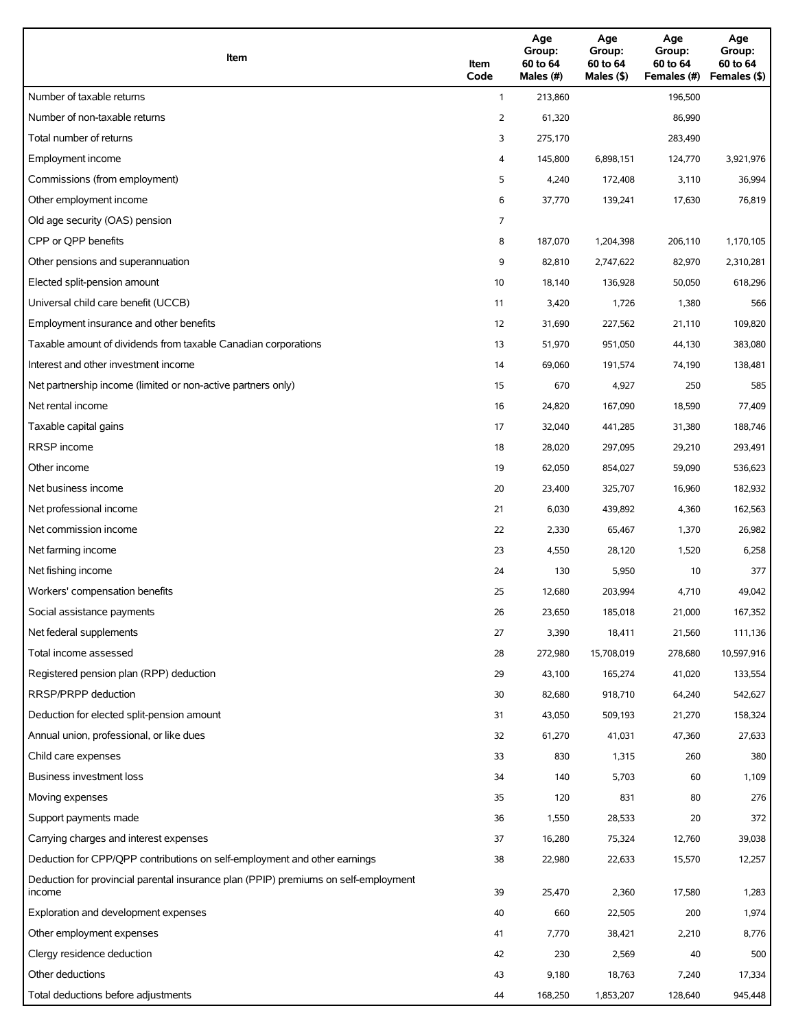| Item | Item Code | Age Group: 60 to 64 Males (#) | Age Group: 60 to 64 Males ($) | Age Group: 60 to 64 Females (#) | Age Group: 60 to 64 Females ($) |
|---|---|---|---|---|---|
| Number of taxable returns | 1 | 213,860 | | 196,500 | |
| Number of non-taxable returns | 2 | 61,320 | | 86,990 | |
| Total number of returns | 3 | 275,170 | | 283,490 | |
| Employment income | 4 | 145,800 | 6,898,151 | 124,770 | 3,921,976 |
| Commissions (from employment) | 5 | 4,240 | 172,408 | 3,110 | 36,994 |
| Other employment income | 6 | 37,770 | 139,241 | 17,630 | 76,819 |
| Old age security (OAS) pension | 7 | | | | |
| CPP or QPP benefits | 8 | 187,070 | 1,204,398 | 206,110 | 1,170,105 |
| Other pensions and superannuation | 9 | 82,810 | 2,747,622 | 82,970 | 2,310,281 |
| Elected split-pension amount | 10 | 18,140 | 136,928 | 50,050 | 618,296 |
| Universal child care benefit (UCCB) | 11 | 3,420 | 1,726 | 1,380 | 566 |
| Employment insurance and other benefits | 12 | 31,690 | 227,562 | 21,110 | 109,820 |
| Taxable amount of dividends from taxable Canadian corporations | 13 | 51,970 | 951,050 | 44,130 | 383,080 |
| Interest and other investment income | 14 | 69,060 | 191,574 | 74,190 | 138,481 |
| Net partnership income (limited or non-active partners only) | 15 | 670 | 4,927 | 250 | 585 |
| Net rental income | 16 | 24,820 | 167,090 | 18,590 | 77,409 |
| Taxable capital gains | 17 | 32,040 | 441,285 | 31,380 | 188,746 |
| RRSP income | 18 | 28,020 | 297,095 | 29,210 | 293,491 |
| Other income | 19 | 62,050 | 854,027 | 59,090 | 536,623 |
| Net business income | 20 | 23,400 | 325,707 | 16,960 | 182,932 |
| Net professional income | 21 | 6,030 | 439,892 | 4,360 | 162,563 |
| Net commission income | 22 | 2,330 | 65,467 | 1,370 | 26,982 |
| Net farming income | 23 | 4,550 | 28,120 | 1,520 | 6,258 |
| Net fishing income | 24 | 130 | 5,950 | 10 | 377 |
| Workers' compensation benefits | 25 | 12,680 | 203,994 | 4,710 | 49,042 |
| Social assistance payments | 26 | 23,650 | 185,018 | 21,000 | 167,352 |
| Net federal supplements | 27 | 3,390 | 18,411 | 21,560 | 111,136 |
| Total income assessed | 28 | 272,980 | 15,708,019 | 278,680 | 10,597,916 |
| Registered pension plan (RPP) deduction | 29 | 43,100 | 165,274 | 41,020 | 133,554 |
| RRSP/PRPP deduction | 30 | 82,680 | 918,710 | 64,240 | 542,627 |
| Deduction for elected split-pension amount | 31 | 43,050 | 509,193 | 21,270 | 158,324 |
| Annual union, professional, or like dues | 32 | 61,270 | 41,031 | 47,360 | 27,633 |
| Child care expenses | 33 | 830 | 1,315 | 260 | 380 |
| Business investment loss | 34 | 140 | 5,703 | 60 | 1,109 |
| Moving expenses | 35 | 120 | 831 | 80 | 276 |
| Support payments made | 36 | 1,550 | 28,533 | 20 | 372 |
| Carrying charges and interest expenses | 37 | 16,280 | 75,324 | 12,760 | 39,038 |
| Deduction for CPP/QPP contributions on self-employment and other earnings | 38 | 22,980 | 22,633 | 15,570 | 12,257 |
| Deduction for provincial parental insurance plan (PPIP) premiums on self-employment income | 39 | 25,470 | 2,360 | 17,580 | 1,283 |
| Exploration and development expenses | 40 | 660 | 22,505 | 200 | 1,974 |
| Other employment expenses | 41 | 7,770 | 38,421 | 2,210 | 8,776 |
| Clergy residence deduction | 42 | 230 | 2,569 | 40 | 500 |
| Other deductions | 43 | 9,180 | 18,763 | 7,240 | 17,334 |
| Total deductions before adjustments | 44 | 168,250 | 1,853,207 | 128,640 | 945,448 |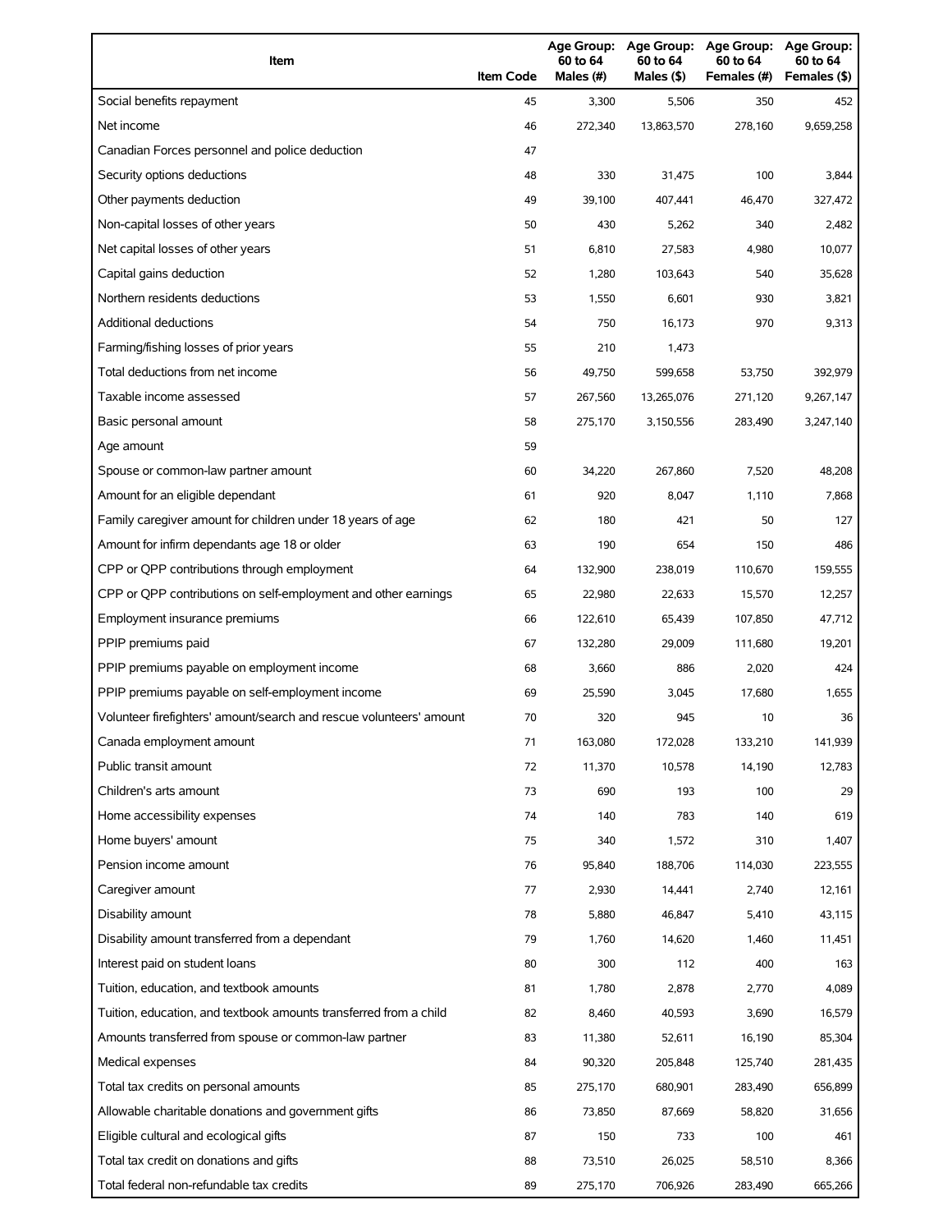| Item | Item Code | Age Group: 60 to 64 Males (#) | Age Group: 60 to 64 Males ($) | Age Group: 60 to 64 Females (#) | Age Group: 60 to 64 Females ($) |
|---|---|---|---|---|---|
| Social benefits repayment | 45 | 3,300 | 5,506 | 350 | 452 |
| Net income | 46 | 272,340 | 13,863,570 | 278,160 | 9,659,258 |
| Canadian Forces personnel and police deduction | 47 | | | | |
| Security options deductions | 48 | 330 | 31,475 | 100 | 3,844 |
| Other payments deduction | 49 | 39,100 | 407,441 | 46,470 | 327,472 |
| Non-capital losses of other years | 50 | 430 | 5,262 | 340 | 2,482 |
| Net capital losses of other years | 51 | 6,810 | 27,583 | 4,980 | 10,077 |
| Capital gains deduction | 52 | 1,280 | 103,643 | 540 | 35,628 |
| Northern residents deductions | 53 | 1,550 | 6,601 | 930 | 3,821 |
| Additional deductions | 54 | 750 | 16,173 | 970 | 9,313 |
| Farming/fishing losses of prior years | 55 | 210 | 1,473 | | |
| Total deductions from net income | 56 | 49,750 | 599,658 | 53,750 | 392,979 |
| Taxable income assessed | 57 | 267,560 | 13,265,076 | 271,120 | 9,267,147 |
| Basic personal amount | 58 | 275,170 | 3,150,556 | 283,490 | 3,247,140 |
| Age amount | 59 | | | | |
| Spouse or common-law partner amount | 60 | 34,220 | 267,860 | 7,520 | 48,208 |
| Amount for an eligible dependant | 61 | 920 | 8,047 | 1,110 | 7,868 |
| Family caregiver amount for children under 18 years of age | 62 | 180 | 421 | 50 | 127 |
| Amount for infirm dependants age 18 or older | 63 | 190 | 654 | 150 | 486 |
| CPP or QPP contributions through employment | 64 | 132,900 | 238,019 | 110,670 | 159,555 |
| CPP or QPP contributions on self-employment and other earnings | 65 | 22,980 | 22,633 | 15,570 | 12,257 |
| Employment insurance premiums | 66 | 122,610 | 65,439 | 107,850 | 47,712 |
| PPIP premiums paid | 67 | 132,280 | 29,009 | 111,680 | 19,201 |
| PPIP premiums payable on employment income | 68 | 3,660 | 886 | 2,020 | 424 |
| PPIP premiums payable on self-employment income | 69 | 25,590 | 3,045 | 17,680 | 1,655 |
| Volunteer firefighters' amount/search and rescue volunteers' amount | 70 | 320 | 945 | 10 | 36 |
| Canada employment amount | 71 | 163,080 | 172,028 | 133,210 | 141,939 |
| Public transit amount | 72 | 11,370 | 10,578 | 14,190 | 12,783 |
| Children's arts amount | 73 | 690 | 193 | 100 | 29 |
| Home accessibility expenses | 74 | 140 | 783 | 140 | 619 |
| Home buyers' amount | 75 | 340 | 1,572 | 310 | 1,407 |
| Pension income amount | 76 | 95,840 | 188,706 | 114,030 | 223,555 |
| Caregiver amount | 77 | 2,930 | 14,441 | 2,740 | 12,161 |
| Disability amount | 78 | 5,880 | 46,847 | 5,410 | 43,115 |
| Disability amount transferred from a dependant | 79 | 1,760 | 14,620 | 1,460 | 11,451 |
| Interest paid on student loans | 80 | 300 | 112 | 400 | 163 |
| Tuition, education, and textbook amounts | 81 | 1,780 | 2,878 | 2,770 | 4,089 |
| Tuition, education, and textbook amounts transferred from a child | 82 | 8,460 | 40,593 | 3,690 | 16,579 |
| Amounts transferred from spouse or common-law partner | 83 | 11,380 | 52,611 | 16,190 | 85,304 |
| Medical expenses | 84 | 90,320 | 205,848 | 125,740 | 281,435 |
| Total tax credits on personal amounts | 85 | 275,170 | 680,901 | 283,490 | 656,899 |
| Allowable charitable donations and government gifts | 86 | 73,850 | 87,669 | 58,820 | 31,656 |
| Eligible cultural and ecological gifts | 87 | 150 | 733 | 100 | 461 |
| Total tax credit on donations and gifts | 88 | 73,510 | 26,025 | 58,510 | 8,366 |
| Total federal non-refundable tax credits | 89 | 275,170 | 706,926 | 283,490 | 665,266 |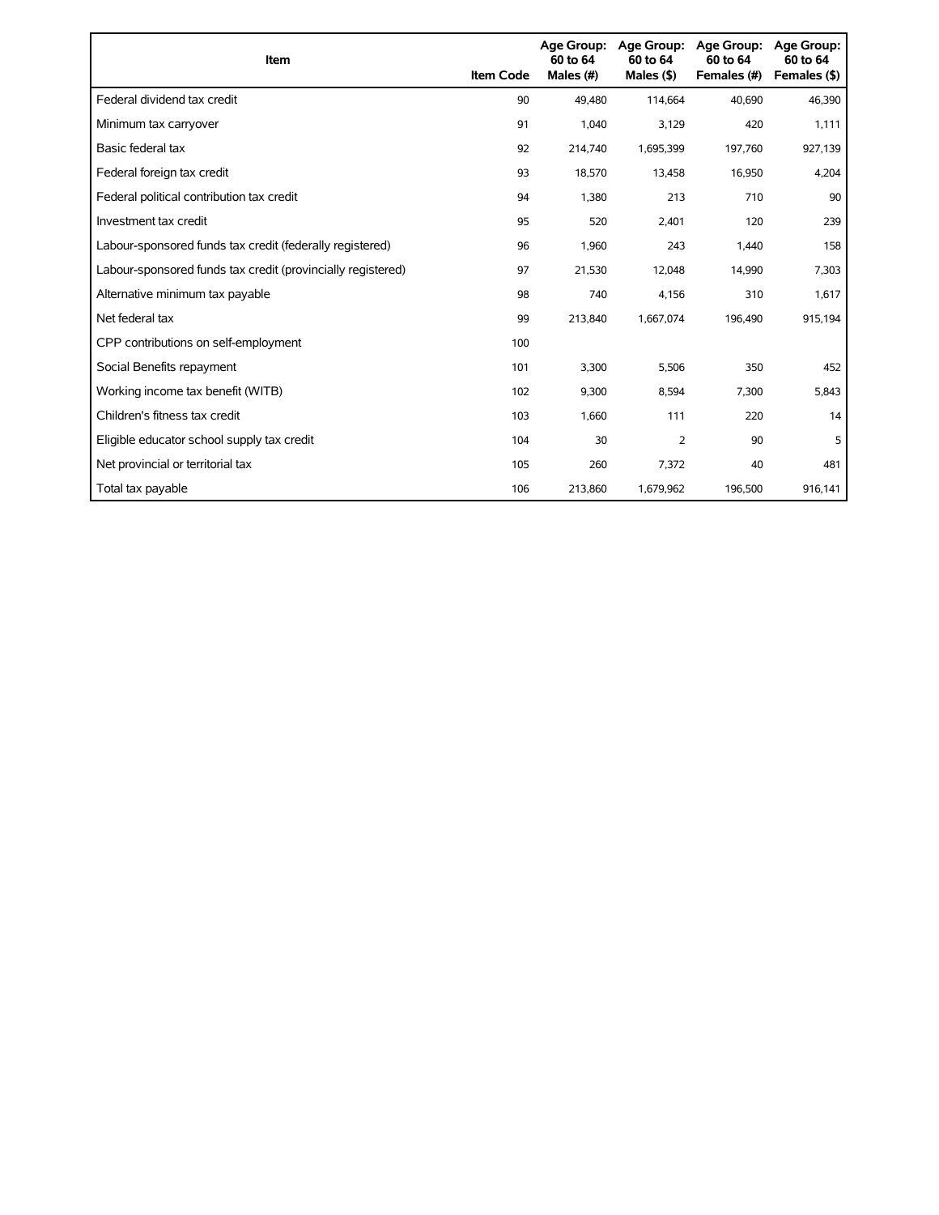| Item | Item Code | Age Group: 60 to 64 Males (#) | Age Group: 60 to 64 Males ($) | Age Group: 60 to 64 Females (#) | Age Group: 60 to 64 Females ($) |
| --- | --- | --- | --- | --- | --- |
| Federal dividend tax credit | 90 | 49,480 | 114,664 | 40,690 | 46,390 |
| Minimum tax carryover | 91 | 1,040 | 3,129 | 420 | 1,111 |
| Basic federal tax | 92 | 214,740 | 1,695,399 | 197,760 | 927,139 |
| Federal foreign tax credit | 93 | 18,570 | 13,458 | 16,950 | 4,204 |
| Federal political contribution tax credit | 94 | 1,380 | 213 | 710 | 90 |
| Investment tax credit | 95 | 520 | 2,401 | 120 | 239 |
| Labour-sponsored funds tax credit (federally registered) | 96 | 1,960 | 243 | 1,440 | 158 |
| Labour-sponsored funds tax credit (provincially registered) | 97 | 21,530 | 12,048 | 14,990 | 7,303 |
| Alternative minimum tax payable | 98 | 740 | 4,156 | 310 | 1,617 |
| Net federal tax | 99 | 213,840 | 1,667,074 | 196,490 | 915,194 |
| CPP contributions on self-employment | 100 | | | | |
| Social Benefits repayment | 101 | 3,300 | 5,506 | 350 | 452 |
| Working income tax benefit (WITB) | 102 | 9,300 | 8,594 | 7,300 | 5,843 |
| Children's fitness tax credit | 103 | 1,660 | 111 | 220 | 14 |
| Eligible educator school supply tax credit | 104 | 30 | 2 | 90 | 5 |
| Net provincial or territorial tax | 105 | 260 | 7,372 | 40 | 481 |
| Total tax payable | 106 | 213,860 | 1,679,962 | 196,500 | 916,141 |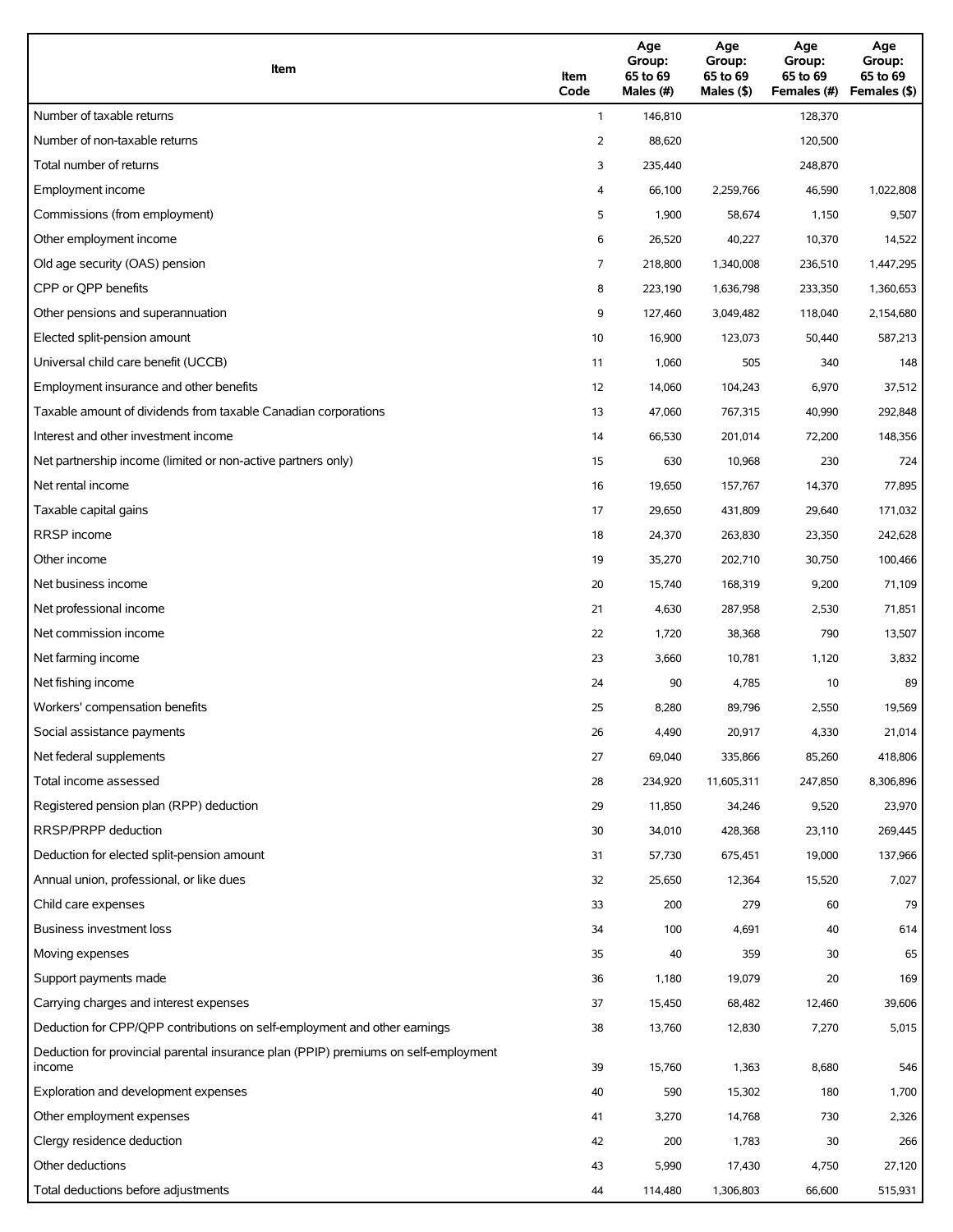| Item | Item Code | Age Group: 65 to 69 Males (#) | Age Group: 65 to 69 Males ($) | Age Group: 65 to 69 Females (#) | Age Group: 65 to 69 Females ($) |
|---|---|---|---|---|---|
| Number of taxable returns | 1 | 146,810 | | 128,370 | |
| Number of non-taxable returns | 2 | 88,620 | | 120,500 | |
| Total number of returns | 3 | 235,440 | | 248,870 | |
| Employment income | 4 | 66,100 | 2,259,766 | 46,590 | 1,022,808 |
| Commissions (from employment) | 5 | 1,900 | 58,674 | 1,150 | 9,507 |
| Other employment income | 6 | 26,520 | 40,227 | 10,370 | 14,522 |
| Old age security (OAS) pension | 7 | 218,800 | 1,340,008 | 236,510 | 1,447,295 |
| CPP or QPP benefits | 8 | 223,190 | 1,636,798 | 233,350 | 1,360,653 |
| Other pensions and superannuation | 9 | 127,460 | 3,049,482 | 118,040 | 2,154,680 |
| Elected split-pension amount | 10 | 16,900 | 123,073 | 50,440 | 587,213 |
| Universal child care benefit (UCCB) | 11 | 1,060 | 505 | 340 | 148 |
| Employment insurance and other benefits | 12 | 14,060 | 104,243 | 6,970 | 37,512 |
| Taxable amount of dividends from taxable Canadian corporations | 13 | 47,060 | 767,315 | 40,990 | 292,848 |
| Interest and other investment income | 14 | 66,530 | 201,014 | 72,200 | 148,356 |
| Net partnership income (limited or non-active partners only) | 15 | 630 | 10,968 | 230 | 724 |
| Net rental income | 16 | 19,650 | 157,767 | 14,370 | 77,895 |
| Taxable capital gains | 17 | 29,650 | 431,809 | 29,640 | 171,032 |
| RRSP income | 18 | 24,370 | 263,830 | 23,350 | 242,628 |
| Other income | 19 | 35,270 | 202,710 | 30,750 | 100,466 |
| Net business income | 20 | 15,740 | 168,319 | 9,200 | 71,109 |
| Net professional income | 21 | 4,630 | 287,958 | 2,530 | 71,851 |
| Net commission income | 22 | 1,720 | 38,368 | 790 | 13,507 |
| Net farming income | 23 | 3,660 | 10,781 | 1,120 | 3,832 |
| Net fishing income | 24 | 90 | 4,785 | 10 | 89 |
| Workers' compensation benefits | 25 | 8,280 | 89,796 | 2,550 | 19,569 |
| Social assistance payments | 26 | 4,490 | 20,917 | 4,330 | 21,014 |
| Net federal supplements | 27 | 69,040 | 335,866 | 85,260 | 418,806 |
| Total income assessed | 28 | 234,920 | 11,605,311 | 247,850 | 8,306,896 |
| Registered pension plan (RPP) deduction | 29 | 11,850 | 34,246 | 9,520 | 23,970 |
| RRSP/PRPP deduction | 30 | 34,010 | 428,368 | 23,110 | 269,445 |
| Deduction for elected split-pension amount | 31 | 57,730 | 675,451 | 19,000 | 137,966 |
| Annual union, professional, or like dues | 32 | 25,650 | 12,364 | 15,520 | 7,027 |
| Child care expenses | 33 | 200 | 279 | 60 | 79 |
| Business investment loss | 34 | 100 | 4,691 | 40 | 614 |
| Moving expenses | 35 | 40 | 359 | 30 | 65 |
| Support payments made | 36 | 1,180 | 19,079 | 20 | 169 |
| Carrying charges and interest expenses | 37 | 15,450 | 68,482 | 12,460 | 39,606 |
| Deduction for CPP/QPP contributions on self-employment and other earnings | 38 | 13,760 | 12,830 | 7,270 | 5,015 |
| Deduction for provincial parental insurance plan (PPIP) premiums on self-employment income | 39 | 15,760 | 1,363 | 8,680 | 546 |
| Exploration and development expenses | 40 | 590 | 15,302 | 180 | 1,700 |
| Other employment expenses | 41 | 3,270 | 14,768 | 730 | 2,326 |
| Clergy residence deduction | 42 | 200 | 1,783 | 30 | 266 |
| Other deductions | 43 | 5,990 | 17,430 | 4,750 | 27,120 |
| Total deductions before adjustments | 44 | 114,480 | 1,306,803 | 66,600 | 515,931 |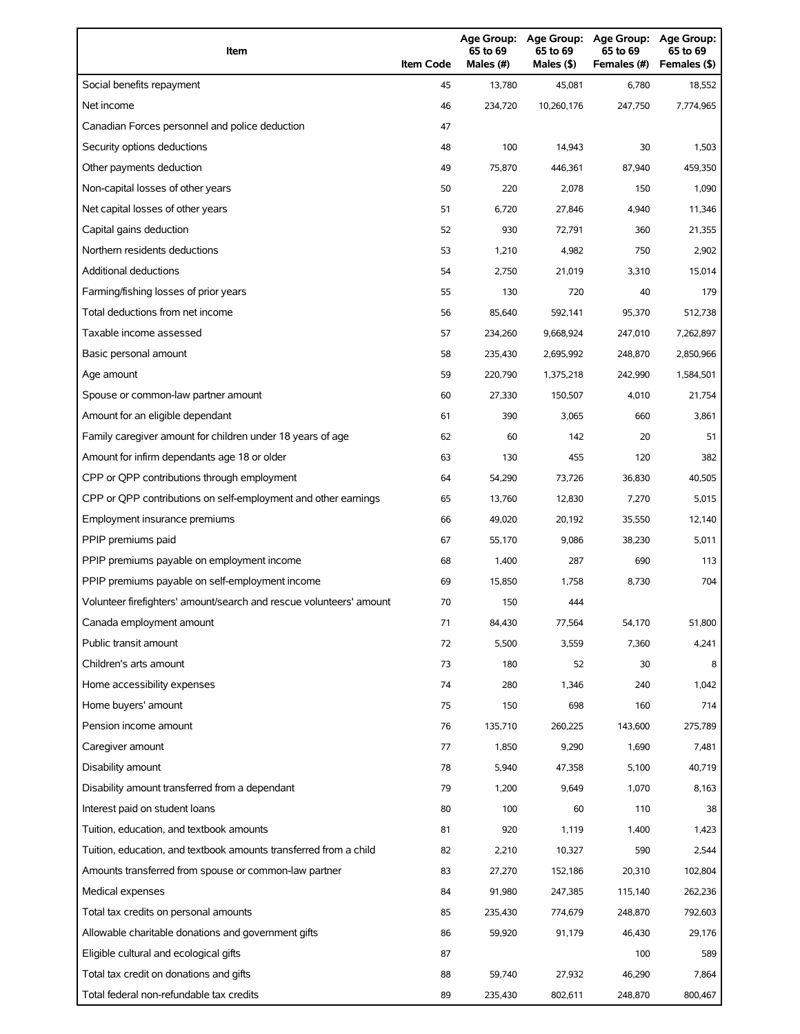| Item | Item Code | Age Group: 65 to 69 Males (#) | Age Group: 65 to 69 Males ($) | Age Group: 65 to 69 Females (#) | Age Group: 65 to 69 Females ($) |
|---|---|---|---|---|---|
| Social benefits repayment | 45 | 13,780 | 45,081 | 6,780 | 18,552 |
| Net income | 46 | 234,720 | 10,260,176 | 247,750 | 7,774,965 |
| Canadian Forces personnel and police deduction | 47 | | | | |
| Security options deductions | 48 | 100 | 14,943 | 30 | 1,503 |
| Other payments deduction | 49 | 75,870 | 446,361 | 87,940 | 459,350 |
| Non-capital losses of other years | 50 | 220 | 2,078 | 150 | 1,090 |
| Net capital losses of other years | 51 | 6,720 | 27,846 | 4,940 | 11,346 |
| Capital gains deduction | 52 | 930 | 72,791 | 360 | 21,355 |
| Northern residents deductions | 53 | 1,210 | 4,982 | 750 | 2,902 |
| Additional deductions | 54 | 2,750 | 21,019 | 3,310 | 15,014 |
| Farming/fishing losses of prior years | 55 | 130 | 720 | 40 | 179 |
| Total deductions from net income | 56 | 85,640 | 592,141 | 95,370 | 512,738 |
| Taxable income assessed | 57 | 234,260 | 9,668,924 | 247,010 | 7,262,897 |
| Basic personal amount | 58 | 235,430 | 2,695,992 | 248,870 | 2,850,966 |
| Age amount | 59 | 220,790 | 1,375,218 | 242,990 | 1,584,501 |
| Spouse or common-law partner amount | 60 | 27,330 | 150,507 | 4,010 | 21,754 |
| Amount for an eligible dependant | 61 | 390 | 3,065 | 660 | 3,861 |
| Family caregiver amount for children under 18 years of age | 62 | 60 | 142 | 20 | 51 |
| Amount for infirm dependants age 18 or older | 63 | 130 | 455 | 120 | 382 |
| CPP or QPP contributions through employment | 64 | 54,290 | 73,726 | 36,830 | 40,505 |
| CPP or QPP contributions on self-employment and other earnings | 65 | 13,760 | 12,830 | 7,270 | 5,015 |
| Employment insurance premiums | 66 | 49,020 | 20,192 | 35,550 | 12,140 |
| PPIP premiums paid | 67 | 55,170 | 9,086 | 38,230 | 5,011 |
| PPIP premiums payable on employment income | 68 | 1,400 | 287 | 690 | 113 |
| PPIP premiums payable on self-employment income | 69 | 15,850 | 1,758 | 8,730 | 704 |
| Volunteer firefighters' amount/search and rescue volunteers' amount | 70 | 150 | 444 | | |
| Canada employment amount | 71 | 84,430 | 77,564 | 54,170 | 51,800 |
| Public transit amount | 72 | 5,500 | 3,559 | 7,360 | 4,241 |
| Children's arts amount | 73 | 180 | 52 | 30 | 8 |
| Home accessibility expenses | 74 | 280 | 1,346 | 240 | 1,042 |
| Home buyers' amount | 75 | 150 | 698 | 160 | 714 |
| Pension income amount | 76 | 135,710 | 260,225 | 143,600 | 275,789 |
| Caregiver amount | 77 | 1,850 | 9,290 | 1,690 | 7,481 |
| Disability amount | 78 | 5,940 | 47,358 | 5,100 | 40,719 |
| Disability amount transferred from a dependant | 79 | 1,200 | 9,649 | 1,070 | 8,163 |
| Interest paid on student loans | 80 | 100 | 60 | 110 | 38 |
| Tuition, education, and textbook amounts | 81 | 920 | 1,119 | 1,400 | 1,423 |
| Tuition, education, and textbook amounts transferred from a child | 82 | 2,210 | 10,327 | 590 | 2,544 |
| Amounts transferred from spouse or common-law partner | 83 | 27,270 | 152,186 | 20,310 | 102,804 |
| Medical expenses | 84 | 91,980 | 247,385 | 115,140 | 262,236 |
| Total tax credits on personal amounts | 85 | 235,430 | 774,679 | 248,870 | 792,603 |
| Allowable charitable donations and government gifts | 86 | 59,920 | 91,179 | 46,430 | 29,176 |
| Eligible cultural and ecological gifts | 87 | | | 100 | 589 |
| Total tax credit on donations and gifts | 88 | 59,740 | 27,932 | 46,290 | 7,864 |
| Total federal non-refundable tax credits | 89 | 235,430 | 802,611 | 248,870 | 800,467 |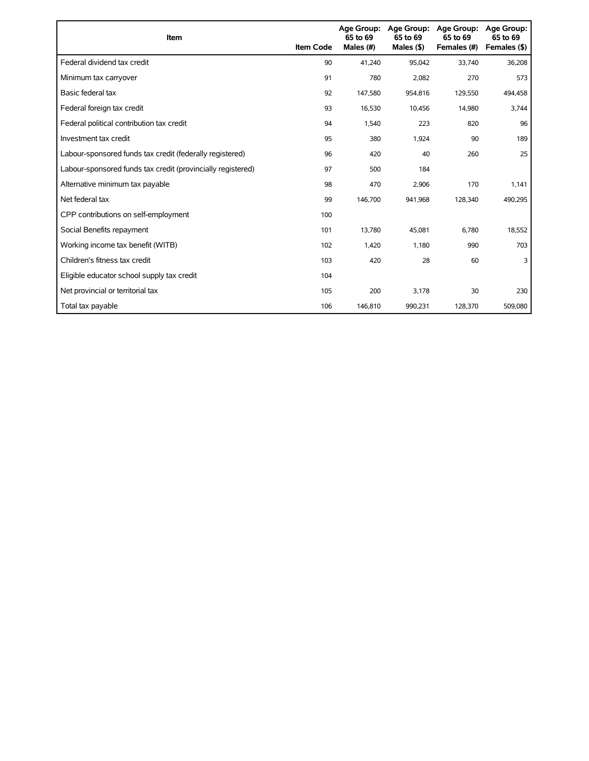| Item | Item Code | Age Group: 65 to 69 Males (#) | Age Group: 65 to 69 Males ($) | Age Group: 65 to 69 Females (#) | Age Group: 65 to 69 Females ($) |
|---|---|---|---|---|---|
| Federal dividend tax credit | 90 | 41,240 | 95,042 | 33,740 | 36,208 |
| Minimum tax carryover | 91 | 780 | 2,082 | 270 | 573 |
| Basic federal tax | 92 | 147,580 | 954,816 | 129,550 | 494,458 |
| Federal foreign tax credit | 93 | 16,530 | 10,456 | 14,980 | 3,744 |
| Federal political contribution tax credit | 94 | 1,540 | 223 | 820 | 96 |
| Investment tax credit | 95 | 380 | 1,924 | 90 | 189 |
| Labour-sponsored funds tax credit (federally registered) | 96 | 420 | 40 | 260 | 25 |
| Labour-sponsored funds tax credit (provincially registered) | 97 | 500 | 184 | | |
| Alternative minimum tax payable | 98 | 470 | 2,906 | 170 | 1,141 |
| Net federal tax | 99 | 146,700 | 941,968 | 128,340 | 490,295 |
| CPP contributions on self-employment | 100 | | | | |
| Social Benefits repayment | 101 | 13,780 | 45,081 | 6,780 | 18,552 |
| Working income tax benefit (WITB) | 102 | 1,420 | 1,180 | 990 | 703 |
| Children's fitness tax credit | 103 | 420 | 28 | 60 | 3 |
| Eligible educator school supply tax credit | 104 | | | | |
| Net provincial or territorial tax | 105 | 200 | 3,178 | 30 | 230 |
| Total tax payable | 106 | 146,810 | 990,231 | 128,370 | 509,080 |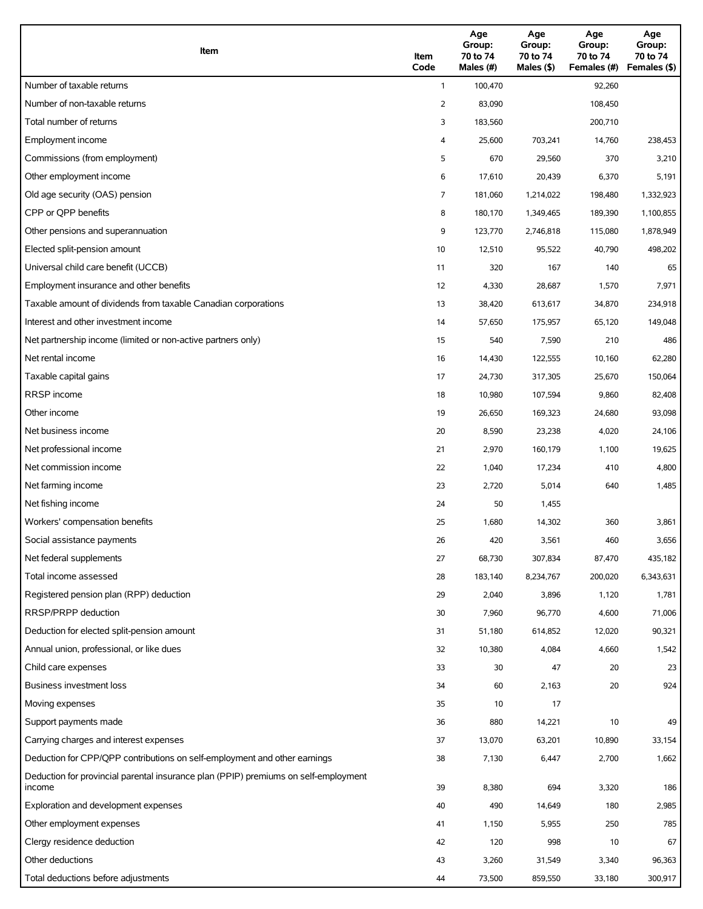| Item | Item Code | Age Group: 70 to 74 Males (#) | Age Group: 70 to 74 Males ($) | Age Group: 70 to 74 Females (#) | Age Group: 70 to 74 Females ($) |
|---|---|---|---|---|---|
| Number of taxable returns | 1 | 100,470 | | 92,260 | |
| Number of non-taxable returns | 2 | 83,090 | | 108,450 | |
| Total number of returns | 3 | 183,560 | | 200,710 | |
| Employment income | 4 | 25,600 | 703,241 | 14,760 | 238,453 |
| Commissions (from employment) | 5 | 670 | 29,560 | 370 | 3,210 |
| Other employment income | 6 | 17,610 | 20,439 | 6,370 | 5,191 |
| Old age security (OAS) pension | 7 | 181,060 | 1,214,022 | 198,480 | 1,332,923 |
| CPP or QPP benefits | 8 | 180,170 | 1,349,465 | 189,390 | 1,100,855 |
| Other pensions and superannuation | 9 | 123,770 | 2,746,818 | 115,080 | 1,878,949 |
| Elected split-pension amount | 10 | 12,510 | 95,522 | 40,790 | 498,202 |
| Universal child care benefit (UCCB) | 11 | 320 | 167 | 140 | 65 |
| Employment insurance and other benefits | 12 | 4,330 | 28,687 | 1,570 | 7,971 |
| Taxable amount of dividends from taxable Canadian corporations | 13 | 38,420 | 613,617 | 34,870 | 234,918 |
| Interest and other investment income | 14 | 57,650 | 175,957 | 65,120 | 149,048 |
| Net partnership income (limited or non-active partners only) | 15 | 540 | 7,590 | 210 | 486 |
| Net rental income | 16 | 14,430 | 122,555 | 10,160 | 62,280 |
| Taxable capital gains | 17 | 24,730 | 317,305 | 25,670 | 150,064 |
| RRSP income | 18 | 10,980 | 107,594 | 9,860 | 82,408 |
| Other income | 19 | 26,650 | 169,323 | 24,680 | 93,098 |
| Net business income | 20 | 8,590 | 23,238 | 4,020 | 24,106 |
| Net professional income | 21 | 2,970 | 160,179 | 1,100 | 19,625 |
| Net commission income | 22 | 1,040 | 17,234 | 410 | 4,800 |
| Net farming income | 23 | 2,720 | 5,014 | 640 | 1,485 |
| Net fishing income | 24 | 50 | 1,455 | | |
| Workers' compensation benefits | 25 | 1,680 | 14,302 | 360 | 3,861 |
| Social assistance payments | 26 | 420 | 3,561 | 460 | 3,656 |
| Net federal supplements | 27 | 68,730 | 307,834 | 87,470 | 435,182 |
| Total income assessed | 28 | 183,140 | 8,234,767 | 200,020 | 6,343,631 |
| Registered pension plan (RPP) deduction | 29 | 2,040 | 3,896 | 1,120 | 1,781 |
| RRSP/PRPP deduction | 30 | 7,960 | 96,770 | 4,600 | 71,006 |
| Deduction for elected split-pension amount | 31 | 51,180 | 614,852 | 12,020 | 90,321 |
| Annual union, professional, or like dues | 32 | 10,380 | 4,084 | 4,660 | 1,542 |
| Child care expenses | 33 | 30 | 47 | 20 | 23 |
| Business investment loss | 34 | 60 | 2,163 | 20 | 924 |
| Moving expenses | 35 | 10 | 17 | | |
| Support payments made | 36 | 880 | 14,221 | 10 | 49 |
| Carrying charges and interest expenses | 37 | 13,070 | 63,201 | 10,890 | 33,154 |
| Deduction for CPP/QPP contributions on self-employment and other earnings | 38 | 7,130 | 6,447 | 2,700 | 1,662 |
| Deduction for provincial parental insurance plan (PPIP) premiums on self-employment income | 39 | 8,380 | 694 | 3,320 | 186 |
| Exploration and development expenses | 40 | 490 | 14,649 | 180 | 2,985 |
| Other employment expenses | 41 | 1,150 | 5,955 | 250 | 785 |
| Clergy residence deduction | 42 | 120 | 998 | 10 | 67 |
| Other deductions | 43 | 3,260 | 31,549 | 3,340 | 96,363 |
| Total deductions before adjustments | 44 | 73,500 | 859,550 | 33,180 | 300,917 |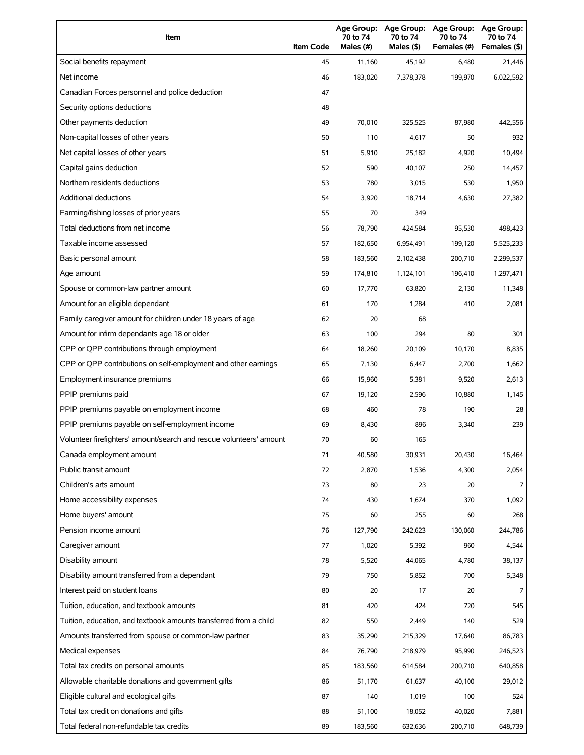| Item | Item Code | Age Group: 70 to 74 Males (#) | Age Group: 70 to 74 Males ($) | Age Group: 70 to 74 Females (#) | Age Group: 70 to 74 Females ($) |
|---|---|---|---|---|---|
| Social benefits repayment | 45 | 11,160 | 45,192 | 6,480 | 21,446 |
| Net income | 46 | 183,020 | 7,378,378 | 199,970 | 6,022,592 |
| Canadian Forces personnel and police deduction | 47 | | | | |
| Security options deductions | 48 | | | | |
| Other payments deduction | 49 | 70,010 | 325,525 | 87,980 | 442,556 |
| Non-capital losses of other years | 50 | 110 | 4,617 | 50 | 932 |
| Net capital losses of other years | 51 | 5,910 | 25,182 | 4,920 | 10,494 |
| Capital gains deduction | 52 | 590 | 40,107 | 250 | 14,457 |
| Northern residents deductions | 53 | 780 | 3,015 | 530 | 1,950 |
| Additional deductions | 54 | 3,920 | 18,714 | 4,630 | 27,382 |
| Farming/fishing losses of prior years | 55 | 70 | 349 | | |
| Total deductions from net income | 56 | 78,790 | 424,584 | 95,530 | 498,423 |
| Taxable income assessed | 57 | 182,650 | 6,954,491 | 199,120 | 5,525,233 |
| Basic personal amount | 58 | 183,560 | 2,102,438 | 200,710 | 2,299,537 |
| Age amount | 59 | 174,810 | 1,124,101 | 196,410 | 1,297,471 |
| Spouse or common-law partner amount | 60 | 17,770 | 63,820 | 2,130 | 11,348 |
| Amount for an eligible dependant | 61 | 170 | 1,284 | 410 | 2,081 |
| Family caregiver amount for children under 18 years of age | 62 | 20 | 68 | | |
| Amount for infirm dependants age 18 or older | 63 | 100 | 294 | 80 | 301 |
| CPP or QPP contributions through employment | 64 | 18,260 | 20,109 | 10,170 | 8,835 |
| CPP or QPP contributions on self-employment and other earnings | 65 | 7,130 | 6,447 | 2,700 | 1,662 |
| Employment insurance premiums | 66 | 15,960 | 5,381 | 9,520 | 2,613 |
| PPIP premiums paid | 67 | 19,120 | 2,596 | 10,880 | 1,145 |
| PPIP premiums payable on employment income | 68 | 460 | 78 | 190 | 28 |
| PPIP premiums payable on self-employment income | 69 | 8,430 | 896 | 3,340 | 239 |
| Volunteer firefighters' amount/search and rescue volunteers' amount | 70 | 60 | 165 | | |
| Canada employment amount | 71 | 40,580 | 30,931 | 20,430 | 16,464 |
| Public transit amount | 72 | 2,870 | 1,536 | 4,300 | 2,054 |
| Children's arts amount | 73 | 80 | 23 | 20 | 7 |
| Home accessibility expenses | 74 | 430 | 1,674 | 370 | 1,092 |
| Home buyers' amount | 75 | 60 | 255 | 60 | 268 |
| Pension income amount | 76 | 127,790 | 242,623 | 130,060 | 244,786 |
| Caregiver amount | 77 | 1,020 | 5,392 | 960 | 4,544 |
| Disability amount | 78 | 5,520 | 44,065 | 4,780 | 38,137 |
| Disability amount transferred from a dependant | 79 | 750 | 5,852 | 700 | 5,348 |
| Interest paid on student loans | 80 | 20 | 17 | 20 | 7 |
| Tuition, education, and textbook amounts | 81 | 420 | 424 | 720 | 545 |
| Tuition, education, and textbook amounts transferred from a child | 82 | 550 | 2,449 | 140 | 529 |
| Amounts transferred from spouse or common-law partner | 83 | 35,290 | 215,329 | 17,640 | 86,783 |
| Medical expenses | 84 | 76,790 | 218,979 | 95,990 | 246,523 |
| Total tax credits on personal amounts | 85 | 183,560 | 614,584 | 200,710 | 640,858 |
| Allowable charitable donations and government gifts | 86 | 51,170 | 61,637 | 40,100 | 29,012 |
| Eligible cultural and ecological gifts | 87 | 140 | 1,019 | 100 | 524 |
| Total tax credit on donations and gifts | 88 | 51,100 | 18,052 | 40,020 | 7,881 |
| Total federal non-refundable tax credits | 89 | 183,560 | 632,636 | 200,710 | 648,739 |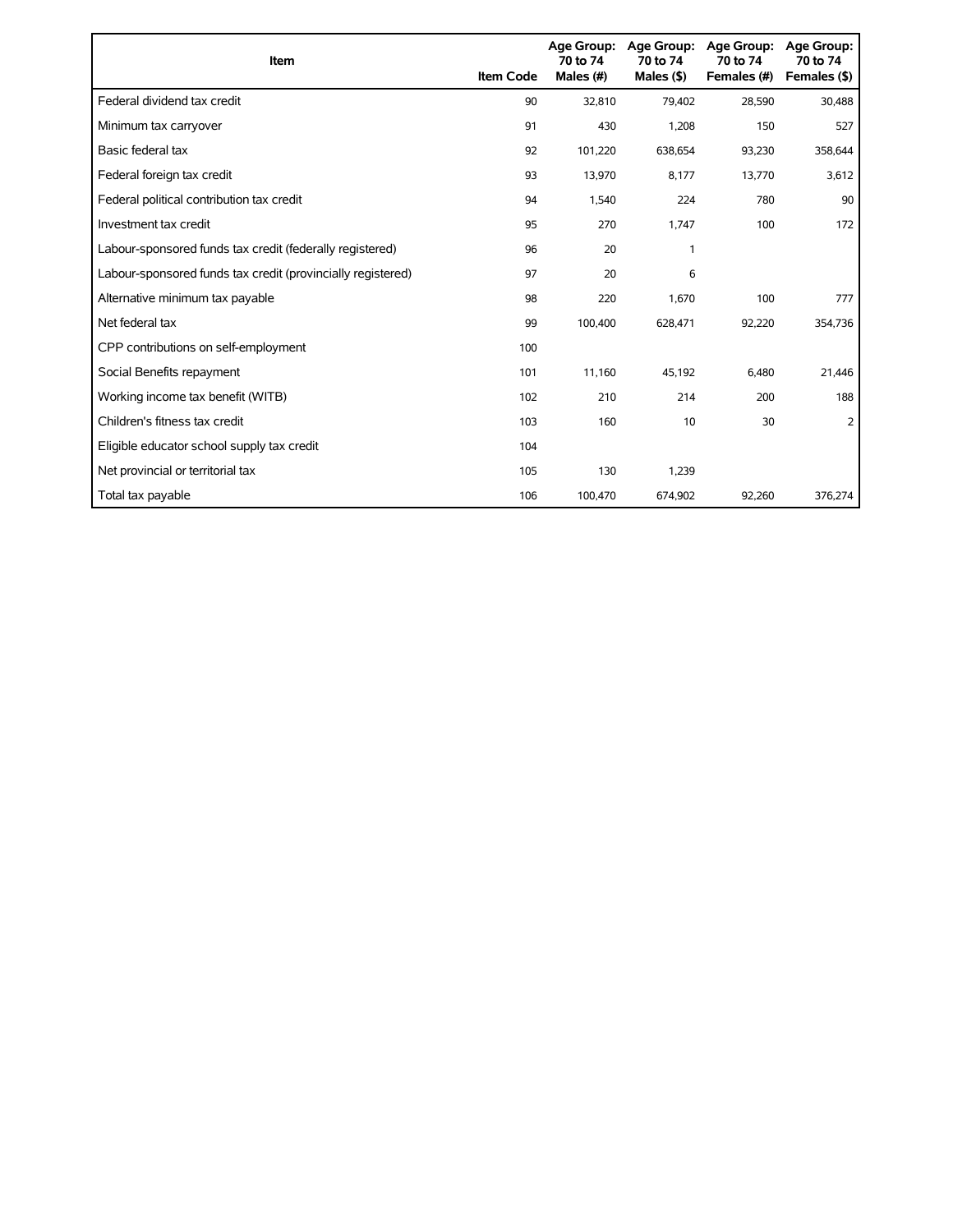| Item | Item Code | Age Group: 70 to 74 Males (#) | Age Group: 70 to 74 Males ($) | Age Group: 70 to 74 Females (#) | Age Group: 70 to 74 Females ($) |
| --- | --- | --- | --- | --- | --- |
| Federal dividend tax credit | 90 | 32,810 | 79,402 | 28,590 | 30,488 |
| Minimum tax carryover | 91 | 430 | 1,208 | 150 | 527 |
| Basic federal tax | 92 | 101,220 | 638,654 | 93,230 | 358,644 |
| Federal foreign tax credit | 93 | 13,970 | 8,177 | 13,770 | 3,612 |
| Federal political contribution tax credit | 94 | 1,540 | 224 | 780 | 90 |
| Investment tax credit | 95 | 270 | 1,747 | 100 | 172 |
| Labour-sponsored funds tax credit (federally registered) | 96 | 20 | 1 | | |
| Labour-sponsored funds tax credit (provincially registered) | 97 | 20 | 6 | | |
| Alternative minimum tax payable | 98 | 220 | 1,670 | 100 | 777 |
| Net federal tax | 99 | 100,400 | 628,471 | 92,220 | 354,736 |
| CPP contributions on self-employment | 100 | | | | |
| Social Benefits repayment | 101 | 11,160 | 45,192 | 6,480 | 21,446 |
| Working income tax benefit (WITB) | 102 | 210 | 214 | 200 | 188 |
| Children's fitness tax credit | 103 | 160 | 10 | 30 | 2 |
| Eligible educator school supply tax credit | 104 | | | | |
| Net provincial or territorial tax | 105 | 130 | 1,239 | | |
| Total tax payable | 106 | 100,470 | 674,902 | 92,260 | 376,274 |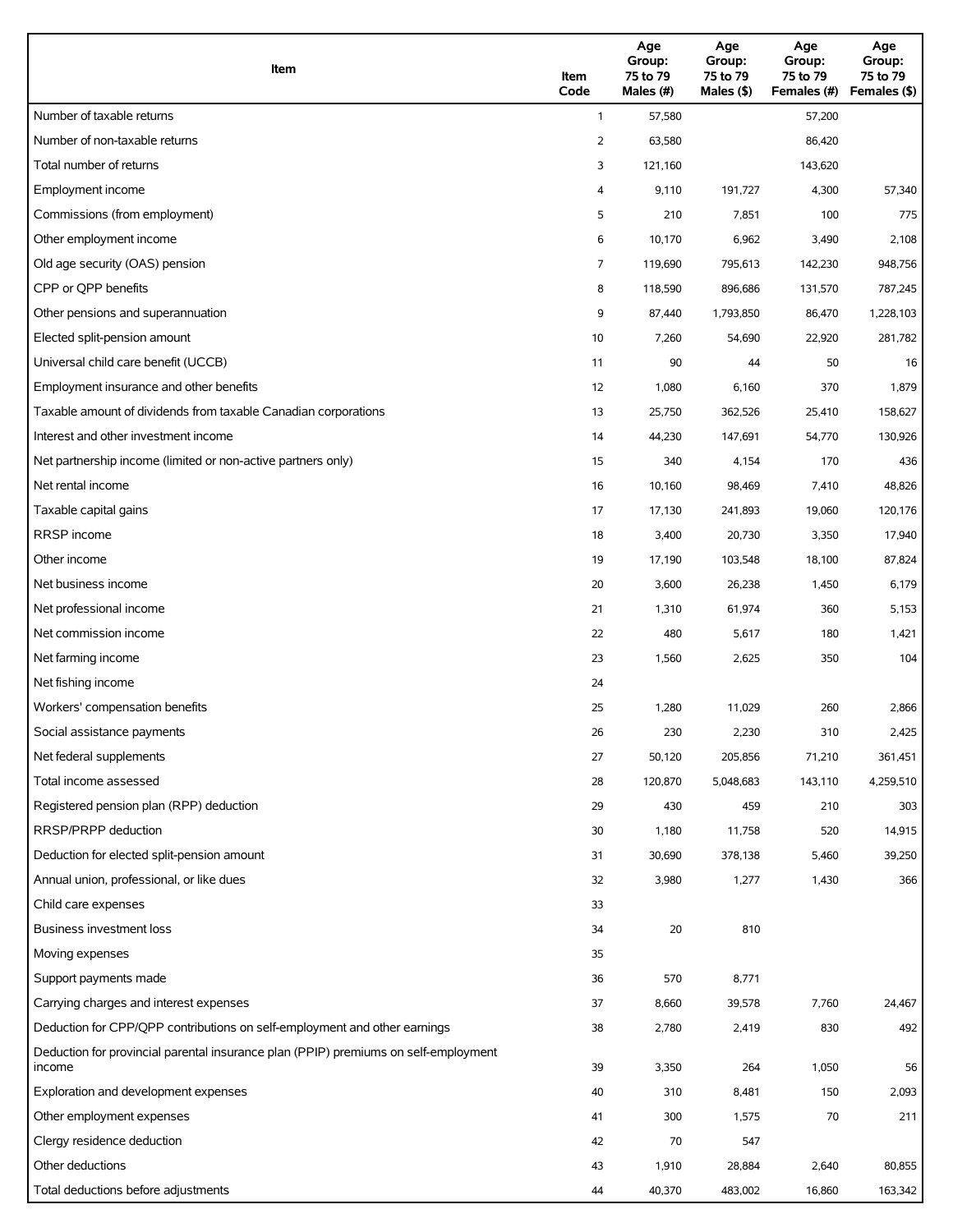| Item | Item Code | Age Group: 75 to 79 Males (#) | Age Group: 75 to 79 Males ($) | Age Group: 75 to 79 Females (#) | Age Group: 75 to 79 Females ($) |
|---|---|---|---|---|---|
| Number of taxable returns | 1 | 57,580 | | 57,200 | |
| Number of non-taxable returns | 2 | 63,580 | | 86,420 | |
| Total number of returns | 3 | 121,160 | | 143,620 | |
| Employment income | 4 | 9,110 | 191,727 | 4,300 | 57,340 |
| Commissions (from employment) | 5 | 210 | 7,851 | 100 | 775 |
| Other employment income | 6 | 10,170 | 6,962 | 3,490 | 2,108 |
| Old age security (OAS) pension | 7 | 119,690 | 795,613 | 142,230 | 948,756 |
| CPP or QPP benefits | 8 | 118,590 | 896,686 | 131,570 | 787,245 |
| Other pensions and superannuation | 9 | 87,440 | 1,793,850 | 86,470 | 1,228,103 |
| Elected split-pension amount | 10 | 7,260 | 54,690 | 22,920 | 281,782 |
| Universal child care benefit (UCCB) | 11 | 90 | 44 | 50 | 16 |
| Employment insurance and other benefits | 12 | 1,080 | 6,160 | 370 | 1,879 |
| Taxable amount of dividends from taxable Canadian corporations | 13 | 25,750 | 362,526 | 25,410 | 158,627 |
| Interest and other investment income | 14 | 44,230 | 147,691 | 54,770 | 130,926 |
| Net partnership income (limited or non-active partners only) | 15 | 340 | 4,154 | 170 | 436 |
| Net rental income | 16 | 10,160 | 98,469 | 7,410 | 48,826 |
| Taxable capital gains | 17 | 17,130 | 241,893 | 19,060 | 120,176 |
| RRSP income | 18 | 3,400 | 20,730 | 3,350 | 17,940 |
| Other income | 19 | 17,190 | 103,548 | 18,100 | 87,824 |
| Net business income | 20 | 3,600 | 26,238 | 1,450 | 6,179 |
| Net professional income | 21 | 1,310 | 61,974 | 360 | 5,153 |
| Net commission income | 22 | 480 | 5,617 | 180 | 1,421 |
| Net farming income | 23 | 1,560 | 2,625 | 350 | 104 |
| Net fishing income | 24 | | | | |
| Workers' compensation benefits | 25 | 1,280 | 11,029 | 260 | 2,866 |
| Social assistance payments | 26 | 230 | 2,230 | 310 | 2,425 |
| Net federal supplements | 27 | 50,120 | 205,856 | 71,210 | 361,451 |
| Total income assessed | 28 | 120,870 | 5,048,683 | 143,110 | 4,259,510 |
| Registered pension plan (RPP) deduction | 29 | 430 | 459 | 210 | 303 |
| RRSP/PRPP deduction | 30 | 1,180 | 11,758 | 520 | 14,915 |
| Deduction for elected split-pension amount | 31 | 30,690 | 378,138 | 5,460 | 39,250 |
| Annual union, professional, or like dues | 32 | 3,980 | 1,277 | 1,430 | 366 |
| Child care expenses | 33 | | | | |
| Business investment loss | 34 | 20 | 810 | | |
| Moving expenses | 35 | | | | |
| Support payments made | 36 | 570 | 8,771 | | |
| Carrying charges and interest expenses | 37 | 8,660 | 39,578 | 7,760 | 24,467 |
| Deduction for CPP/QPP contributions on self-employment and other earnings | 38 | 2,780 | 2,419 | 830 | 492 |
| Deduction for provincial parental insurance plan (PPIP) premiums on self-employment income | 39 | 3,350 | 264 | 1,050 | 56 |
| Exploration and development expenses | 40 | 310 | 8,481 | 150 | 2,093 |
| Other employment expenses | 41 | 300 | 1,575 | 70 | 211 |
| Clergy residence deduction | 42 | 70 | 547 | | |
| Other deductions | 43 | 1,910 | 28,884 | 2,640 | 80,855 |
| Total deductions before adjustments | 44 | 40,370 | 483,002 | 16,860 | 163,342 |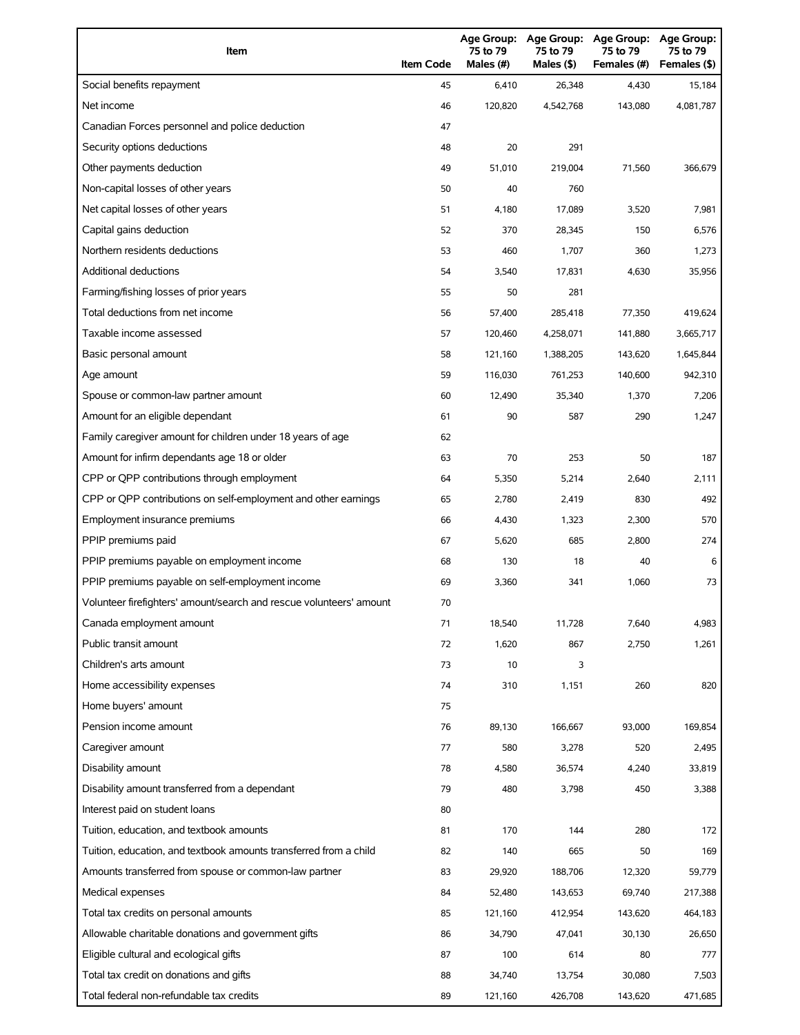| Item | Item Code | Age Group: 75 to 79 Males (#) | Age Group: 75 to 79 Males ($) | Age Group: 75 to 79 Females (#) | Age Group: 75 to 79 Females ($) |
|---|---|---|---|---|---|
| Social benefits repayment | 45 | 6,410 | 26,348 | 4,430 | 15,184 |
| Net income | 46 | 120,820 | 4,542,768 | 143,080 | 4,081,787 |
| Canadian Forces personnel and police deduction | 47 | | | | |
| Security options deductions | 48 | 20 | 291 | | |
| Other payments deduction | 49 | 51,010 | 219,004 | 71,560 | 366,679 |
| Non-capital losses of other years | 50 | 40 | 760 | | |
| Net capital losses of other years | 51 | 4,180 | 17,089 | 3,520 | 7,981 |
| Capital gains deduction | 52 | 370 | 28,345 | 150 | 6,576 |
| Northern residents deductions | 53 | 460 | 1,707 | 360 | 1,273 |
| Additional deductions | 54 | 3,540 | 17,831 | 4,630 | 35,956 |
| Farming/fishing losses of prior years | 55 | 50 | 281 | | |
| Total deductions from net income | 56 | 57,400 | 285,418 | 77,350 | 419,624 |
| Taxable income assessed | 57 | 120,460 | 4,258,071 | 141,880 | 3,665,717 |
| Basic personal amount | 58 | 121,160 | 1,388,205 | 143,620 | 1,645,844 |
| Age amount | 59 | 116,030 | 761,253 | 140,600 | 942,310 |
| Spouse or common-law partner amount | 60 | 12,490 | 35,340 | 1,370 | 7,206 |
| Amount for an eligible dependant | 61 | 90 | 587 | 290 | 1,247 |
| Family caregiver amount for children under 18 years of age | 62 | | | | |
| Amount for infirm dependants age 18 or older | 63 | 70 | 253 | 50 | 187 |
| CPP or QPP contributions through employment | 64 | 5,350 | 5,214 | 2,640 | 2,111 |
| CPP or QPP contributions on self-employment and other earnings | 65 | 2,780 | 2,419 | 830 | 492 |
| Employment insurance premiums | 66 | 4,430 | 1,323 | 2,300 | 570 |
| PPIP premiums paid | 67 | 5,620 | 685 | 2,800 | 274 |
| PPIP premiums payable on employment income | 68 | 130 | 18 | 40 | 6 |
| PPIP premiums payable on self-employment income | 69 | 3,360 | 341 | 1,060 | 73 |
| Volunteer firefighters' amount/search and rescue volunteers' amount | 70 | | | | |
| Canada employment amount | 71 | 18,540 | 11,728 | 7,640 | 4,983 |
| Public transit amount | 72 | 1,620 | 867 | 2,750 | 1,261 |
| Children's arts amount | 73 | 10 | 3 | | |
| Home accessibility expenses | 74 | 310 | 1,151 | 260 | 820 |
| Home buyers' amount | 75 | | | | |
| Pension income amount | 76 | 89,130 | 166,667 | 93,000 | 169,854 |
| Caregiver amount | 77 | 580 | 3,278 | 520 | 2,495 |
| Disability amount | 78 | 4,580 | 36,574 | 4,240 | 33,819 |
| Disability amount transferred from a dependant | 79 | 480 | 3,798 | 450 | 3,388 |
| Interest paid on student loans | 80 | | | | |
| Tuition, education, and textbook amounts | 81 | 170 | 144 | 280 | 172 |
| Tuition, education, and textbook amounts transferred from a child | 82 | 140 | 665 | 50 | 169 |
| Amounts transferred from spouse or common-law partner | 83 | 29,920 | 188,706 | 12,320 | 59,779 |
| Medical expenses | 84 | 52,480 | 143,653 | 69,740 | 217,388 |
| Total tax credits on personal amounts | 85 | 121,160 | 412,954 | 143,620 | 464,183 |
| Allowable charitable donations and government gifts | 86 | 34,790 | 47,041 | 30,130 | 26,650 |
| Eligible cultural and ecological gifts | 87 | 100 | 614 | 80 | 777 |
| Total tax credit on donations and gifts | 88 | 34,740 | 13,754 | 30,080 | 7,503 |
| Total federal non-refundable tax credits | 89 | 121,160 | 426,708 | 143,620 | 471,685 |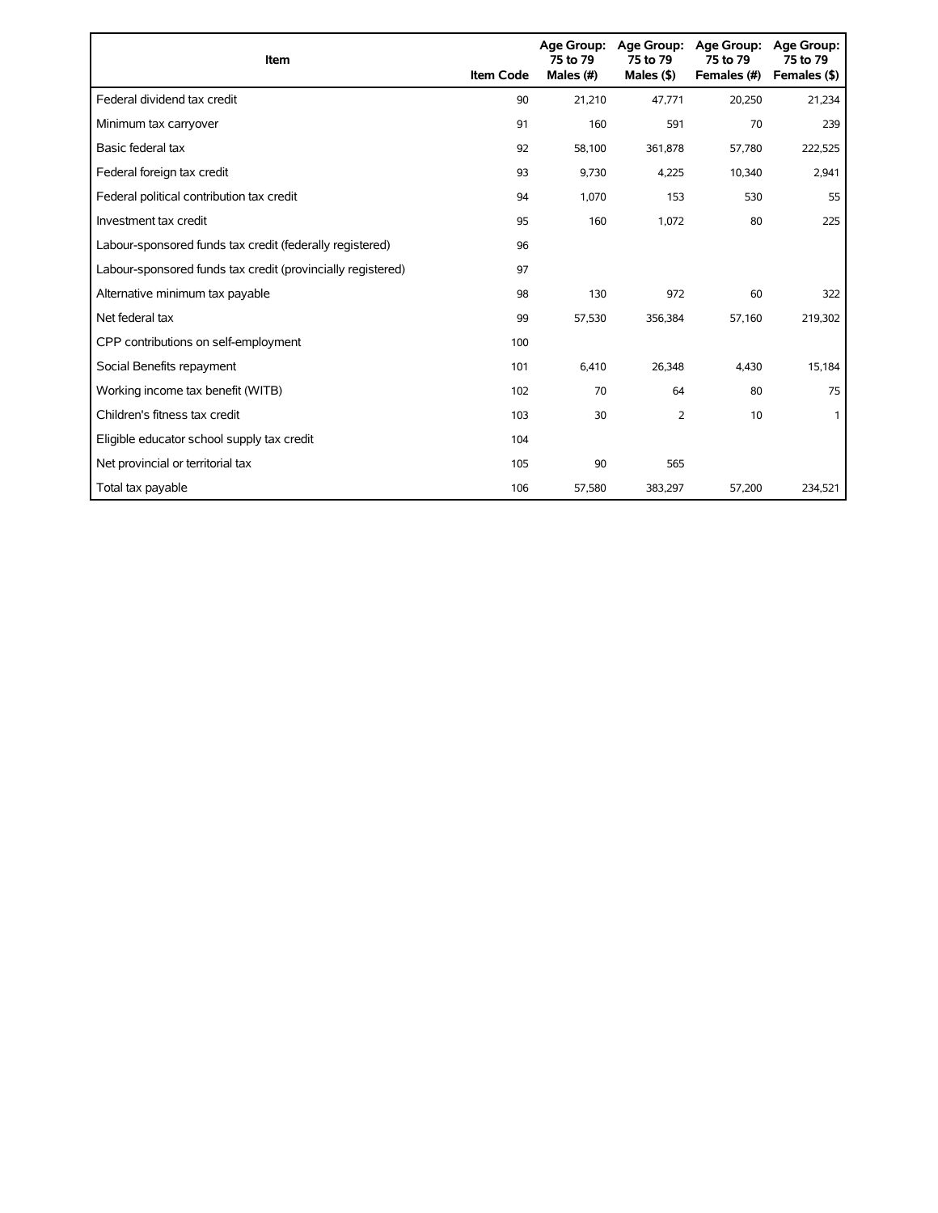| Item | Item Code | Age Group: 75 to 79 Males (#) | Age Group: 75 to 79 Males ($) | Age Group: 75 to 79 Females (#) | Age Group: 75 to 79 Females ($) |
|---|---|---|---|---|---|
| Federal dividend tax credit | 90 | 21,210 | 47,771 | 20,250 | 21,234 |
| Minimum tax carryover | 91 | 160 | 591 | 70 | 239 |
| Basic federal tax | 92 | 58,100 | 361,878 | 57,780 | 222,525 |
| Federal foreign tax credit | 93 | 9,730 | 4,225 | 10,340 | 2,941 |
| Federal political contribution tax credit | 94 | 1,070 | 153 | 530 | 55 |
| Investment tax credit | 95 | 160 | 1,072 | 80 | 225 |
| Labour-sponsored funds tax credit (federally registered) | 96 | | | | |
| Labour-sponsored funds tax credit (provincially registered) | 97 | | | | |
| Alternative minimum tax payable | 98 | 130 | 972 | 60 | 322 |
| Net federal tax | 99 | 57,530 | 356,384 | 57,160 | 219,302 |
| CPP contributions on self-employment | 100 | | | | |
| Social Benefits repayment | 101 | 6,410 | 26,348 | 4,430 | 15,184 |
| Working income tax benefit (WITB) | 102 | 70 | 64 | 80 | 75 |
| Children's fitness tax credit | 103 | 30 | 2 | 10 | 1 |
| Eligible educator school supply tax credit | 104 | | | | |
| Net provincial or territorial tax | 105 | 90 | 565 | | |
| Total tax payable | 106 | 57,580 | 383,297 | 57,200 | 234,521 |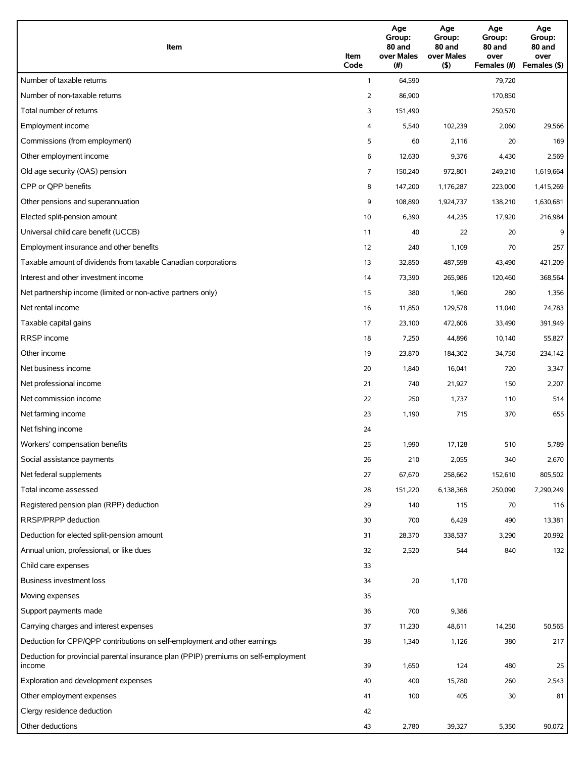| Item | Item Code | Age Group: 80 and over Males (#) | Age Group: 80 and over Males ($) | Age Group: 80 and over Females (#) | Age Group: 80 and over Females ($) |
|---|---|---|---|---|---|
| Number of taxable returns | 1 | 64,590 | | 79,720 | |
| Number of non-taxable returns | 2 | 86,900 | | 170,850 | |
| Total number of returns | 3 | 151,490 | | 250,570 | |
| Employment income | 4 | 5,540 | 102,239 | 2,060 | 29,566 |
| Commissions (from employment) | 5 | 60 | 2,116 | 20 | 169 |
| Other employment income | 6 | 12,630 | 9,376 | 4,430 | 2,569 |
| Old age security (OAS) pension | 7 | 150,240 | 972,801 | 249,210 | 1,619,664 |
| CPP or QPP benefits | 8 | 147,200 | 1,176,287 | 223,000 | 1,415,269 |
| Other pensions and superannuation | 9 | 108,890 | 1,924,737 | 138,210 | 1,630,681 |
| Elected split-pension amount | 10 | 6,390 | 44,235 | 17,920 | 216,984 |
| Universal child care benefit (UCCB) | 11 | 40 | 22 | 20 | 9 |
| Employment insurance and other benefits | 12 | 240 | 1,109 | 70 | 257 |
| Taxable amount of dividends from taxable Canadian corporations | 13 | 32,850 | 487,598 | 43,490 | 421,209 |
| Interest and other investment income | 14 | 73,390 | 265,986 | 120,460 | 368,564 |
| Net partnership income (limited or non-active partners only) | 15 | 380 | 1,960 | 280 | 1,356 |
| Net rental income | 16 | 11,850 | 129,578 | 11,040 | 74,783 |
| Taxable capital gains | 17 | 23,100 | 472,606 | 33,490 | 391,949 |
| RRSP income | 18 | 7,250 | 44,896 | 10,140 | 55,827 |
| Other income | 19 | 23,870 | 184,302 | 34,750 | 234,142 |
| Net business income | 20 | 1,840 | 16,041 | 720 | 3,347 |
| Net professional income | 21 | 740 | 21,927 | 150 | 2,207 |
| Net commission income | 22 | 250 | 1,737 | 110 | 514 |
| Net farming income | 23 | 1,190 | 715 | 370 | 655 |
| Net fishing income | 24 | | | | |
| Workers' compensation benefits | 25 | 1,990 | 17,128 | 510 | 5,789 |
| Social assistance payments | 26 | 210 | 2,055 | 340 | 2,670 |
| Net federal supplements | 27 | 67,670 | 258,662 | 152,610 | 805,502 |
| Total income assessed | 28 | 151,220 | 6,138,368 | 250,090 | 7,290,249 |
| Registered pension plan (RPP) deduction | 29 | 140 | 115 | 70 | 116 |
| RRSP/PRPP deduction | 30 | 700 | 6,429 | 490 | 13,381 |
| Deduction for elected split-pension amount | 31 | 28,370 | 338,537 | 3,290 | 20,992 |
| Annual union, professional, or like dues | 32 | 2,520 | 544 | 840 | 132 |
| Child care expenses | 33 | | | | |
| Business investment loss | 34 | 20 | 1,170 | | |
| Moving expenses | 35 | | | | |
| Support payments made | 36 | 700 | 9,386 | | |
| Carrying charges and interest expenses | 37 | 11,230 | 48,611 | 14,250 | 50,565 |
| Deduction for CPP/QPP contributions on self-employment and other earnings | 38 | 1,340 | 1,126 | 380 | 217 |
| Deduction for provincial parental insurance plan (PPIP) premiums on self-employment income | 39 | 1,650 | 124 | 480 | 25 |
| Exploration and development expenses | 40 | 400 | 15,780 | 260 | 2,543 |
| Other employment expenses | 41 | 100 | 405 | 30 | 81 |
| Clergy residence deduction | 42 | | | | |
| Other deductions | 43 | 2,780 | 39,327 | 5,350 | 90,072 |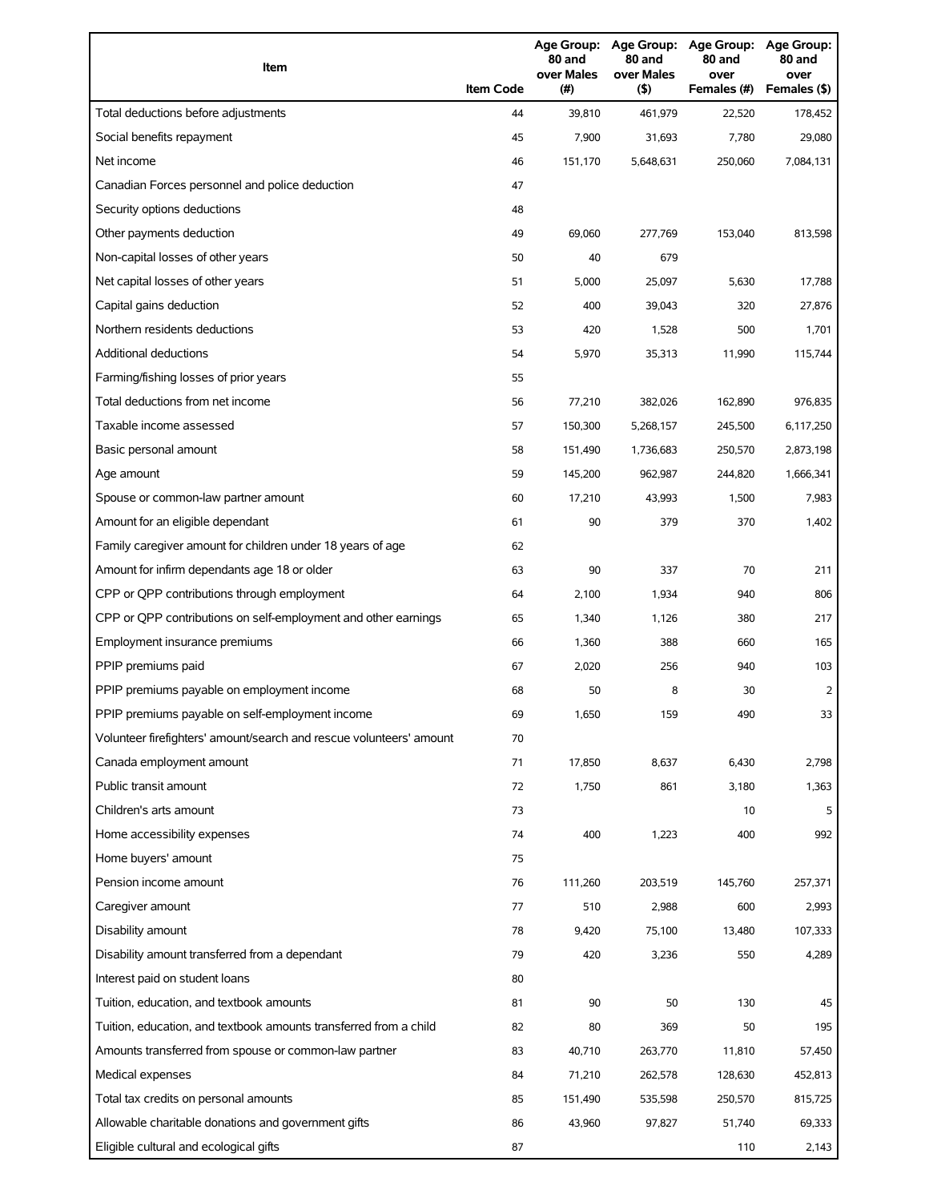| Item | Item Code | Age Group: 80 and over Males (#) | Age Group: 80 and over Males ($) | Age Group: 80 and over Females (#) | Age Group: 80 and over Females ($) |
|---|---|---|---|---|---|
| Total deductions before adjustments | 44 | 39,810 | 461,979 | 22,520 | 178,452 |
| Social benefits repayment | 45 | 7,900 | 31,693 | 7,780 | 29,080 |
| Net income | 46 | 151,170 | 5,648,631 | 250,060 | 7,084,131 |
| Canadian Forces personnel and police deduction | 47 | | | | |
| Security options deductions | 48 | | | | |
| Other payments deduction | 49 | 69,060 | 277,769 | 153,040 | 813,598 |
| Non-capital losses of other years | 50 | 40 | 679 | | |
| Net capital losses of other years | 51 | 5,000 | 25,097 | 5,630 | 17,788 |
| Capital gains deduction | 52 | 400 | 39,043 | 320 | 27,876 |
| Northern residents deductions | 53 | 420 | 1,528 | 500 | 1,701 |
| Additional deductions | 54 | 5,970 | 35,313 | 11,990 | 115,744 |
| Farming/fishing losses of prior years | 55 | | | | |
| Total deductions from net income | 56 | 77,210 | 382,026 | 162,890 | 976,835 |
| Taxable income assessed | 57 | 150,300 | 5,268,157 | 245,500 | 6,117,250 |
| Basic personal amount | 58 | 151,490 | 1,736,683 | 250,570 | 2,873,198 |
| Age amount | 59 | 145,200 | 962,987 | 244,820 | 1,666,341 |
| Spouse or common-law partner amount | 60 | 17,210 | 43,993 | 1,500 | 7,983 |
| Amount for an eligible dependant | 61 | 90 | 379 | 370 | 1,402 |
| Family caregiver amount for children under 18 years of age | 62 | | | | |
| Amount for infirm dependants age 18 or older | 63 | 90 | 337 | 70 | 211 |
| CPP or QPP contributions through employment | 64 | 2,100 | 1,934 | 940 | 806 |
| CPP or QPP contributions on self-employment and other earnings | 65 | 1,340 | 1,126 | 380 | 217 |
| Employment insurance premiums | 66 | 1,360 | 388 | 660 | 165 |
| PPIP premiums paid | 67 | 2,020 | 256 | 940 | 103 |
| PPIP premiums payable on employment income | 68 | 50 | 8 | 30 | 2 |
| PPIP premiums payable on self-employment income | 69 | 1,650 | 159 | 490 | 33 |
| Volunteer firefighters' amount/search and rescue volunteers' amount | 70 | | | | |
| Canada employment amount | 71 | 17,850 | 8,637 | 6,430 | 2,798 |
| Public transit amount | 72 | 1,750 | 861 | 3,180 | 1,363 |
| Children's arts amount | 73 | | | 10 | 5 |
| Home accessibility expenses | 74 | 400 | 1,223 | 400 | 992 |
| Home buyers' amount | 75 | | | | |
| Pension income amount | 76 | 111,260 | 203,519 | 145,760 | 257,371 |
| Caregiver amount | 77 | 510 | 2,988 | 600 | 2,993 |
| Disability amount | 78 | 9,420 | 75,100 | 13,480 | 107,333 |
| Disability amount transferred from a dependant | 79 | 420 | 3,236 | 550 | 4,289 |
| Interest paid on student loans | 80 | | | | |
| Tuition, education, and textbook amounts | 81 | 90 | 50 | 130 | 45 |
| Tuition, education, and textbook amounts transferred from a child | 82 | 80 | 369 | 50 | 195 |
| Amounts transferred from spouse or common-law partner | 83 | 40,710 | 263,770 | 11,810 | 57,450 |
| Medical expenses | 84 | 71,210 | 262,578 | 128,630 | 452,813 |
| Total tax credits on personal amounts | 85 | 151,490 | 535,598 | 250,570 | 815,725 |
| Allowable charitable donations and government gifts | 86 | 43,960 | 97,827 | 51,740 | 69,333 |
| Eligible cultural and ecological gifts | 87 | | | 110 | 2,143 |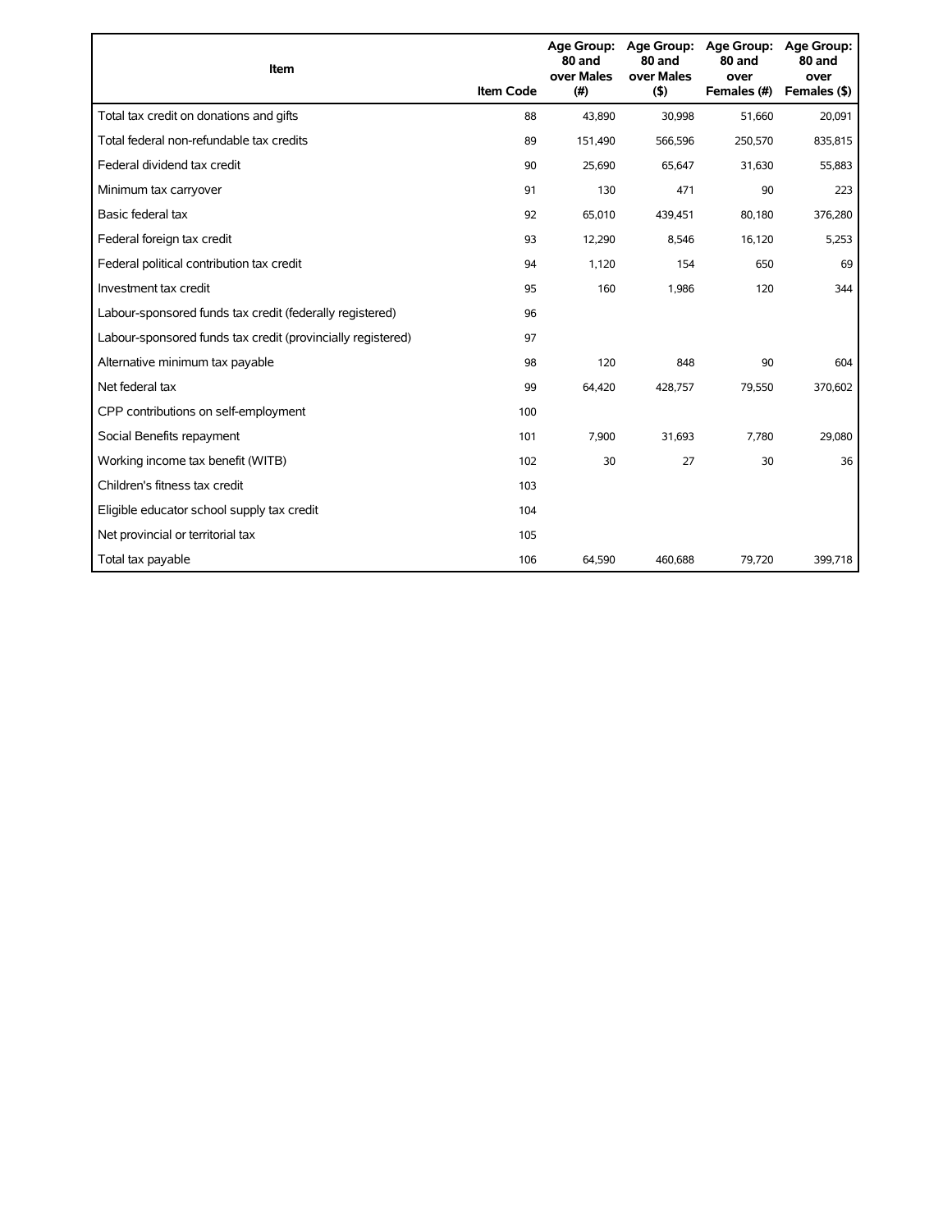| Item | Item Code | Age Group: 80 and over Males (#) | Age Group: 80 and over Males ($) | Age Group: 80 and over Females (#) | Age Group: 80 and over Females ($) |
|---|---|---|---|---|---|
| Total tax credit on donations and gifts | 88 | 43,890 | 30,998 | 51,660 | 20,091 |
| Total federal non-refundable tax credits | 89 | 151,490 | 566,596 | 250,570 | 835,815 |
| Federal dividend tax credit | 90 | 25,690 | 65,647 | 31,630 | 55,883 |
| Minimum tax carryover | 91 | 130 | 471 | 90 | 223 |
| Basic federal tax | 92 | 65,010 | 439,451 | 80,180 | 376,280 |
| Federal foreign tax credit | 93 | 12,290 | 8,546 | 16,120 | 5,253 |
| Federal political contribution tax credit | 94 | 1,120 | 154 | 650 | 69 |
| Investment tax credit | 95 | 160 | 1,986 | 120 | 344 |
| Labour-sponsored funds tax credit (federally registered) | 96 | | | | |
| Labour-sponsored funds tax credit (provincially registered) | 97 | | | | |
| Alternative minimum tax payable | 98 | 120 | 848 | 90 | 604 |
| Net federal tax | 99 | 64,420 | 428,757 | 79,550 | 370,602 |
| CPP contributions on self-employment | 100 | | | | |
| Social Benefits repayment | 101 | 7,900 | 31,693 | 7,780 | 29,080 |
| Working income tax benefit (WITB) | 102 | 30 | 27 | 30 | 36 |
| Children's fitness tax credit | 103 | | | | |
| Eligible educator school supply tax credit | 104 | | | | |
| Net provincial or territorial tax | 105 | | | | |
| Total tax payable | 106 | 64,590 | 460,688 | 79,720 | 399,718 |